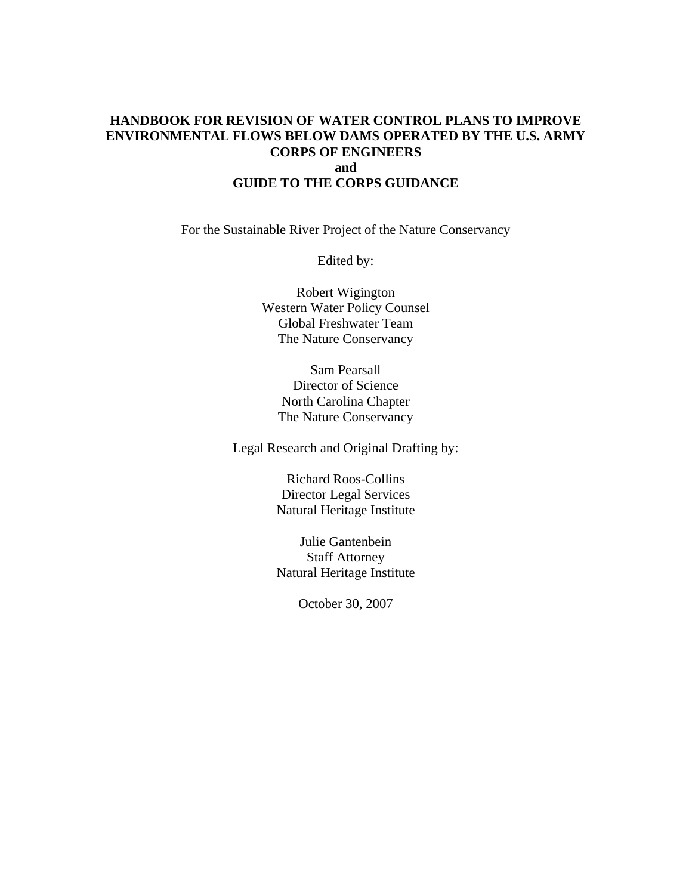# HANDBOOK FOR REVISION OF WATER CONTROL PLANS TO IMPROVE ENVIRONMENTAL FLOWS BELOW DAMS OPERATED BY THE U.S. ARMY CORPS OF ENGINEERS and GUIDE TO THE CORPS GUIDANCE

For the Sustainable River Project of the Nature Conservancy

Edited by:

Robert Wigington
Western Water Policy Counsel
Global Freshwater Team
The Nature Conservancy

Sam Pearsall
Director of Science
North Carolina Chapter
The Nature Conservancy

Legal Research and Original Drafting by:

Richard Roos-Collins
Director Legal Services
Natural Heritage Institute

Julie Gantenbein
Staff Attorney
Natural Heritage Institute

October 30, 2007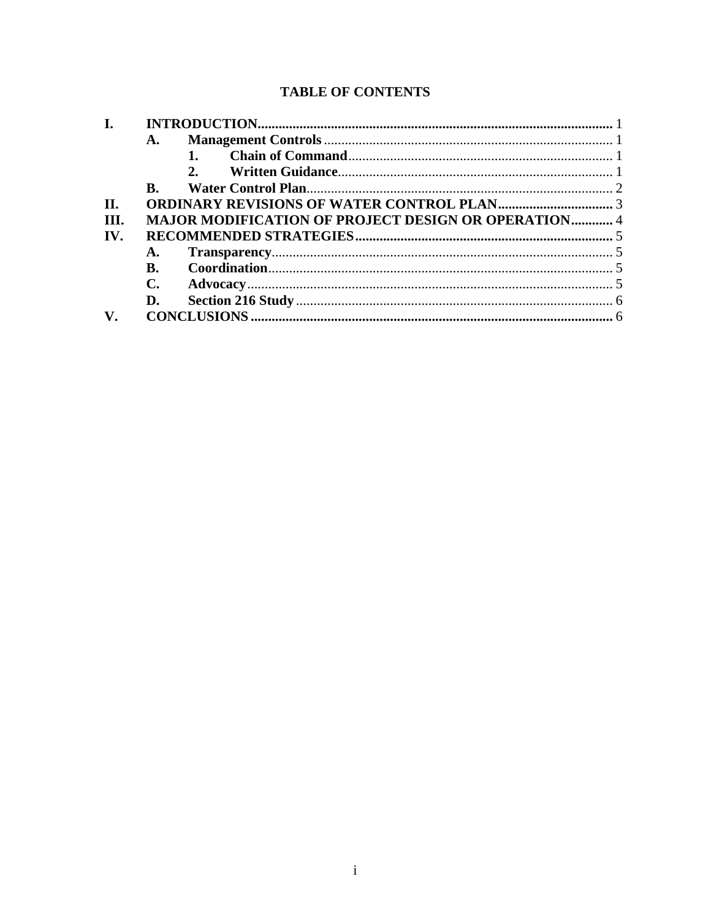## TABLE OF CONTENTS

- **I. INTRODUCTION** ........ 1
  - **A. Management Controls** ........ 1
    - **1. Chain of Command** ........ 1
    - **2. Written Guidance** ........ 1
  - **B. Water Control Plan** ........ 2
- **II. ORDINARY REVISIONS OF WATER CONTROL PLAN** ........ 3
- **III. MAJOR MODIFICATION OF PROJECT DESIGN OR OPERATION** ........ 4
- **IV. RECOMMENDED STRATEGIES** ........ 5
  - **A. Transparency** ........ 5
  - **B. Coordination** ........ 5
  - **C. Advocacy** ........ 5
  - **D. Section 216 Study** ........ 6
- **V. CONCLUSIONS** ........ 6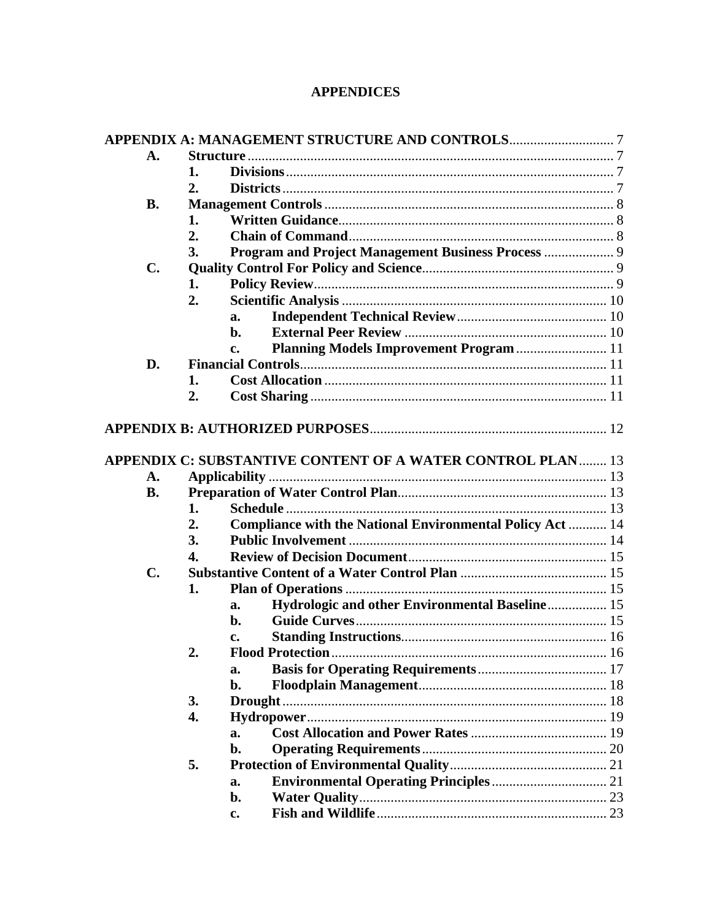# APPENDICES

**APPENDIX A: MANAGEMENT STRUCTURE AND CONTROLS** .............................. 7

- **A. Structure** .............................. 7
  - **1. Divisions** .............................. 7
  - **2. Districts** .............................. 7
- **B. Management Controls** .............................. 8
  - **1. Written Guidance** .............................. 8
  - **2. Chain of Command** .............................. 8
  - **3. Program and Project Management Business Process** .............................. 9
- **C. Quality Control For Policy and Science** .............................. 9
  - **1. Policy Review** .............................. 9
  - **2. Scientific Analysis** .............................. 10
    - **a. Independent Technical Review** .............................. 10
    - **b. External Peer Review** .............................. 10
    - **c. Planning Models Improvement Program** .............................. 11
- **D. Financial Controls** .............................. 11
  - **1. Cost Allocation** .............................. 11
  - **2. Cost Sharing** .............................. 11

**APPENDIX B: AUTHORIZED PURPOSES** .............................. 12

**APPENDIX C: SUBSTANTIVE CONTENT OF A WATER CONTROL PLAN** .............................. 13

- **A. Applicability** .............................. 13
- **B. Preparation of Water Control Plan** .............................. 13
  - **1. Schedule** .............................. 13
  - **2. Compliance with the National Environmental Policy Act** .............................. 14
  - **3. Public Involvement** .............................. 14
  - **4. Review of Decision Document** .............................. 15
- **C. Substantive Content of a Water Control Plan** .............................. 15
  - **1. Plan of Operations** .............................. 15
    - **a. Hydrologic and other Environmental Baseline** .............................. 15
    - **b. Guide Curves** .............................. 15
    - **c. Standing Instructions** .............................. 16
  - **2. Flood Protection** .............................. 16
    - **a. Basis for Operating Requirements** .............................. 17
    - **b. Floodplain Management** .............................. 18
  - **3. Drought** .............................. 18
  - **4. Hydropower** .............................. 19
    - **a. Cost Allocation and Power Rates** .............................. 19
    - **b. Operating Requirements** .............................. 20
  - **5. Protection of Environmental Quality** .............................. 21
    - **a. Environmental Operating Principles** .............................. 21
    - **b. Water Quality** .............................. 23
    - **c. Fish and Wildlife** .............................. 23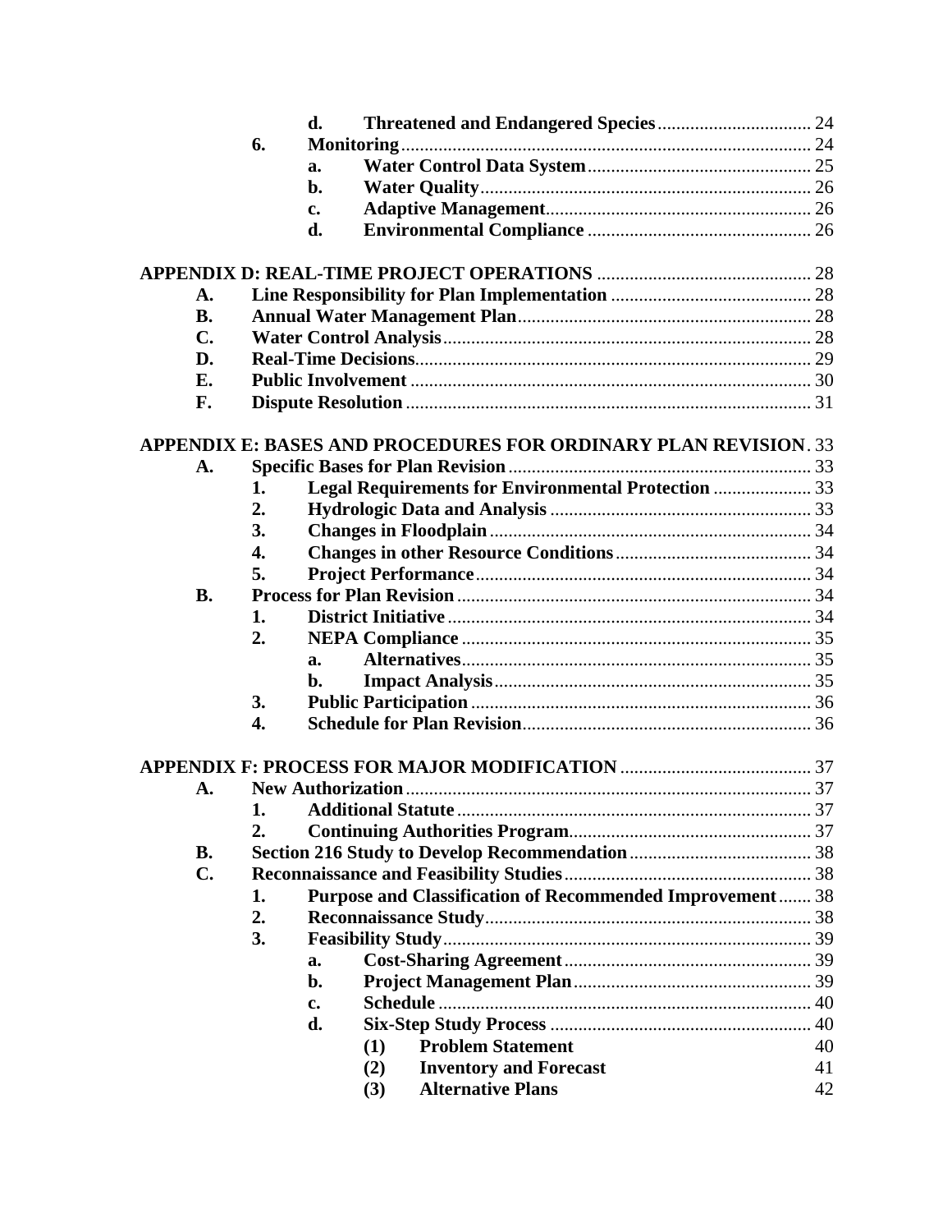| | | | | |
|---|---|---|---|---|
| | | d. | **Threatened and Endangered Species** | 24 |
| | 6. | **Monitoring** | | 24 |
| | | a. | **Water Control Data System** | 25 |
| | | b. | **Water Quality** | 26 |
| | | c. | **Adaptive Management** | 26 |
| | | d. | **Environmental Compliance** | 26 |
| **APPENDIX D: REAL-TIME PROJECT OPERATIONS** | | | | 28 |
| A. | **Line Responsibility for Plan Implementation** | | | 28 |
| B. | **Annual Water Management Plan** | | | 28 |
| C. | **Water Control Analysis** | | | 28 |
| D. | **Real-Time Decisions** | | | 29 |
| E. | **Public Involvement** | | | 30 |
| F. | **Dispute Resolution** | | | 31 |
| **APPENDIX E: BASES AND PROCEDURES FOR ORDINARY PLAN REVISION** | | | | 33 |
| A. | **Specific Bases for Plan Revision** | | | 33 |
| | 1. | **Legal Requirements for Environmental Protection** | | 33 |
| | 2. | **Hydrologic Data and Analysis** | | 33 |
| | 3. | **Changes in Floodplain** | | 34 |
| | 4. | **Changes in other Resource Conditions** | | 34 |
| | 5. | **Project Performance** | | 34 |
| B. | **Process for Plan Revision** | | | 34 |
| | 1. | **District Initiative** | | 34 |
| | 2. | **NEPA Compliance** | | 35 |
| | | a. | **Alternatives** | 35 |
| | | b. | **Impact Analysis** | 35 |
| | 3. | **Public Participation** | | 36 |
| | 4. | **Schedule for Plan Revision** | | 36 |
| **APPENDIX F: PROCESS FOR MAJOR MODIFICATION** | | | | 37 |
| A. | **New Authorization** | | | 37 |
| | 1. | **Additional Statute** | | 37 |
| | 2. | **Continuing Authorities Program** | | 37 |
| B. | **Section 216 Study to Develop Recommendation** | | | 38 |
| C. | **Reconnaissance and Feasibility Studies** | | | 38 |
| | 1. | **Purpose and Classification of Recommended Improvement** | | 38 |
| | 2. | **Reconnaissance Study** | | 38 |
| | 3. | **Feasibility Study** | | 39 |
| | | a. | **Cost-Sharing Agreement** | 39 |
| | | b. | **Project Management Plan** | 39 |
| | | c. | **Schedule** | 40 |
| | | d. | **Six-Step Study Process** | 40 |
| | | | (1) **Problem Statement** | 40 |
| | | | (2) **Inventory and Forecast** | 41 |
| | | | (3) **Alternative Plans** | 42 |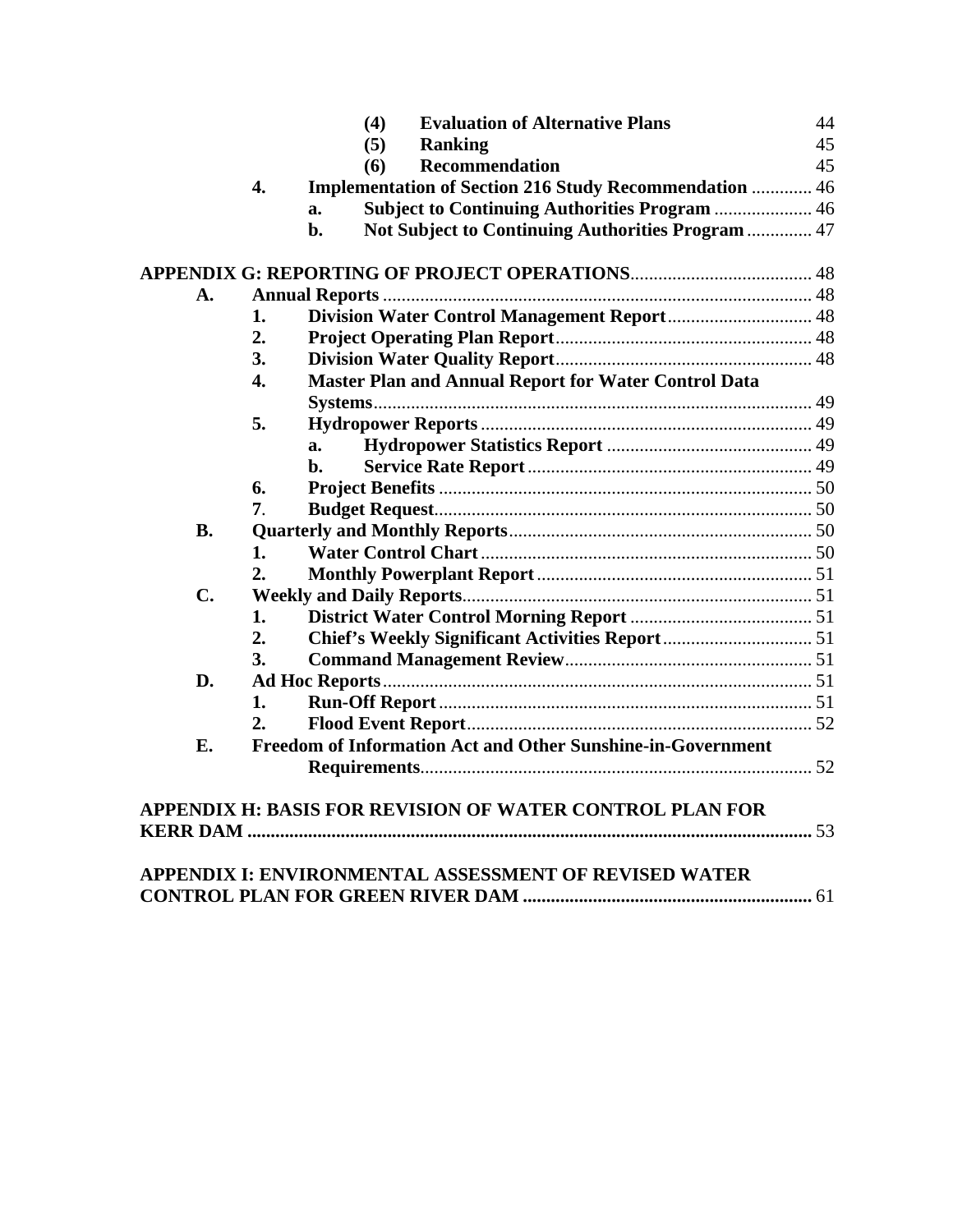(4) **Evaluation of Alternative Plans** 44
(5) **Ranking** 45
(6) **Recommendation** 45

4. **Implementation of Section 216 Study Recommendation** ............. 46
   a. **Subject to Continuing Authorities Program** ..................... 46
   b. **Not Subject to Continuing Authorities Program** .............. 47

**APPENDIX G: REPORTING OF PROJECT OPERATIONS**....................................... 48

A. **Annual Reports** ........................................................................................... 48
   1. **Division Water Control Management Report**............................... 48
   2. **Project Operating Plan Report**....................................................... 48
   3. **Division Water Quality Report**....................................................... 48
   4. **Master Plan and Annual Report for Water Control Data Systems**............................................................................................. 49
   5. **Hydropower Reports** ....................................................................... 49
      a. **Hydropower Statistics Report** ............................................ 49
      b. **Service Rate Report** ............................................................. 49
   6. **Project Benefits** ................................................................................ 50
   7. **Budget Request**................................................................................. 50

B. **Quarterly and Monthly Reports**................................................................. 50
   1. **Water Control Chart** ....................................................................... 50
   2. **Monthly Powerplant Report** ........................................................... 51

C. **Weekly and Daily Reports**........................................................................... 51
   1. **District Water Control Morning Report** ....................................... 51
   2. **Chief's Weekly Significant Activities Report**................................ 51
   3. **Command Management Review**..................................................... 51

D. **Ad Hoc Reports**........................................................................................... 51
   1. **Run-Off Report** ................................................................................ 51
   2. **Flood Event Report**.......................................................................... 52

E. **Freedom of Information Act and Other Sunshine-in-Government Requirements**.................................................................................... 52

**APPENDIX H: BASIS FOR REVISION OF WATER CONTROL PLAN FOR KERR DAM** ........................................................................................................................ 53

**APPENDIX I: ENVIRONMENTAL ASSESSMENT OF REVISED WATER CONTROL PLAN FOR GREEN RIVER DAM** ............................................................. 61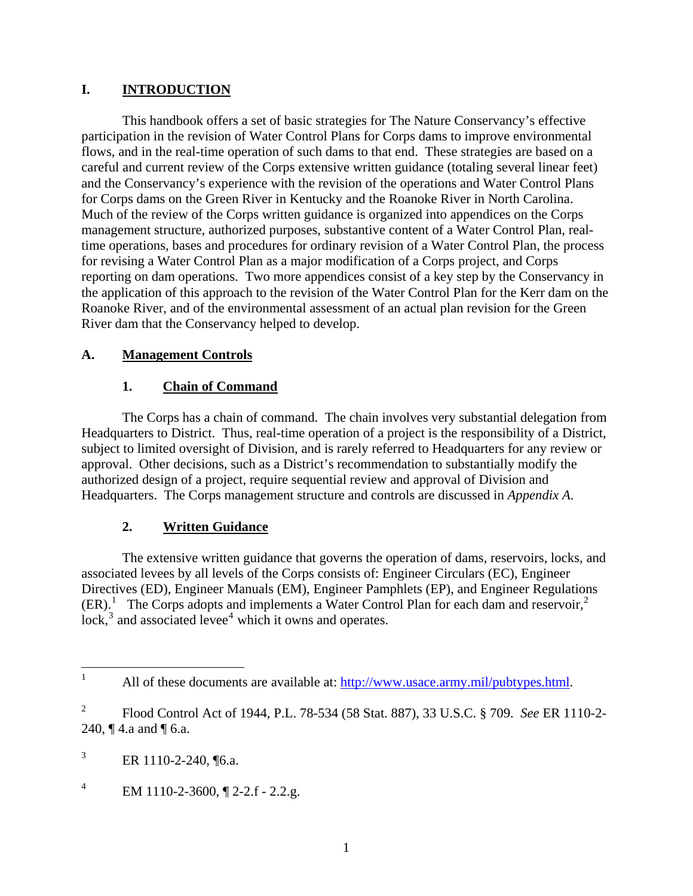# I. INTRODUCTION

This handbook offers a set of basic strategies for The Nature Conservancy's effective participation in the revision of Water Control Plans for Corps dams to improve environmental flows, and in the real-time operation of such dams to that end. These strategies are based on a careful and current review of the Corps extensive written guidance (totaling several linear feet) and the Conservancy's experience with the revision of the operations and Water Control Plans for Corps dams on the Green River in Kentucky and the Roanoke River in North Carolina. Much of the review of the Corps written guidance is organized into appendices on the Corps management structure, authorized purposes, substantive content of a Water Control Plan, real-time operations, bases and procedures for ordinary revision of a Water Control Plan, the process for revising a Water Control Plan as a major modification of a Corps project, and Corps reporting on dam operations. Two more appendices consist of a key step by the Conservancy in the application of this approach to the revision of the Water Control Plan for the Kerr dam on the Roanoke River, and of the environmental assessment of an actual plan revision for the Green River dam that the Conservancy helped to develop.

## A. Management Controls

### 1. Chain of Command

The Corps has a chain of command. The chain involves very substantial delegation from Headquarters to District. Thus, real-time operation of a project is the responsibility of a District, subject to limited oversight of Division, and is rarely referred to Headquarters for any review or approval. Other decisions, such as a District's recommendation to substantially modify the authorized design of a project, require sequential review and approval of Division and Headquarters. The Corps management structure and controls are discussed in *Appendix A*.

### 2. Written Guidance

The extensive written guidance that governs the operation of dams, reservoirs, locks, and associated levees by all levels of the Corps consists of: Engineer Circulars (EC), Engineer Directives (ED), Engineer Manuals (EM), Engineer Pamphlets (EP), and Engineer Regulations (ER).[1] The Corps adopts and implements a Water Control Plan for each dam and reservoir,[2] lock,[3] and associated levee[4] which it owns and operates.

---

[1] All of these documents are available at: http://www.usace.army.mil/pubtypes.html.

[2] Flood Control Act of 1944, P.L. 78-534 (58 Stat. 887), 33 U.S.C. § 709. *See* ER 1110-2-240, ¶ 4.a and ¶ 6.a.

[3] ER 1110-2-240, ¶6.a.

[4] EM 1110-2-3600, ¶ 2-2.f - 2.2.g.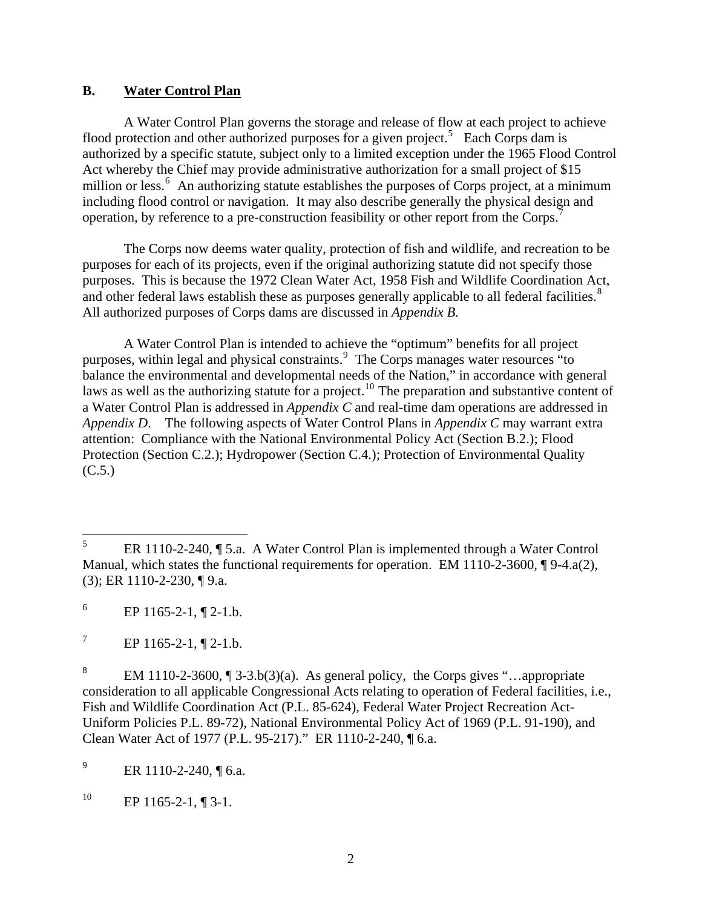## B. Water Control Plan

A Water Control Plan governs the storage and release of flow at each project to achieve flood protection and other authorized purposes for a given project.[5] Each Corps dam is authorized by a specific statute, subject only to a limited exception under the 1965 Flood Control Act whereby the Chief may provide administrative authorization for a small project of $15 million or less.[6] An authorizing statute establishes the purposes of Corps project, at a minimum including flood control or navigation. It may also describe generally the physical design and operation, by reference to a pre-construction feasibility or other report from the Corps.[7]

The Corps now deems water quality, protection of fish and wildlife, and recreation to be purposes for each of its projects, even if the original authorizing statute did not specify those purposes. This is because the 1972 Clean Water Act, 1958 Fish and Wildlife Coordination Act, and other federal laws establish these as purposes generally applicable to all federal facilities.[8] All authorized purposes of Corps dams are discussed in *Appendix B.*

A Water Control Plan is intended to achieve the "optimum" benefits for all project purposes, within legal and physical constraints.[9] The Corps manages water resources "to balance the environmental and developmental needs of the Nation," in accordance with general laws as well as the authorizing statute for a project.[10] The preparation and substantive content of a Water Control Plan is addressed in *Appendix C* and real-time dam operations are addressed in *Appendix D*. The following aspects of Water Control Plans in *Appendix C* may warrant extra attention: Compliance with the National Environmental Policy Act (Section B.2.); Flood Protection (Section C.2.); Hydropower (Section C.4.); Protection of Environmental Quality (C.5.)

---

[5] ER 1110-2-240, ¶ 5.a. A Water Control Plan is implemented through a Water Control Manual, which states the functional requirements for operation. EM 1110-2-3600, ¶ 9-4.a(2), (3); ER 1110-2-230, ¶ 9.a.

[6] EP 1165-2-1, ¶ 2-1.b.

[7] EP 1165-2-1, ¶ 2-1.b.

[8] EM 1110-2-3600, ¶ 3-3.b(3)(a). As general policy, the Corps gives "…appropriate consideration to all applicable Congressional Acts relating to operation of Federal facilities, i.e., Fish and Wildlife Coordination Act (P.L. 85-624), Federal Water Project Recreation Act-Uniform Policies P.L. 89-72), National Environmental Policy Act of 1969 (P.L. 91-190), and Clean Water Act of 1977 (P.L. 95-217)." ER 1110-2-240, ¶ 6.a.

[9] ER 1110-2-240, ¶ 6.a.

[10] EP 1165-2-1, ¶ 3-1.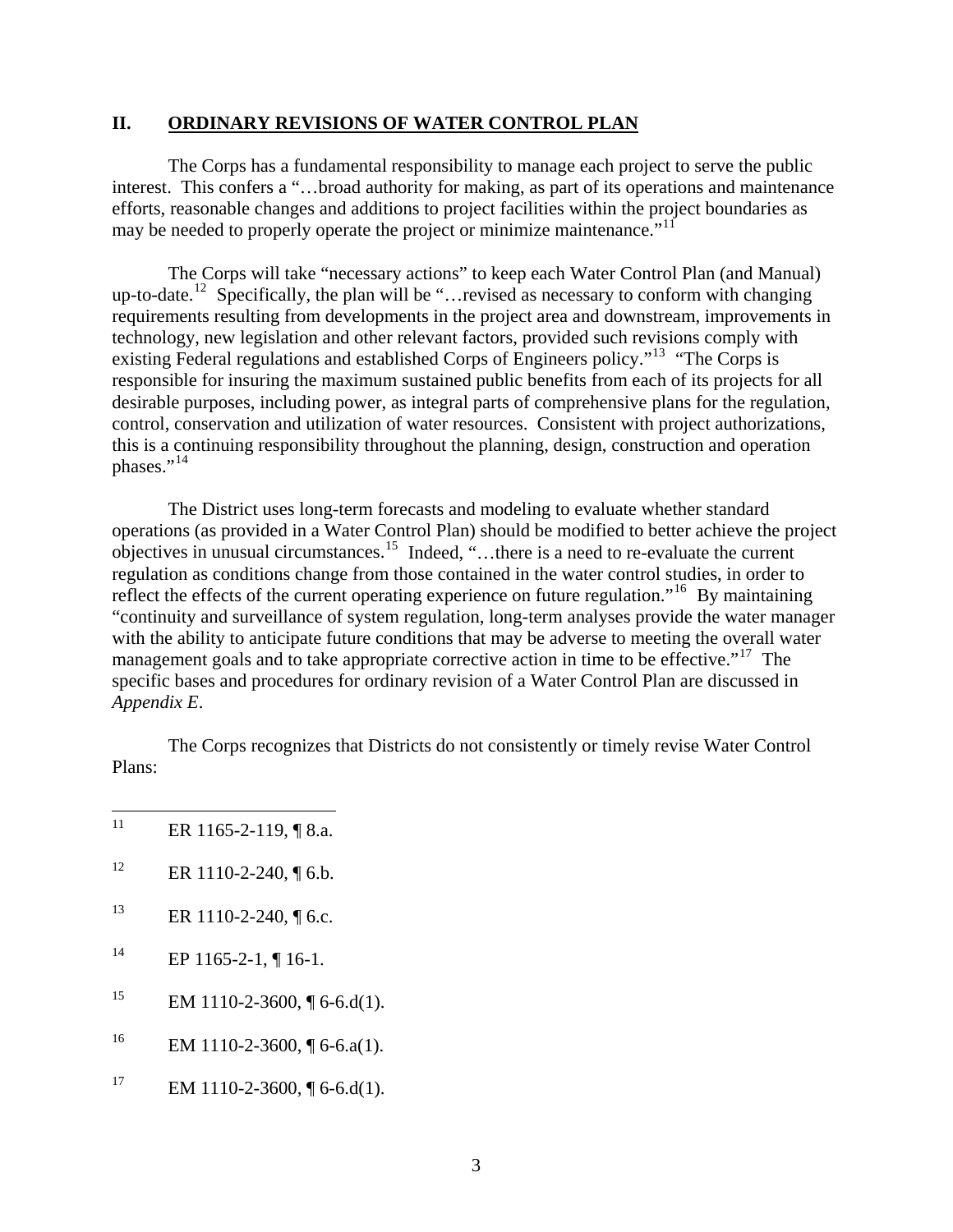## II. ORDINARY REVISIONS OF WATER CONTROL PLAN

The Corps has a fundamental responsibility to manage each project to serve the public interest. This confers a "…broad authority for making, as part of its operations and maintenance efforts, reasonable changes and additions to project facilities within the project boundaries as may be needed to properly operate the project or minimize maintenance."[11]

The Corps will take "necessary actions" to keep each Water Control Plan (and Manual) up-to-date.[12] Specifically, the plan will be "…revised as necessary to conform with changing requirements resulting from developments in the project area and downstream, improvements in technology, new legislation and other relevant factors, provided such revisions comply with existing Federal regulations and established Corps of Engineers policy."[13] "The Corps is responsible for insuring the maximum sustained public benefits from each of its projects for all desirable purposes, including power, as integral parts of comprehensive plans for the regulation, control, conservation and utilization of water resources. Consistent with project authorizations, this is a continuing responsibility throughout the planning, design, construction and operation phases."[14]

The District uses long-term forecasts and modeling to evaluate whether standard operations (as provided in a Water Control Plan) should be modified to better achieve the project objectives in unusual circumstances.[15] Indeed, "…there is a need to re-evaluate the current regulation as conditions change from those contained in the water control studies, in order to reflect the effects of the current operating experience on future regulation."[16] By maintaining "continuity and surveillance of system regulation, long-term analyses provide the water manager with the ability to anticipate future conditions that may be adverse to meeting the overall water management goals and to take appropriate corrective action in time to be effective."[17] The specific bases and procedures for ordinary revision of a Water Control Plan are discussed in *Appendix E*.

The Corps recognizes that Districts do not consistently or timely revise Water Control Plans:

---

[11] ER 1165-2-119, ¶ 8.a.

[12] ER 1110-2-240, ¶ 6.b.

[13] ER 1110-2-240, ¶ 6.c.

[14] EP 1165-2-1, ¶ 16-1.

[15] EM 1110-2-3600, ¶ 6-6.d(1).

[16] EM 1110-2-3600, ¶ 6-6.a(1).

[17] EM 1110-2-3600, ¶ 6-6.d(1).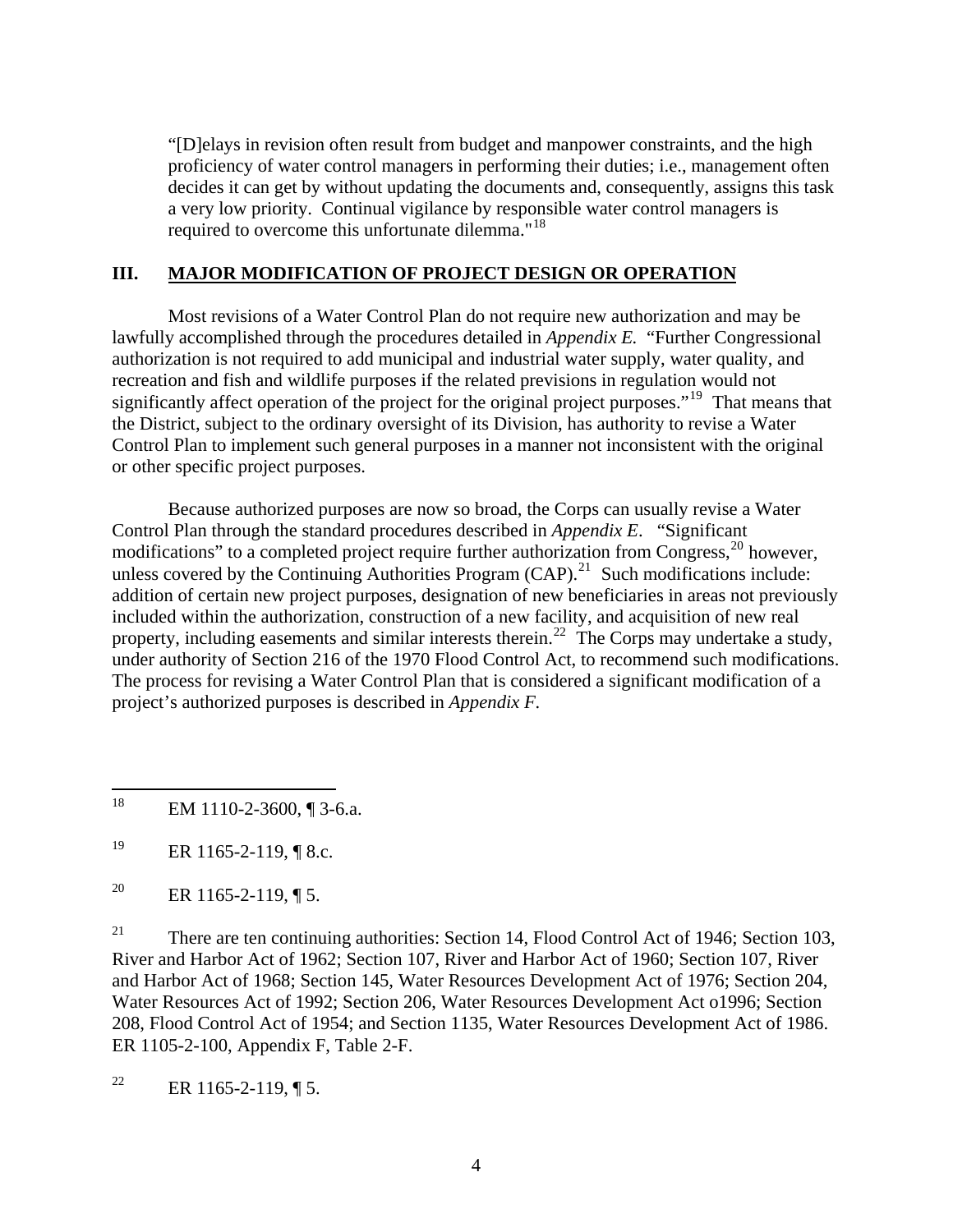"[D]elays in revision often result from budget and manpower constraints, and the high proficiency of water control managers in performing their duties; i.e., management often decides it can get by without updating the documents and, consequently, assigns this task a very low priority. Continual vigilance by responsible water control managers is required to overcome this unfortunate dilemma."[18]

## III. MAJOR MODIFICATION OF PROJECT DESIGN OR OPERATION

Most revisions of a Water Control Plan do not require new authorization and may be lawfully accomplished through the procedures detailed in *Appendix E.* "Further Congressional authorization is not required to add municipal and industrial water supply, water quality, and recreation and fish and wildlife purposes if the related previsions in regulation would not significantly affect operation of the project for the original project purposes."[19] That means that the District, subject to the ordinary oversight of its Division, has authority to revise a Water Control Plan to implement such general purposes in a manner not inconsistent with the original or other specific project purposes.

Because authorized purposes are now so broad, the Corps can usually revise a Water Control Plan through the standard procedures described in *Appendix E*. "Significant modifications" to a completed project require further authorization from Congress,[20] however, unless covered by the Continuing Authorities Program (CAP).[21] Such modifications include: addition of certain new project purposes, designation of new beneficiaries in areas not previously included within the authorization, construction of a new facility, and acquisition of new real property, including easements and similar interests therein.[22] The Corps may undertake a study, under authority of Section 216 of the 1970 Flood Control Act, to recommend such modifications. The process for revising a Water Control Plan that is considered a significant modification of a project's authorized purposes is described in *Appendix F*.

---

[18] EM 1110-2-3600, ¶ 3-6.a.

[19] ER 1165-2-119, ¶ 8.c.

[20] ER 1165-2-119, ¶ 5.

[21] There are ten continuing authorities: Section 14, Flood Control Act of 1946; Section 103, River and Harbor Act of 1962; Section 107, River and Harbor Act of 1960; Section 107, River and Harbor Act of 1968; Section 145, Water Resources Development Act of 1976; Section 204, Water Resources Act of 1992; Section 206, Water Resources Development Act o1996; Section 208, Flood Control Act of 1954; and Section 1135, Water Resources Development Act of 1986. ER 1105-2-100, Appendix F, Table 2-F.

[22] ER 1165-2-119, ¶ 5.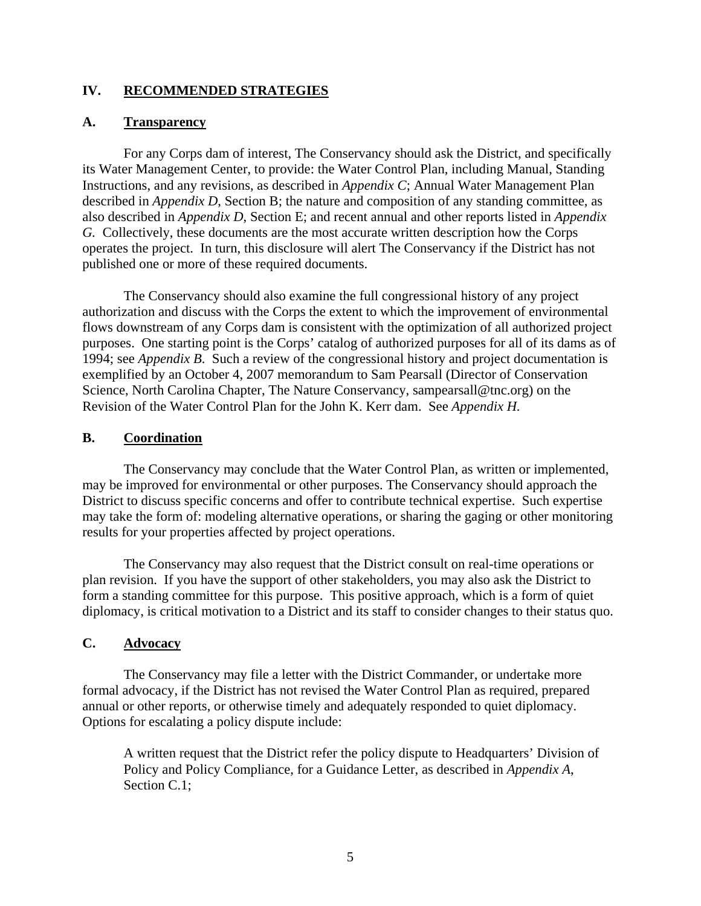## IV. RECOMMENDED STRATEGIES

### A. Transparency

For any Corps dam of interest, The Conservancy should ask the District, and specifically its Water Management Center, to provide: the Water Control Plan, including Manual, Standing Instructions, and any revisions, as described in *Appendix C*; Annual Water Management Plan described in *Appendix D*, Section B; the nature and composition of any standing committee, as also described in *Appendix D*, Section E; and recent annual and other reports listed in *Appendix G*. Collectively, these documents are the most accurate written description how the Corps operates the project. In turn, this disclosure will alert The Conservancy if the District has not published one or more of these required documents.

The Conservancy should also examine the full congressional history of any project authorization and discuss with the Corps the extent to which the improvement of environmental flows downstream of any Corps dam is consistent with the optimization of all authorized project purposes. One starting point is the Corps' catalog of authorized purposes for all of its dams as of 1994; see *Appendix B*. Such a review of the congressional history and project documentation is exemplified by an October 4, 2007 memorandum to Sam Pearsall (Director of Conservation Science, North Carolina Chapter, The Nature Conservancy, sampearsall@tnc.org) on the Revision of the Water Control Plan for the John K. Kerr dam. See *Appendix H*.

### B. Coordination

The Conservancy may conclude that the Water Control Plan, as written or implemented, may be improved for environmental or other purposes. The Conservancy should approach the District to discuss specific concerns and offer to contribute technical expertise. Such expertise may take the form of: modeling alternative operations, or sharing the gaging or other monitoring results for your properties affected by project operations.

The Conservancy may also request that the District consult on real-time operations or plan revision. If you have the support of other stakeholders, you may also ask the District to form a standing committee for this purpose. This positive approach, which is a form of quiet diplomacy, is critical motivation to a District and its staff to consider changes to their status quo.

### C. Advocacy

The Conservancy may file a letter with the District Commander, or undertake more formal advocacy, if the District has not revised the Water Control Plan as required, prepared annual or other reports, or otherwise timely and adequately responded to quiet diplomacy. Options for escalating a policy dispute include:

> A written request that the District refer the policy dispute to Headquarters' Division of Policy and Policy Compliance, for a Guidance Letter, as described in *Appendix A*, Section C.1;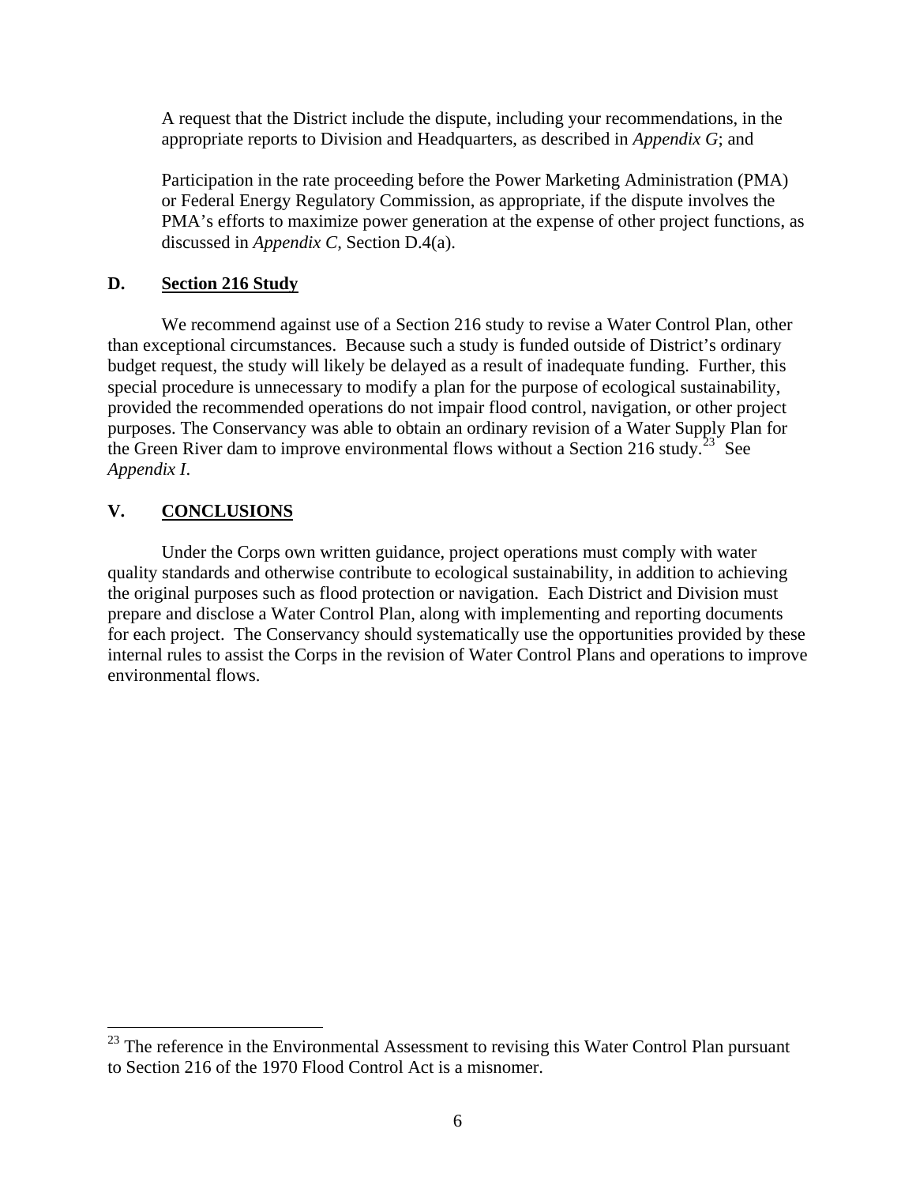A request that the District include the dispute, including your recommendations, in the appropriate reports to Division and Headquarters, as described in *Appendix G*; and

Participation in the rate proceeding before the Power Marketing Administration (PMA) or Federal Energy Regulatory Commission, as appropriate, if the dispute involves the PMA's efforts to maximize power generation at the expense of other project functions, as discussed in *Appendix C*, Section D.4(a).

## D. Section 216 Study

We recommend against use of a Section 216 study to revise a Water Control Plan, other than exceptional circumstances. Because such a study is funded outside of District's ordinary budget request, the study will likely be delayed as a result of inadequate funding. Further, this special procedure is unnecessary to modify a plan for the purpose of ecological sustainability, provided the recommended operations do not impair flood control, navigation, or other project purposes. The Conservancy was able to obtain an ordinary revision of a Water Supply Plan for the Green River dam to improve environmental flows without a Section 216 study.[23] See *Appendix I*.

# V. CONCLUSIONS

Under the Corps own written guidance, project operations must comply with water quality standards and otherwise contribute to ecological sustainability, in addition to achieving the original purposes such as flood protection or navigation. Each District and Division must prepare and disclose a Water Control Plan, along with implementing and reporting documents for each project. The Conservancy should systematically use the opportunities provided by these internal rules to assist the Corps in the revision of Water Control Plans and operations to improve environmental flows.

---

[23] The reference in the Environmental Assessment to revising this Water Control Plan pursuant to Section 216 of the 1970 Flood Control Act is a misnomer.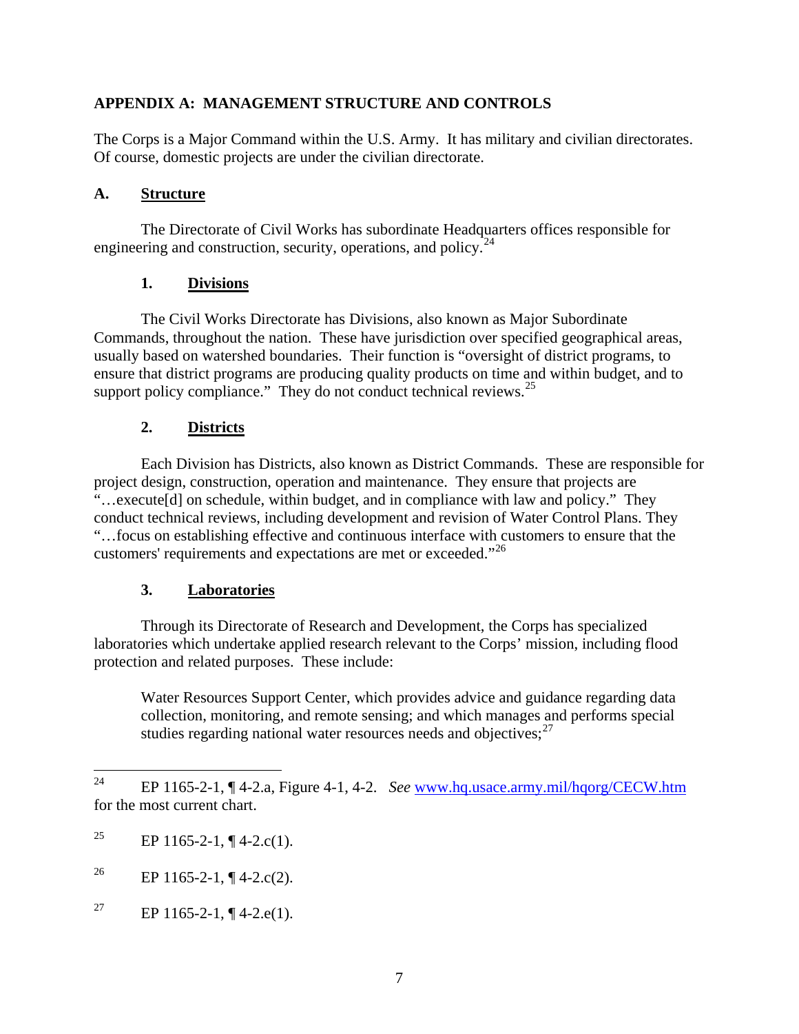## APPENDIX A: MANAGEMENT STRUCTURE AND CONTROLS

The Corps is a Major Command within the U.S. Army. It has military and civilian directorates. Of course, domestic projects are under the civilian directorate.

### A. Structure

The Directorate of Civil Works has subordinate Headquarters offices responsible for engineering and construction, security, operations, and policy.[24]

#### 1. Divisions

The Civil Works Directorate has Divisions, also known as Major Subordinate Commands, throughout the nation. These have jurisdiction over specified geographical areas, usually based on watershed boundaries. Their function is "oversight of district programs, to ensure that district programs are producing quality products on time and within budget, and to support policy compliance." They do not conduct technical reviews.[25]

#### 2. Districts

Each Division has Districts, also known as District Commands. These are responsible for project design, construction, operation and maintenance. They ensure that projects are "…execute[d] on schedule, within budget, and in compliance with law and policy." They conduct technical reviews, including development and revision of Water Control Plans. They "…focus on establishing effective and continuous interface with customers to ensure that the customers' requirements and expectations are met or exceeded."[26]

#### 3. Laboratories

Through its Directorate of Research and Development, the Corps has specialized laboratories which undertake applied research relevant to the Corps' mission, including flood protection and related purposes. These include:

> Water Resources Support Center, which provides advice and guidance regarding data collection, monitoring, and remote sensing; and which manages and performs special studies regarding national water resources needs and objectives;[27]

---

[24] EP 1165-2-1, ¶ 4-2.a, Figure 4-1, 4-2. *See* www.hq.usace.army.mil/hqorg/CECW.htm for the most current chart.

[25] EP 1165-2-1, ¶ 4-2.c(1).

[26] EP 1165-2-1, ¶ 4-2.c(2).

[27] EP 1165-2-1, ¶ 4-2.e(1).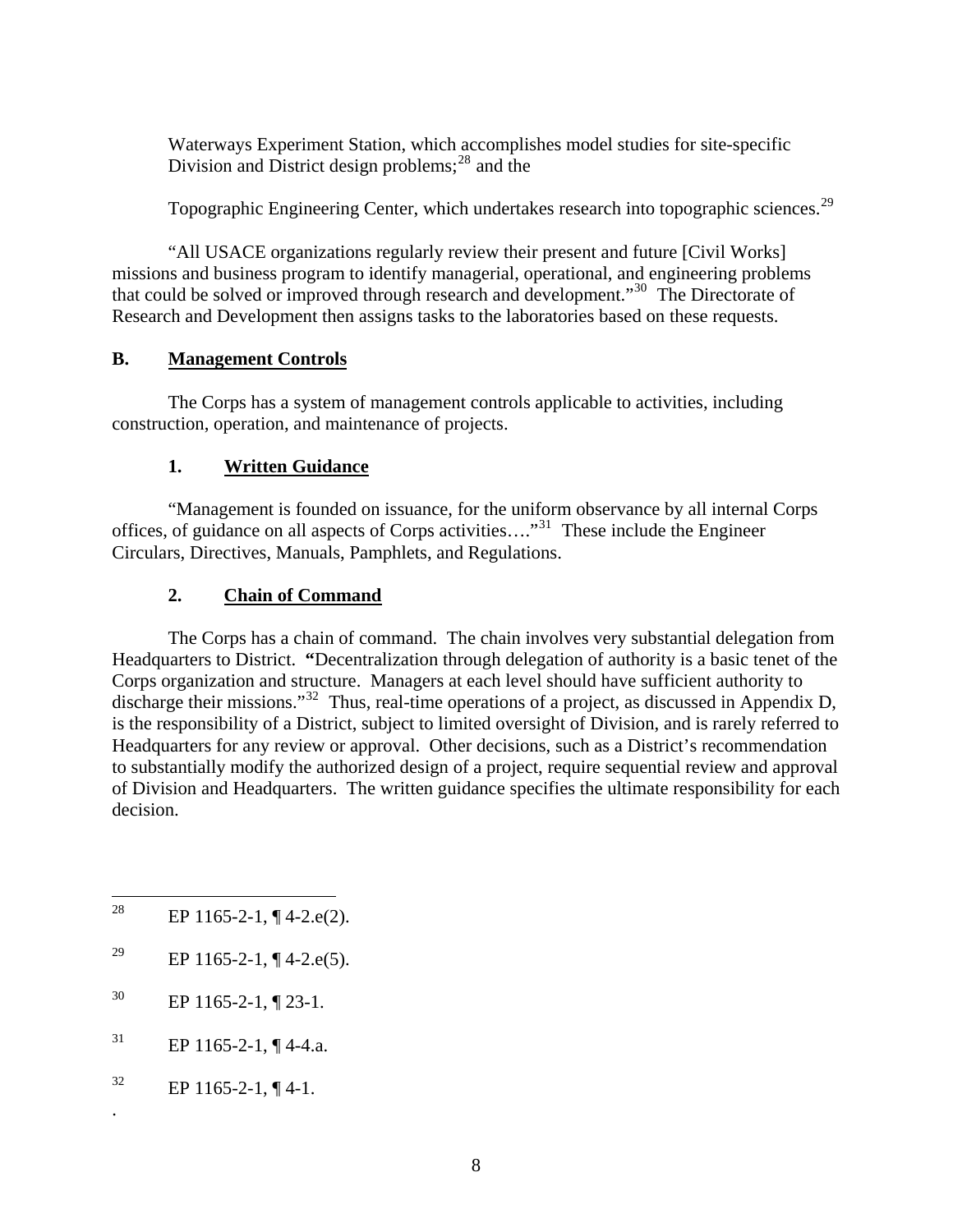Waterways Experiment Station, which accomplishes model studies for site-specific Division and District design problems;[28] and the

Topographic Engineering Center, which undertakes research into topographic sciences.[29]

"All USACE organizations regularly review their present and future [Civil Works] missions and business program to identify managerial, operational, and engineering problems that could be solved or improved through research and development."[30] The Directorate of Research and Development then assigns tasks to the laboratories based on these requests.

### B. Management Controls

The Corps has a system of management controls applicable to activities, including construction, operation, and maintenance of projects.

#### 1. Written Guidance

"Management is founded on issuance, for the uniform observance by all internal Corps offices, of guidance on all aspects of Corps activities…."[31] These include the Engineer Circulars, Directives, Manuals, Pamphlets, and Regulations.

#### 2. Chain of Command

The Corps has a chain of command. The chain involves very substantial delegation from Headquarters to District. **"**Decentralization through delegation of authority is a basic tenet of the Corps organization and structure. Managers at each level should have sufficient authority to discharge their missions."[32] Thus, real-time operations of a project, as discussed in Appendix D, is the responsibility of a District, subject to limited oversight of Division, and is rarely referred to Headquarters for any review or approval. Other decisions, such as a District's recommendation to substantially modify the authorized design of a project, require sequential review and approval of Division and Headquarters. The written guidance specifies the ultimate responsibility for each decision.

---

[28] EP 1165-2-1, ¶ 4-2.e(2).

[29] EP 1165-2-1, ¶ 4-2.e(5).

[30] EP 1165-2-1, ¶ 23-1.

[31] EP 1165-2-1, ¶ 4-4.a.

[32] EP 1165-2-1, ¶ 4-1.

.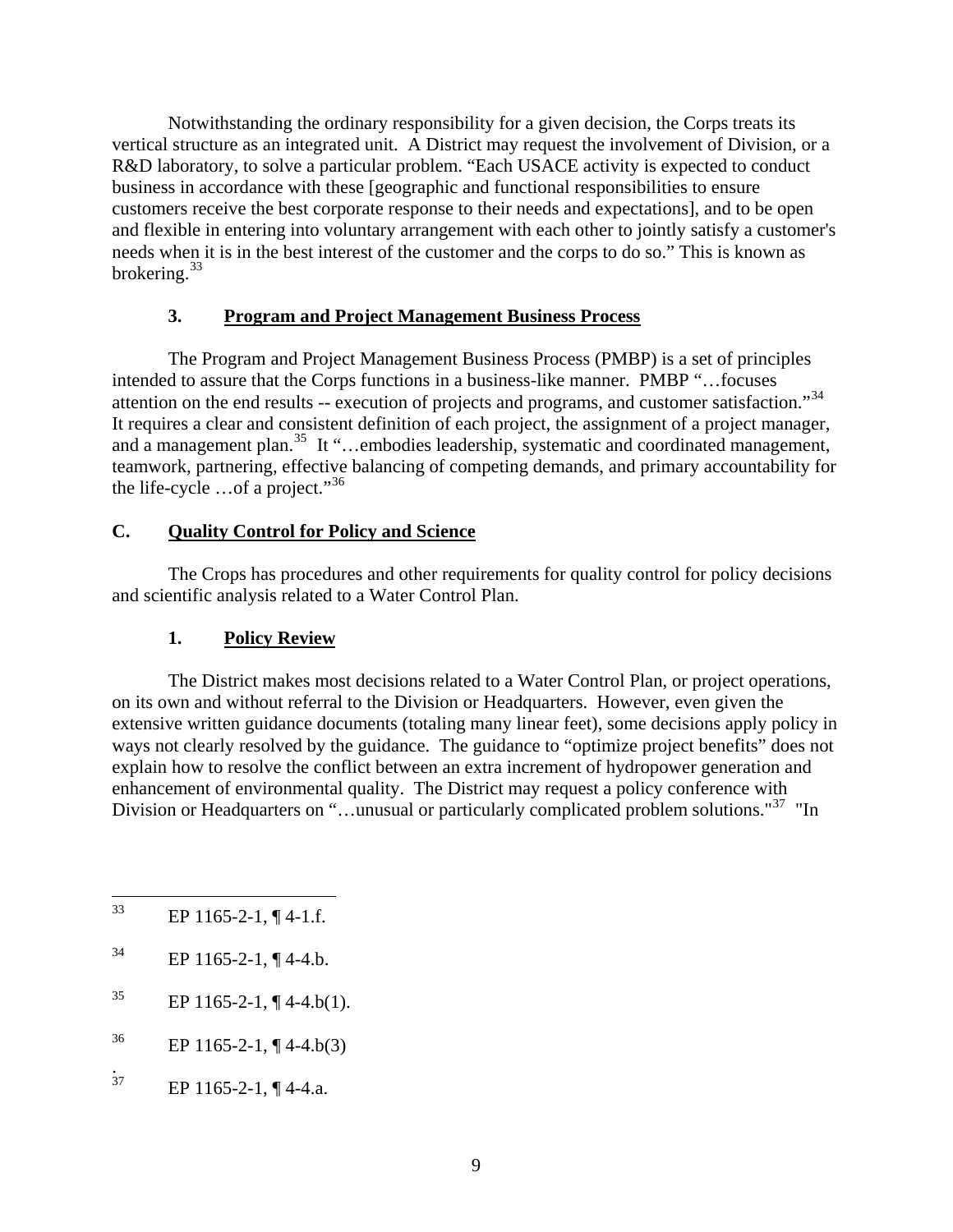Notwithstanding the ordinary responsibility for a given decision, the Corps treats its vertical structure as an integrated unit. A District may request the involvement of Division, or a R&D laboratory, to solve a particular problem. "Each USACE activity is expected to conduct business in accordance with these [geographic and functional responsibilities to ensure customers receive the best corporate response to their needs and expectations], and to be open and flexible in entering into voluntary arrangement with each other to jointly satisfy a customer's needs when it is in the best interest of the customer and the corps to do so." This is known as brokering.[33]

### 3. **Program and Project Management Business Process**

The Program and Project Management Business Process (PMBP) is a set of principles intended to assure that the Corps functions in a business-like manner. PMBP "…focuses attention on the end results -- execution of projects and programs, and customer satisfaction."[34] It requires a clear and consistent definition of each project, the assignment of a project manager, and a management plan.[35] It "…embodies leadership, systematic and coordinated management, teamwork, partnering, effective balancing of competing demands, and primary accountability for the life-cycle …of a project."[36]

## C. **Quality Control for Policy and Science**

The Crops has procedures and other requirements for quality control for policy decisions and scientific analysis related to a Water Control Plan.

### 1. **Policy Review**

The District makes most decisions related to a Water Control Plan, or project operations, on its own and without referral to the Division or Headquarters. However, even given the extensive written guidance documents (totaling many linear feet), some decisions apply policy in ways not clearly resolved by the guidance. The guidance to "optimize project benefits" does not explain how to resolve the conflict between an extra increment of hydropower generation and enhancement of environmental quality. The District may request a policy conference with Division or Headquarters on "…unusual or particularly complicated problem solutions."[37] "In

---

[33] EP 1165-2-1, ¶ 4-1.f.

[34] EP 1165-2-1, ¶ 4-4.b.

[35] EP 1165-2-1, ¶ 4-4.b(1).

[36] EP 1165-2-1, ¶ 4-4.b(3)

[37] EP 1165-2-1, ¶ 4-4.a.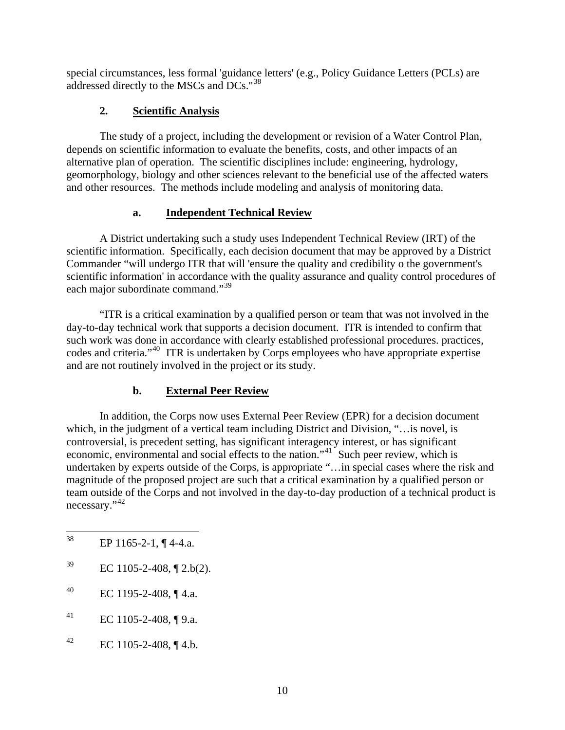special circumstances, less formal 'guidance letters' (e.g., Policy Guidance Letters (PCLs) are addressed directly to the MSCs and DCs."[38]

### 2. Scientific Analysis

The study of a project, including the development or revision of a Water Control Plan, depends on scientific information to evaluate the benefits, costs, and other impacts of an alternative plan of operation. The scientific disciplines include: engineering, hydrology, geomorphology, biology and other sciences relevant to the beneficial use of the affected waters and other resources. The methods include modeling and analysis of monitoring data.

#### a. Independent Technical Review

A District undertaking such a study uses Independent Technical Review (IRT) of the scientific information. Specifically, each decision document that may be approved by a District Commander "will undergo ITR that will 'ensure the quality and credibility o the government's scientific information' in accordance with the quality assurance and quality control procedures of each major subordinate command."[39]

"ITR is a critical examination by a qualified person or team that was not involved in the day-to-day technical work that supports a decision document. ITR is intended to confirm that such work was done in accordance with clearly established professional procedures. practices, codes and criteria."[40] ITR is undertaken by Corps employees who have appropriate expertise and are not routinely involved in the project or its study.

#### b. External Peer Review

In addition, the Corps now uses External Peer Review (EPR) for a decision document which, in the judgment of a vertical team including District and Division, "…is novel, is controversial, is precedent setting, has significant interagency interest, or has significant economic, environmental and social effects to the nation."[41] Such peer review, which is undertaken by experts outside of the Corps, is appropriate "…in special cases where the risk and magnitude of the proposed project are such that a critical examination by a qualified person or team outside of the Corps and not involved in the day-to-day production of a technical product is necessary."[42]

---

[38] EP 1165-2-1, ¶ 4-4.a.

[39] EC 1105-2-408, ¶ 2.b(2).

[40] EC 1195-2-408, ¶ 4.a.

[41] EC 1105-2-408, ¶ 9.a.

[42] EC 1105-2-408, ¶ 4.b.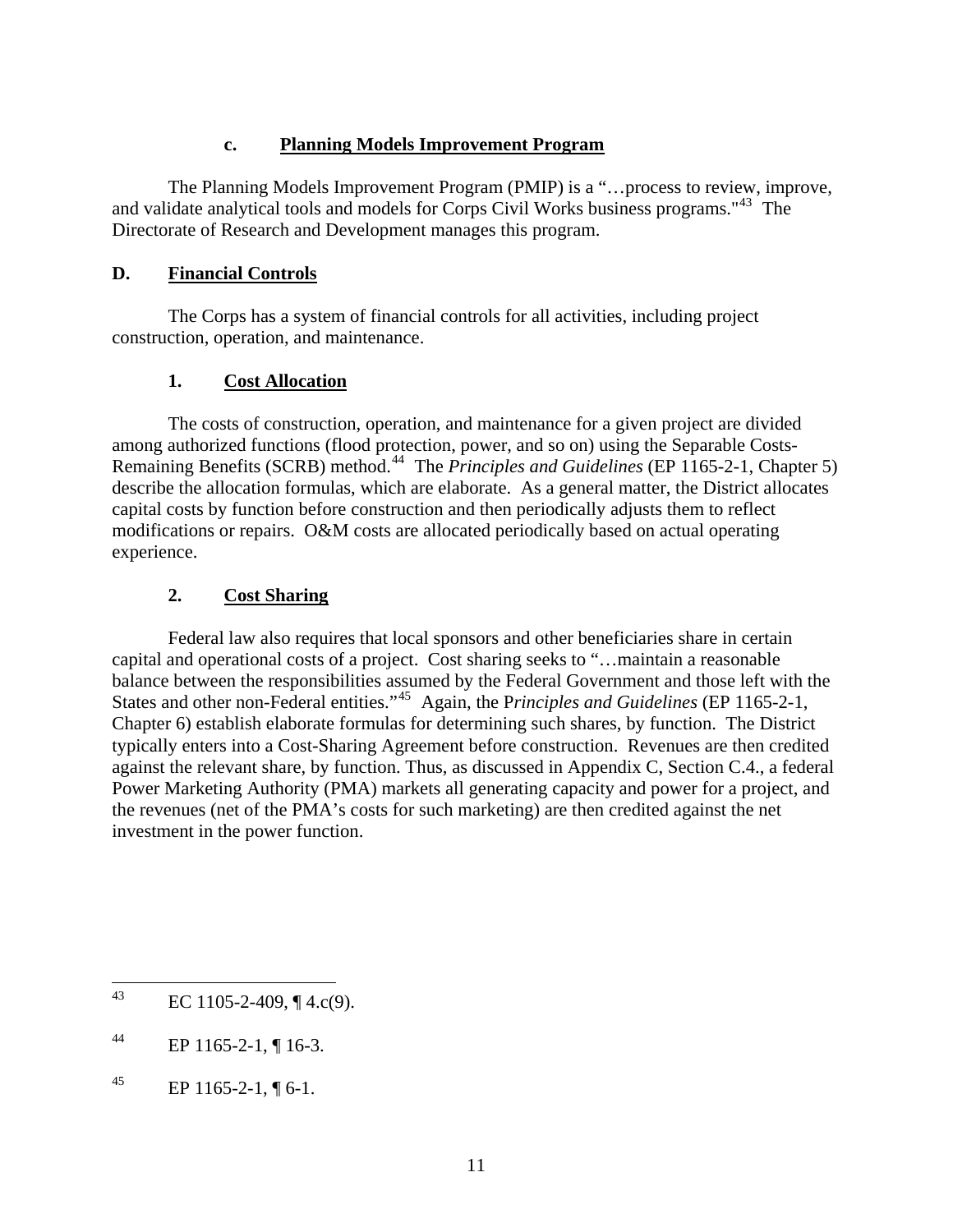#### c. Planning Models Improvement Program

The Planning Models Improvement Program (PMIP) is a "…process to review, improve, and validate analytical tools and models for Corps Civil Works business programs."[43] The Directorate of Research and Development manages this program.

## D. Financial Controls

The Corps has a system of financial controls for all activities, including project construction, operation, and maintenance.

### 1. Cost Allocation

The costs of construction, operation, and maintenance for a given project are divided among authorized functions (flood protection, power, and so on) using the Separable Costs-Remaining Benefits (SCRB) method.[44] The *Principles and Guidelines* (EP 1165-2-1, Chapter 5) describe the allocation formulas, which are elaborate. As a general matter, the District allocates capital costs by function before construction and then periodically adjusts them to reflect modifications or repairs. O&M costs are allocated periodically based on actual operating experience.

### 2. Cost Sharing

Federal law also requires that local sponsors and other beneficiaries share in certain capital and operational costs of a project. Cost sharing seeks to "…maintain a reasonable balance between the responsibilities assumed by the Federal Government and those left with the States and other non-Federal entities."[45] Again, the P*rinciples and Guidelines* (EP 1165-2-1, Chapter 6) establish elaborate formulas for determining such shares, by function. The District typically enters into a Cost-Sharing Agreement before construction. Revenues are then credited against the relevant share, by function. Thus, as discussed in Appendix C, Section C.4., a federal Power Marketing Authority (PMA) markets all generating capacity and power for a project, and the revenues (net of the PMA's costs for such marketing) are then credited against the net investment in the power function.

---

[43] EC 1105-2-409, ¶ 4.c(9).

[44] EP 1165-2-1, ¶ 16-3.

[45] EP 1165-2-1, ¶ 6-1.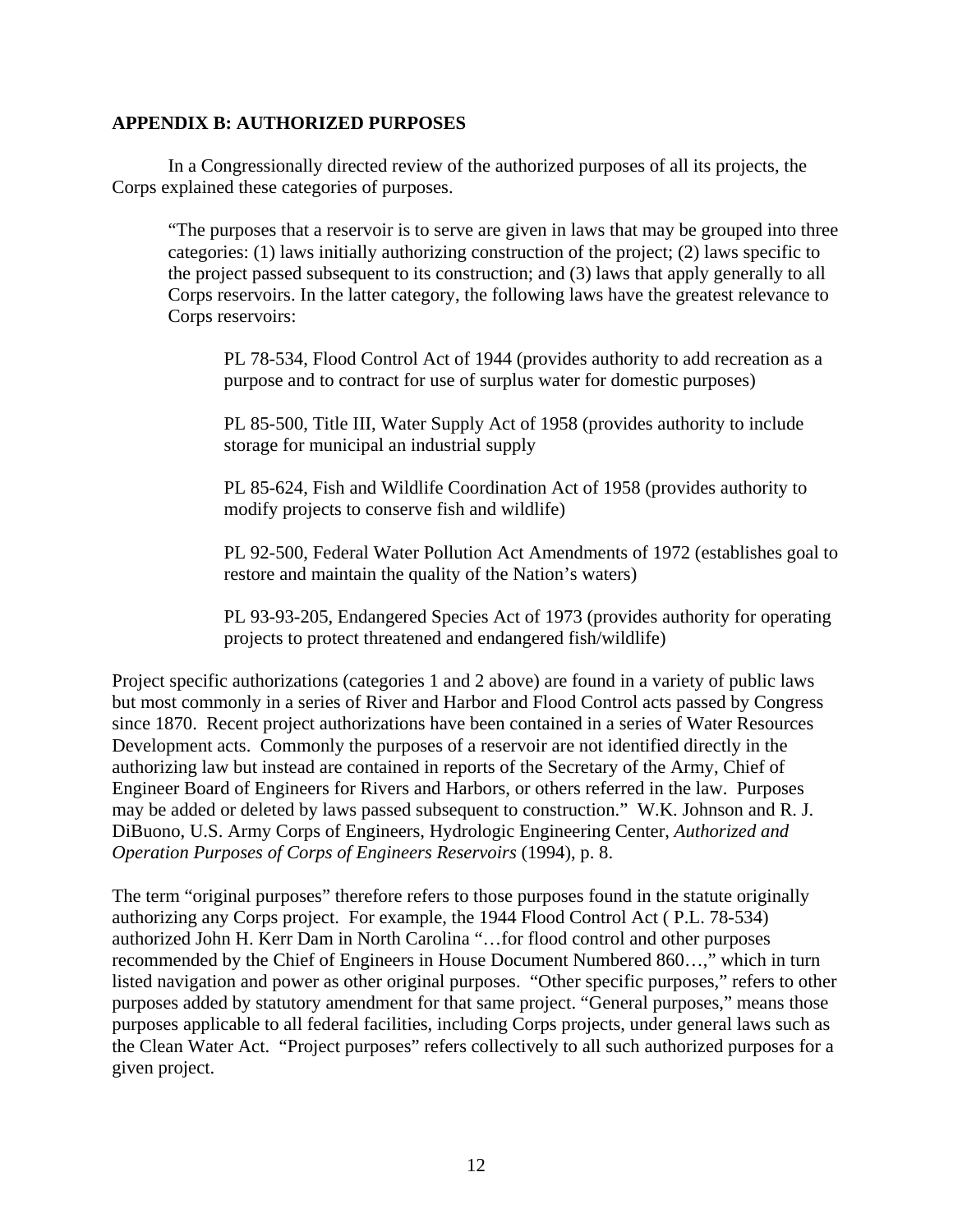**APPENDIX B: AUTHORIZED PURPOSES**

In a Congressionally directed review of the authorized purposes of all its projects, the Corps explained these categories of purposes.

> "The purposes that a reservoir is to serve are given in laws that may be grouped into three categories: (1) laws initially authorizing construction of the project; (2) laws specific to the project passed subsequent to its construction; and (3) laws that apply generally to all Corps reservoirs. In the latter category, the following laws have the greatest relevance to Corps reservoirs:
>
> > PL 78-534, Flood Control Act of 1944 (provides authority to add recreation as a purpose and to contract for use of surplus water for domestic purposes)
> >
> > PL 85-500, Title III, Water Supply Act of 1958 (provides authority to include storage for municipal an industrial supply
> >
> > PL 85-624, Fish and Wildlife Coordination Act of 1958 (provides authority to modify projects to conserve fish and wildlife)
> >
> > PL 92-500, Federal Water Pollution Act Amendments of 1972 (establishes goal to restore and maintain the quality of the Nation's waters)
> >
> > PL 93-93-205, Endangered Species Act of 1973 (provides authority for operating projects to protect threatened and endangered fish/wildlife)

Project specific authorizations (categories 1 and 2 above) are found in a variety of public laws but most commonly in a series of River and Harbor and Flood Control acts passed by Congress since 1870. Recent project authorizations have been contained in a series of Water Resources Development acts. Commonly the purposes of a reservoir are not identified directly in the authorizing law but instead are contained in reports of the Secretary of the Army, Chief of Engineer Board of Engineers for Rivers and Harbors, or others referred in the law. Purposes may be added or deleted by laws passed subsequent to construction." W.K. Johnson and R. J. DiBuono, U.S. Army Corps of Engineers, Hydrologic Engineering Center, *Authorized and Operation Purposes of Corps of Engineers Reservoirs* (1994), p. 8.

The term "original purposes" therefore refers to those purposes found in the statute originally authorizing any Corps project. For example, the 1944 Flood Control Act ( P.L. 78-534) authorized John H. Kerr Dam in North Carolina "…for flood control and other purposes recommended by the Chief of Engineers in House Document Numbered 860…," which in turn listed navigation and power as other original purposes. "Other specific purposes," refers to other purposes added by statutory amendment for that same project. "General purposes," means those purposes applicable to all federal facilities, including Corps projects, under general laws such as the Clean Water Act. "Project purposes" refers collectively to all such authorized purposes for a given project.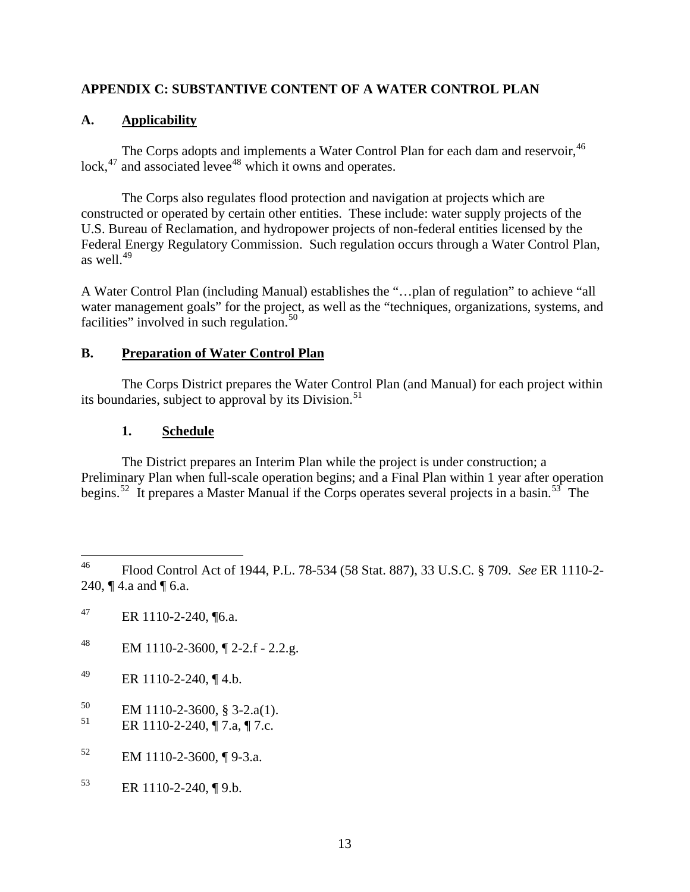## APPENDIX C: SUBSTANTIVE CONTENT OF A WATER CONTROL PLAN

### A. Applicability

The Corps adopts and implements a Water Control Plan for each dam and reservoir,[46] lock,[47] and associated levee[48] which it owns and operates.

The Corps also regulates flood protection and navigation at projects which are constructed or operated by certain other entities. These include: water supply projects of the U.S. Bureau of Reclamation, and hydropower projects of non-federal entities licensed by the Federal Energy Regulatory Commission. Such regulation occurs through a Water Control Plan, as well.[49]

A Water Control Plan (including Manual) establishes the "…plan of regulation" to achieve "all water management goals" for the project, as well as the "techniques, organizations, systems, and facilities" involved in such regulation.[50]

### B. Preparation of Water Control Plan

The Corps District prepares the Water Control Plan (and Manual) for each project within its boundaries, subject to approval by its Division.[51]

#### 1. Schedule

The District prepares an Interim Plan while the project is under construction; a Preliminary Plan when full-scale operation begins; and a Final Plan within 1 year after operation begins.[52] It prepares a Master Manual if the Corps operates several projects in a basin.[53] The

---

46 Flood Control Act of 1944, P.L. 78-534 (58 Stat. 887), 33 U.S.C. § 709. *See* ER 1110-2-240, ¶ 4.a and ¶ 6.a.

47 ER 1110-2-240, ¶6.a.

48 EM 1110-2-3600, ¶ 2-2.f - 2.2.g.

49 ER 1110-2-240, ¶ 4.b.

50 EM 1110-2-3600, § 3-2.a(1).

51 ER 1110-2-240, ¶ 7.a, ¶ 7.c.

52 EM 1110-2-3600, ¶ 9-3.a.

53 ER 1110-2-240, ¶ 9.b.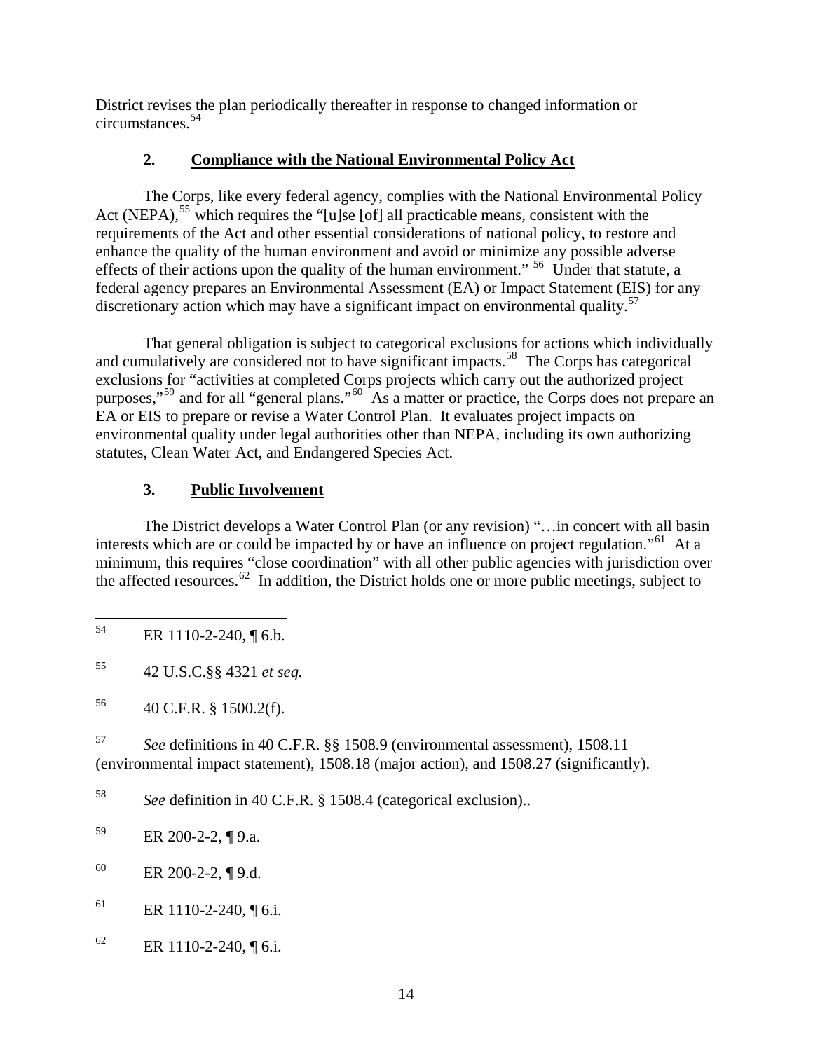District revises the plan periodically thereafter in response to changed information or circumstances.[54]

### 2. Compliance with the National Environmental Policy Act

The Corps, like every federal agency, complies with the National Environmental Policy Act (NEPA),[55] which requires the "[u]se [of] all practicable means, consistent with the requirements of the Act and other essential considerations of national policy, to restore and enhance the quality of the human environment and avoid or minimize any possible adverse effects of their actions upon the quality of the human environment." [56] Under that statute, a federal agency prepares an Environmental Assessment (EA) or Impact Statement (EIS) for any discretionary action which may have a significant impact on environmental quality.[57]

That general obligation is subject to categorical exclusions for actions which individually and cumulatively are considered not to have significant impacts.[58] The Corps has categorical exclusions for "activities at completed Corps projects which carry out the authorized project purposes,"[59] and for all "general plans."[60] As a matter or practice, the Corps does not prepare an EA or EIS to prepare or revise a Water Control Plan. It evaluates project impacts on environmental quality under legal authorities other than NEPA, including its own authorizing statutes, Clean Water Act, and Endangered Species Act.

### 3. Public Involvement

The District develops a Water Control Plan (or any revision) "…in concert with all basin interests which are or could be impacted by or have an influence on project regulation."[61] At a minimum, this requires "close coordination" with all other public agencies with jurisdiction over the affected resources.[62] In addition, the District holds one or more public meetings, subject to

---

[54] ER 1110-2-240, ¶ 6.b.

[55] 42 U.S.C.§§ 4321 *et seq.*

[56] 40 C.F.R. § 1500.2(f).

[57] *See* definitions in 40 C.F.R. §§ 1508.9 (environmental assessment), 1508.11 (environmental impact statement), 1508.18 (major action), and 1508.27 (significantly).

[58] *See* definition in 40 C.F.R. § 1508.4 (categorical exclusion)..

[59] ER 200-2-2, ¶ 9.a.

[60] ER 200-2-2, ¶ 9.d.

[61] ER 1110-2-240, ¶ 6.i.

[62] ER 1110-2-240, ¶ 6.i.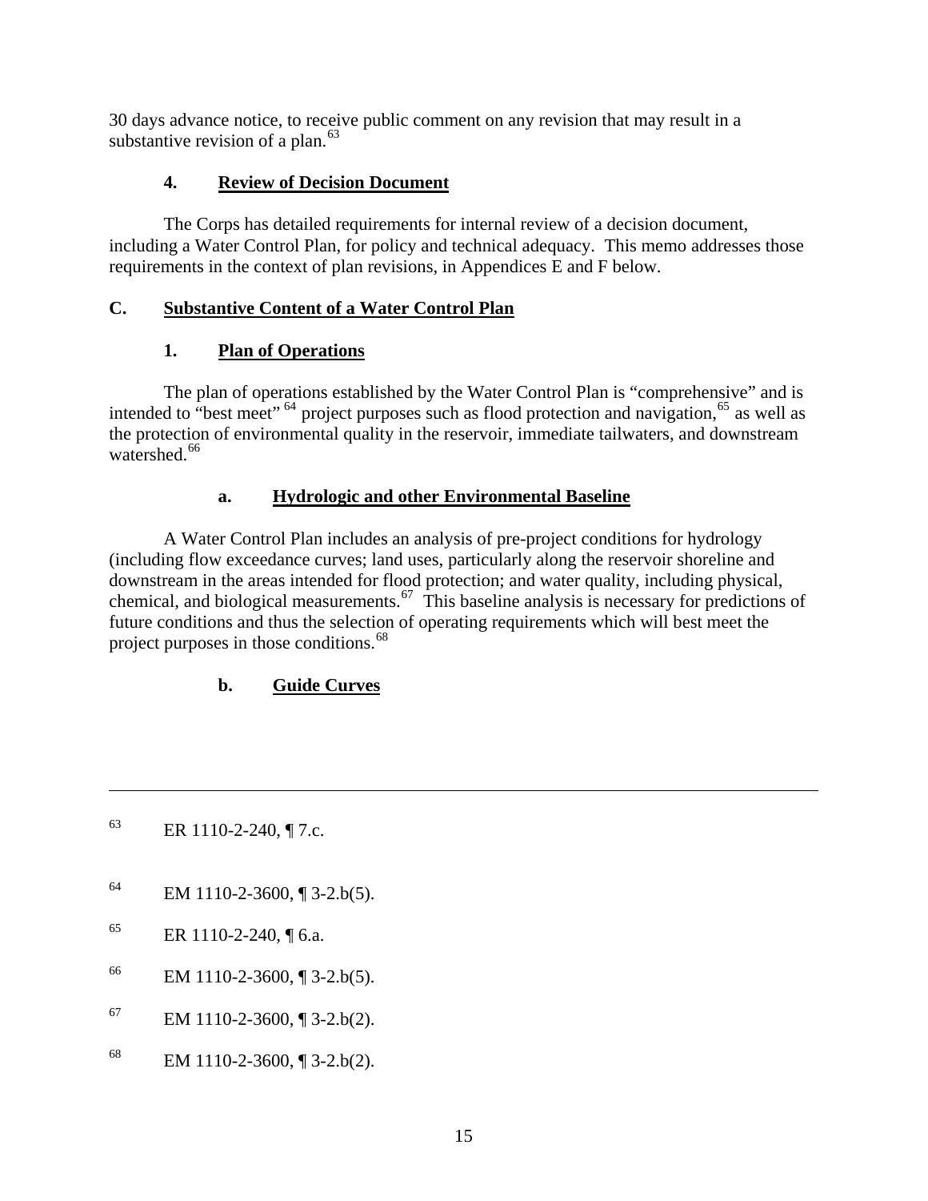30 days advance notice, to receive public comment on any revision that may result in a substantive revision of a plan.[63]

### 4. Review of Decision Document

The Corps has detailed requirements for internal review of a decision document, including a Water Control Plan, for policy and technical adequacy. This memo addresses those requirements in the context of plan revisions, in Appendices E and F below.

## C. Substantive Content of a Water Control Plan

### 1. Plan of Operations

The plan of operations established by the Water Control Plan is "comprehensive" and is intended to "best meet" [64] project purposes such as flood protection and navigation,[65] as well as the protection of environmental quality in the reservoir, immediate tailwaters, and downstream watershed.[66]

#### a. Hydrologic and other Environmental Baseline

A Water Control Plan includes an analysis of pre-project conditions for hydrology (including flow exceedance curves; land uses, particularly along the reservoir shoreline and downstream in the areas intended for flood protection; and water quality, including physical, chemical, and biological measurements.[67] This baseline analysis is necessary for predictions of future conditions and thus the selection of operating requirements which will best meet the project purposes in those conditions.[68]

#### b. Guide Curves

---

[63] ER 1110-2-240, ¶ 7.c.

[64] EM 1110-2-3600, ¶ 3-2.b(5).

[65] ER 1110-2-240, ¶ 6.a.

[66] EM 1110-2-3600, ¶ 3-2.b(5).

[67] EM 1110-2-3600, ¶ 3-2.b(2).

[68] EM 1110-2-3600, ¶ 3-2.b(2).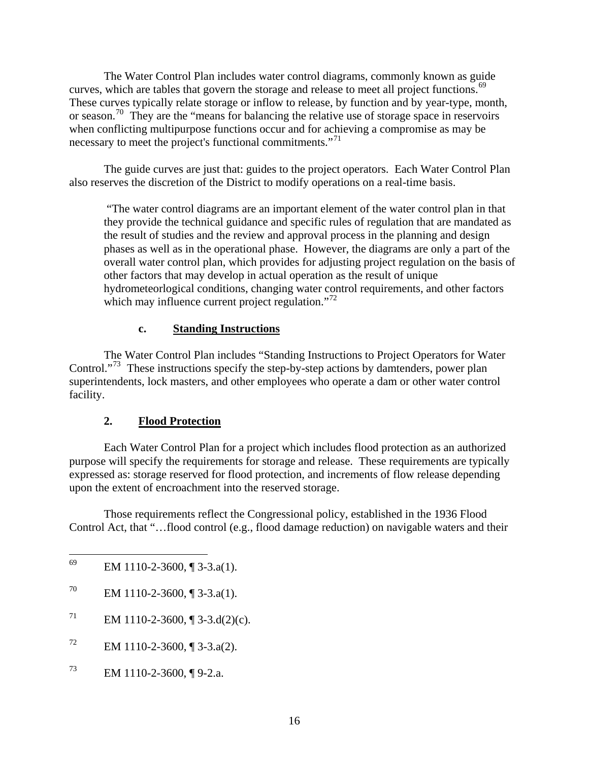The Water Control Plan includes water control diagrams, commonly known as guide curves, which are tables that govern the storage and release to meet all project functions.[69] These curves typically relate storage or inflow to release, by function and by year-type, month, or season.[70] They are the "means for balancing the relative use of storage space in reservoirs when conflicting multipurpose functions occur and for achieving a compromise as may be necessary to meet the project's functional commitments."[71]

The guide curves are just that: guides to the project operators. Each Water Control Plan also reserves the discretion of the District to modify operations on a real-time basis.

> "The water control diagrams are an important element of the water control plan in that they provide the technical guidance and specific rules of regulation that are mandated as the result of studies and the review and approval process in the planning and design phases as well as in the operational phase. However, the diagrams are only a part of the overall water control plan, which provides for adjusting project regulation on the basis of other factors that may develop in actual operation as the result of unique hydrometeorlogical conditions, changing water control requirements, and other factors which may influence current project regulation."[72]

#### c. Standing Instructions

The Water Control Plan includes "Standing Instructions to Project Operators for Water Control."[73] These instructions specify the step-by-step actions by damtenders, power plan superintendents, lock masters, and other employees who operate a dam or other water control facility.

### 2. Flood Protection

Each Water Control Plan for a project which includes flood protection as an authorized purpose will specify the requirements for storage and release. These requirements are typically expressed as: storage reserved for flood protection, and increments of flow release depending upon the extent of encroachment into the reserved storage.

Those requirements reflect the Congressional policy, established in the 1936 Flood Control Act, that "…flood control (e.g., flood damage reduction) on navigable waters and their

---

[69] EM 1110-2-3600, ¶ 3-3.a(1).

[70] EM 1110-2-3600, ¶ 3-3.a(1).

[71] EM 1110-2-3600, ¶ 3-3.d(2)(c).

[72] EM 1110-2-3600, ¶ 3-3.a(2).

[73] EM 1110-2-3600, ¶ 9-2.a.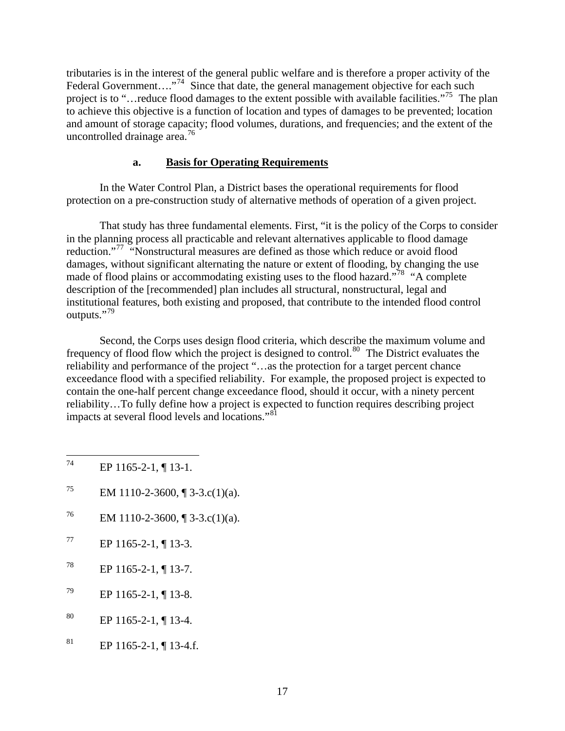tributaries is in the interest of the general public welfare and is therefore a proper activity of the Federal Government…."[74] Since that date, the general management objective for each such project is to "…reduce flood damages to the extent possible with available facilities."[75] The plan to achieve this objective is a function of location and types of damages to be prevented; location and amount of storage capacity; flood volumes, durations, and frequencies; and the extent of the uncontrolled drainage area.[76]

### a. **Basis for Operating Requirements**

In the Water Control Plan, a District bases the operational requirements for flood protection on a pre-construction study of alternative methods of operation of a given project.

That study has three fundamental elements. First, "it is the policy of the Corps to consider in the planning process all practicable and relevant alternatives applicable to flood damage reduction."[77] "Nonstructural measures are defined as those which reduce or avoid flood damages, without significant alternating the nature or extent of flooding, by changing the use made of flood plains or accommodating existing uses to the flood hazard."[78] "A complete description of the [recommended] plan includes all structural, nonstructural, legal and institutional features, both existing and proposed, that contribute to the intended flood control outputs."[79]

Second, the Corps uses design flood criteria, which describe the maximum volume and frequency of flood flow which the project is designed to control.[80] The District evaluates the reliability and performance of the project "…as the protection for a target percent chance exceedance flood with a specified reliability. For example, the proposed project is expected to contain the one-half percent change exceedance flood, should it occur, with a ninety percent reliability…To fully define how a project is expected to function requires describing project impacts at several flood levels and locations."[81]

---

[74] EP 1165-2-1, ¶ 13-1.

[75] EM 1110-2-3600, ¶ 3-3.c(1)(a).

[76] EM 1110-2-3600, ¶ 3-3.c(1)(a).

[77] EP 1165-2-1, ¶ 13-3.

[78] EP 1165-2-1, ¶ 13-7.

[79] EP 1165-2-1, ¶ 13-8.

[80] EP 1165-2-1, ¶ 13-4.

[81] EP 1165-2-1, ¶ 13-4.f.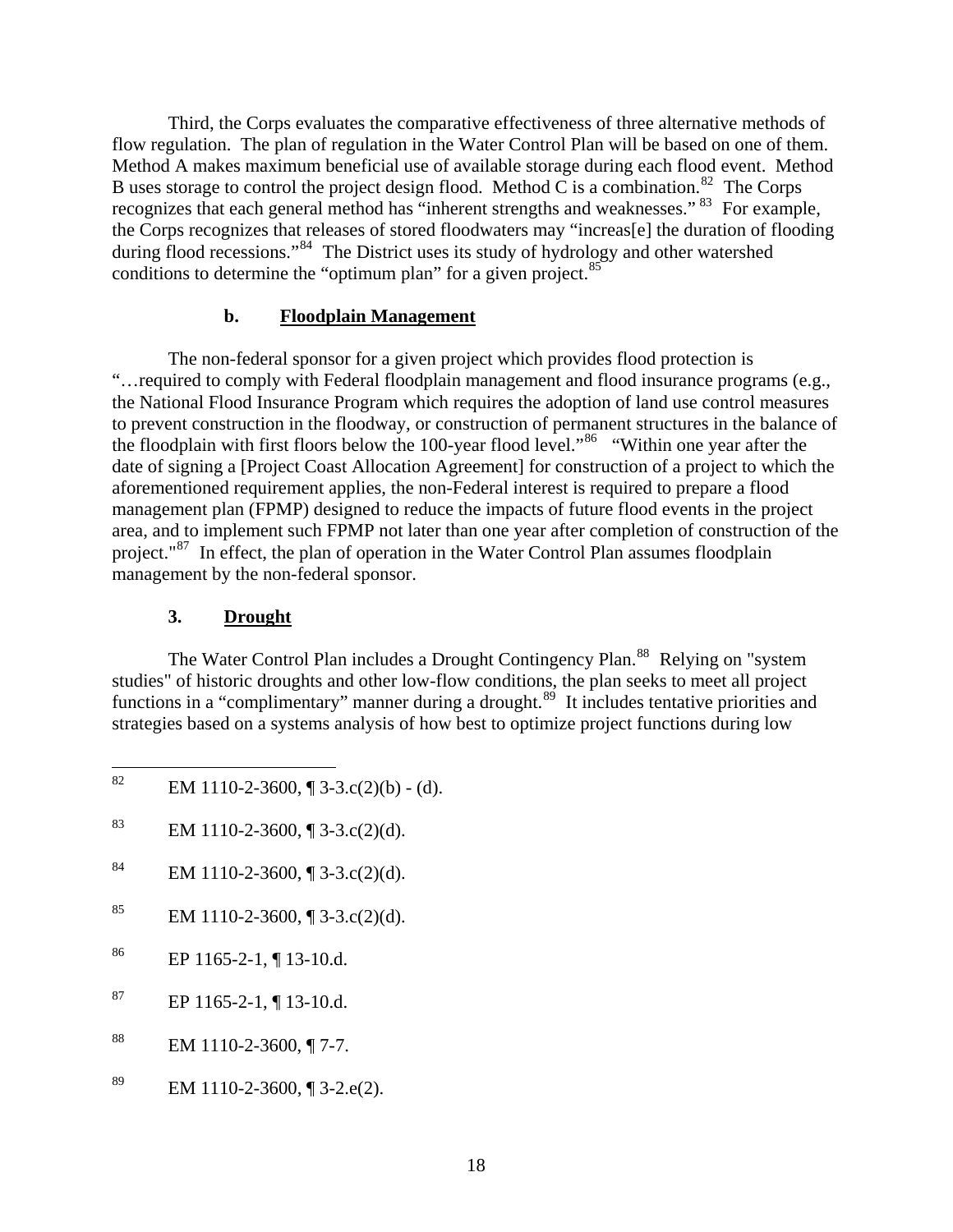Third, the Corps evaluates the comparative effectiveness of three alternative methods of flow regulation. The plan of regulation in the Water Control Plan will be based on one of them. Method A makes maximum beneficial use of available storage during each flood event. Method B uses storage to control the project design flood. Method C is a combination.[82] The Corps recognizes that each general method has "inherent strengths and weaknesses." [83] For example, the Corps recognizes that releases of stored floodwaters may "increas[e] the duration of flooding during flood recessions."[84] The District uses its study of hydrology and other watershed conditions to determine the "optimum plan" for a given project.[85]

#### b. **Floodplain Management**

The non-federal sponsor for a given project which provides flood protection is "…required to comply with Federal floodplain management and flood insurance programs (e.g., the National Flood Insurance Program which requires the adoption of land use control measures to prevent construction in the floodway, or construction of permanent structures in the balance of the floodplain with first floors below the 100-year flood level."[86] "Within one year after the date of signing a [Project Coast Allocation Agreement] for construction of a project to which the aforementioned requirement applies, the non-Federal interest is required to prepare a flood management plan (FPMP) designed to reduce the impacts of future flood events in the project area, and to implement such FPMP not later than one year after completion of construction of the project."[87] In effect, the plan of operation in the Water Control Plan assumes floodplain management by the non-federal sponsor.

### 3. **Drought**

The Water Control Plan includes a Drought Contingency Plan.[88] Relying on "system studies" of historic droughts and other low-flow conditions, the plan seeks to meet all project functions in a "complimentary" manner during a drought.[89] It includes tentative priorities and strategies based on a systems analysis of how best to optimize project functions during low

---

[82] EM 1110-2-3600, ¶ 3-3.c(2)(b) - (d).

[83] EM 1110-2-3600, ¶ 3-3.c(2)(d).

[84] EM 1110-2-3600, ¶ 3-3.c(2)(d).

[85] EM 1110-2-3600, ¶ 3-3.c(2)(d).

[86] EP 1165-2-1, ¶ 13-10.d.

[87] EP 1165-2-1, ¶ 13-10.d.

[88] EM 1110-2-3600, ¶ 7-7.

[89] EM 1110-2-3600, ¶ 3-2.e(2).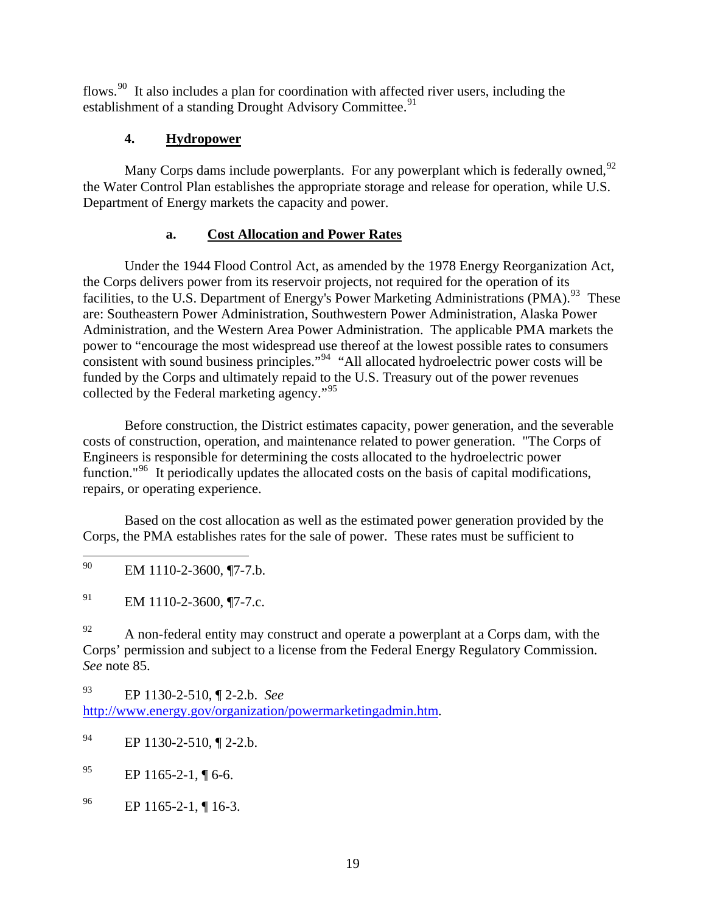flows.[90] It also includes a plan for coordination with affected river users, including the establishment of a standing Drought Advisory Committee.[91]

### 4. Hydropower

Many Corps dams include powerplants. For any powerplant which is federally owned,[92] the Water Control Plan establishes the appropriate storage and release for operation, while U.S. Department of Energy markets the capacity and power.

#### a. Cost Allocation and Power Rates

Under the 1944 Flood Control Act, as amended by the 1978 Energy Reorganization Act, the Corps delivers power from its reservoir projects, not required for the operation of its facilities, to the U.S. Department of Energy's Power Marketing Administrations (PMA).[93] These are: Southeastern Power Administration, Southwestern Power Administration, Alaska Power Administration, and the Western Area Power Administration. The applicable PMA markets the power to "encourage the most widespread use thereof at the lowest possible rates to consumers consistent with sound business principles."[94] "All allocated hydroelectric power costs will be funded by the Corps and ultimately repaid to the U.S. Treasury out of the power revenues collected by the Federal marketing agency."[95]

Before construction, the District estimates capacity, power generation, and the severable costs of construction, operation, and maintenance related to power generation. "The Corps of Engineers is responsible for determining the costs allocated to the hydroelectric power function."[96] It periodically updates the allocated costs on the basis of capital modifications, repairs, or operating experience.

Based on the cost allocation as well as the estimated power generation provided by the Corps, the PMA establishes rates for the sale of power. These rates must be sufficient to

---

[90] EM 1110-2-3600, ¶7-7.b.

[91] EM 1110-2-3600, ¶7-7.c.

[92] A non-federal entity may construct and operate a powerplant at a Corps dam, with the Corps' permission and subject to a license from the Federal Energy Regulatory Commission. *See* note 85.

[93] EP 1130-2-510, ¶ 2-2.b. *See* http://www.energy.gov/organization/powermarketingadmin.htm.

[94] EP 1130-2-510, ¶ 2-2.b.

[95] EP 1165-2-1, ¶ 6-6.

[96] EP 1165-2-1, ¶ 16-3.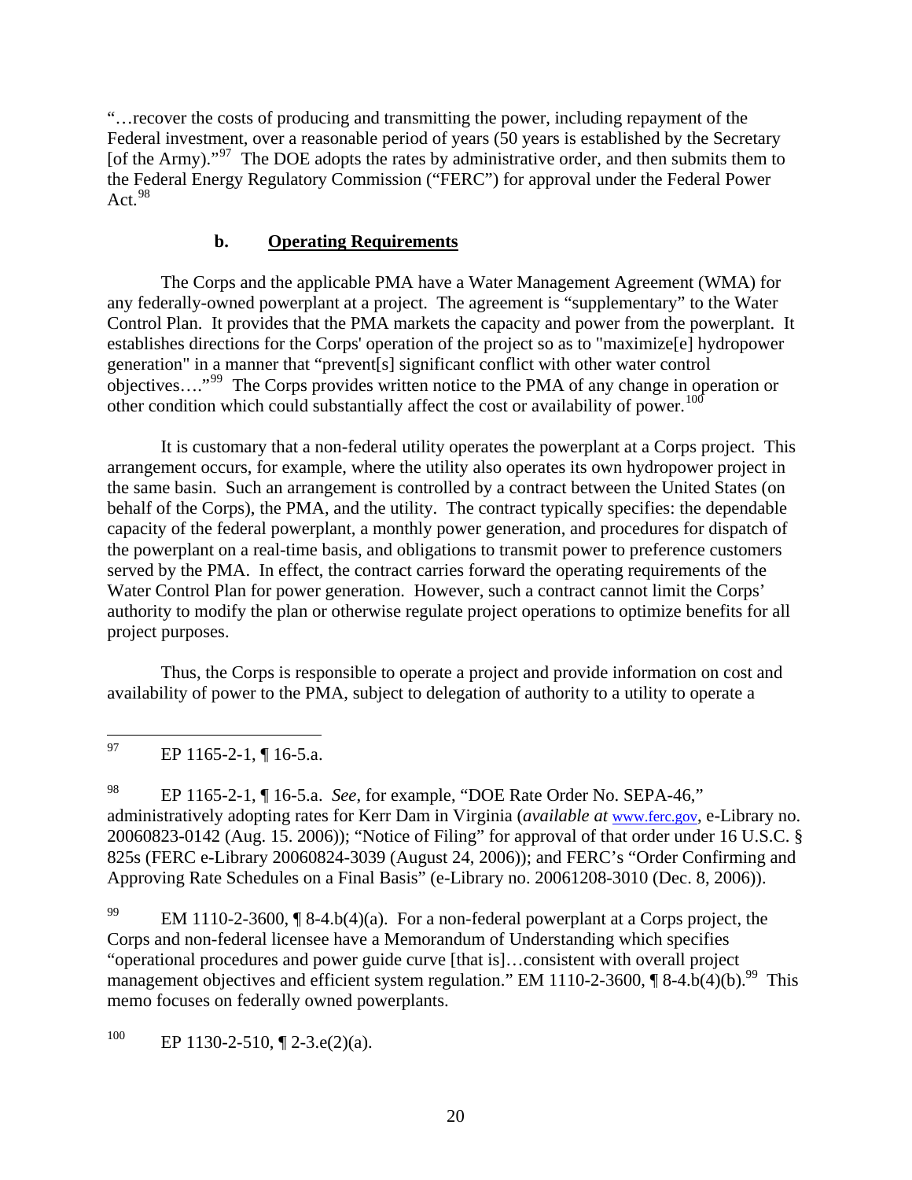"…recover the costs of producing and transmitting the power, including repayment of the Federal investment, over a reasonable period of years (50 years is established by the Secretary [of the Army)."[97] The DOE adopts the rates by administrative order, and then submits them to the Federal Energy Regulatory Commission ("FERC") for approval under the Federal Power Act.[98]

### b. Operating Requirements

The Corps and the applicable PMA have a Water Management Agreement (WMA) for any federally-owned powerplant at a project. The agreement is "supplementary" to the Water Control Plan. It provides that the PMA markets the capacity and power from the powerplant. It establishes directions for the Corps' operation of the project so as to "maximize[e] hydropower generation" in a manner that "prevent[s] significant conflict with other water control objectives…."[99] The Corps provides written notice to the PMA of any change in operation or other condition which could substantially affect the cost or availability of power.[100]

It is customary that a non-federal utility operates the powerplant at a Corps project. This arrangement occurs, for example, where the utility also operates its own hydropower project in the same basin. Such an arrangement is controlled by a contract between the United States (on behalf of the Corps), the PMA, and the utility. The contract typically specifies: the dependable capacity of the federal powerplant, a monthly power generation, and procedures for dispatch of the powerplant on a real-time basis, and obligations to transmit power to preference customers served by the PMA. In effect, the contract carries forward the operating requirements of the Water Control Plan for power generation. However, such a contract cannot limit the Corps' authority to modify the plan or otherwise regulate project operations to optimize benefits for all project purposes.

Thus, the Corps is responsible to operate a project and provide information on cost and availability of power to the PMA, subject to delegation of authority to a utility to operate a

---

[97] EP 1165-2-1, ¶ 16-5.a.

[98] EP 1165-2-1, ¶ 16-5.a. *See*, for example, "DOE Rate Order No. SEPA-46," administratively adopting rates for Kerr Dam in Virginia (*available at* www.ferc.gov, e-Library no. 20060823-0142 (Aug. 15. 2006)); "Notice of Filing" for approval of that order under 16 U.S.C. § 825s (FERC e-Library 20060824-3039 (August 24, 2006)); and FERC's "Order Confirming and Approving Rate Schedules on a Final Basis" (e-Library no. 20061208-3010 (Dec. 8, 2006)).

[99] EM 1110-2-3600, ¶ 8-4.b(4)(a). For a non-federal powerplant at a Corps project, the Corps and non-federal licensee have a Memorandum of Understanding which specifies "operational procedures and power guide curve [that is]…consistent with overall project management objectives and efficient system regulation." EM 1110-2-3600, ¶ 8-4.b(4)(b).[99] This memo focuses on federally owned powerplants.

[100] EP 1130-2-510, ¶ 2-3.e(2)(a).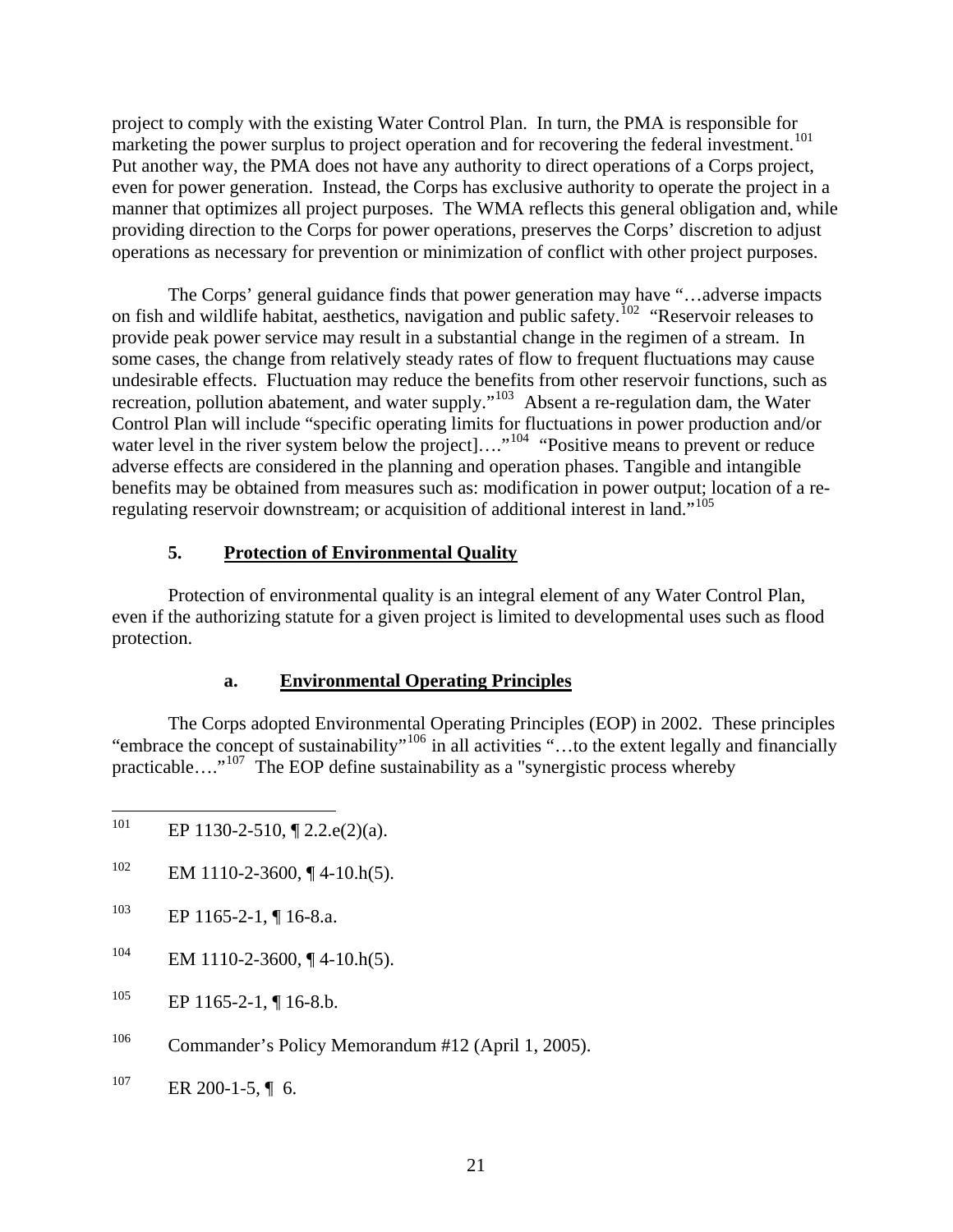project to comply with the existing Water Control Plan. In turn, the PMA is responsible for marketing the power surplus to project operation and for recovering the federal investment.[101] Put another way, the PMA does not have any authority to direct operations of a Corps project, even for power generation. Instead, the Corps has exclusive authority to operate the project in a manner that optimizes all project purposes. The WMA reflects this general obligation and, while providing direction to the Corps for power operations, preserves the Corps' discretion to adjust operations as necessary for prevention or minimization of conflict with other project purposes.

The Corps' general guidance finds that power generation may have "…adverse impacts on fish and wildlife habitat, aesthetics, navigation and public safety.[102] "Reservoir releases to provide peak power service may result in a substantial change in the regimen of a stream. In some cases, the change from relatively steady rates of flow to frequent fluctuations may cause undesirable effects. Fluctuation may reduce the benefits from other reservoir functions, such as recreation, pollution abatement, and water supply."[103] Absent a re-regulation dam, the Water Control Plan will include "specific operating limits for fluctuations in power production and/or water level in the river system below the project]…."[104] "Positive means to prevent or reduce adverse effects are considered in the planning and operation phases. Tangible and intangible benefits may be obtained from measures such as: modification in power output; location of a re-regulating reservoir downstream; or acquisition of additional interest in land."[105]

### 5. Protection of Environmental Quality

Protection of environmental quality is an integral element of any Water Control Plan, even if the authorizing statute for a given project is limited to developmental uses such as flood protection.

#### a. Environmental Operating Principles

The Corps adopted Environmental Operating Principles (EOP) in 2002. These principles "embrace the concept of sustainability"[106] in all activities "…to the extent legally and financially practicable…."[107] The EOP define sustainability as a "synergistic process whereby

---

[101] EP 1130-2-510, ¶ 2.2.e(2)(a).

[102] EM 1110-2-3600, ¶ 4-10.h(5).

[103] EP 1165-2-1, ¶ 16-8.a.

[104] EM 1110-2-3600, ¶ 4-10.h(5).

[105] EP 1165-2-1, ¶ 16-8.b.

[106] Commander's Policy Memorandum #12 (April 1, 2005).

[107] ER 200-1-5, ¶ 6.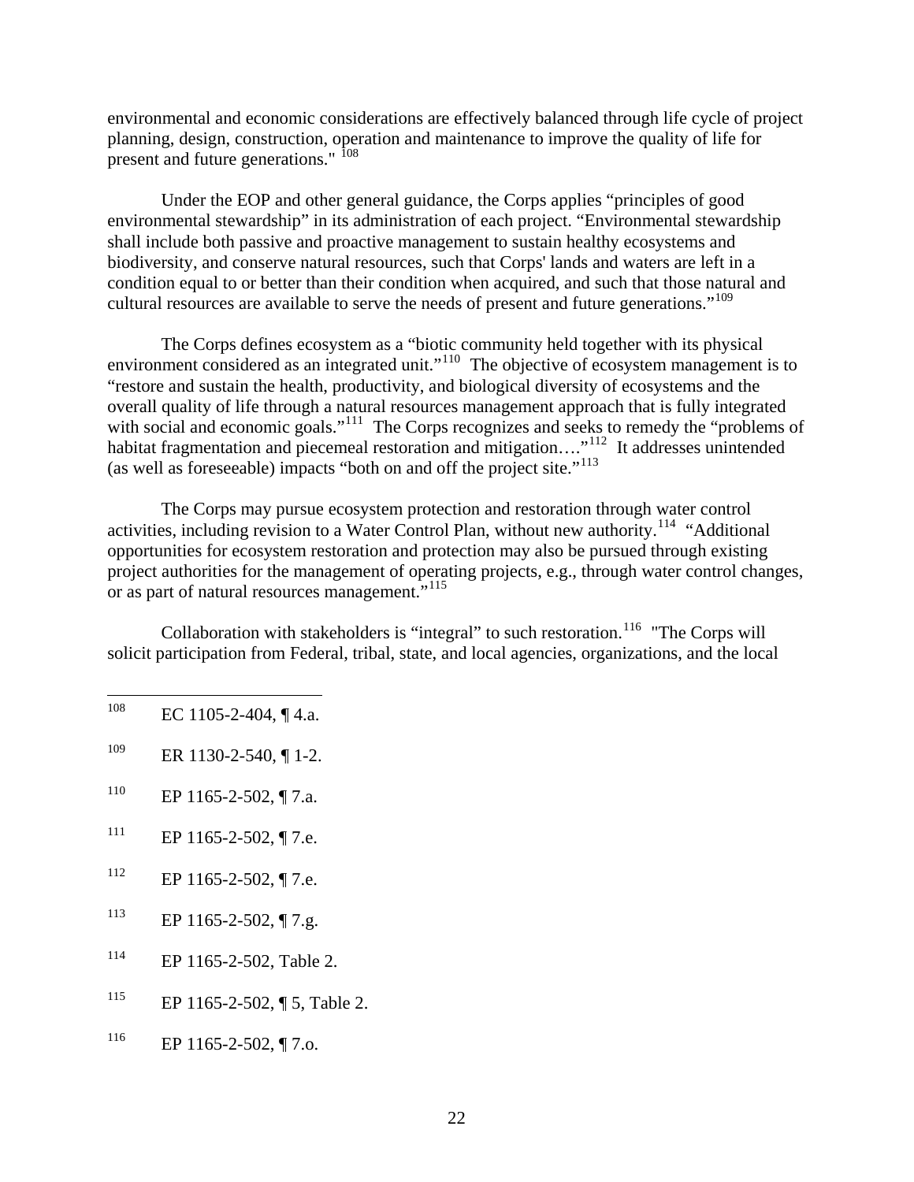environmental and economic considerations are effectively balanced through life cycle of project planning, design, construction, operation and maintenance to improve the quality of life for present and future generations." [108]

Under the EOP and other general guidance, the Corps applies "principles of good environmental stewardship" in its administration of each project. "Environmental stewardship shall include both passive and proactive management to sustain healthy ecosystems and biodiversity, and conserve natural resources, such that Corps' lands and waters are left in a condition equal to or better than their condition when acquired, and such that those natural and cultural resources are available to serve the needs of present and future generations."[109]

The Corps defines ecosystem as a "biotic community held together with its physical environment considered as an integrated unit."[110] The objective of ecosystem management is to "restore and sustain the health, productivity, and biological diversity of ecosystems and the overall quality of life through a natural resources management approach that is fully integrated with social and economic goals."[111] The Corps recognizes and seeks to remedy the "problems of habitat fragmentation and piecemeal restoration and mitigation…."[112] It addresses unintended (as well as foreseeable) impacts "both on and off the project site."[113]

The Corps may pursue ecosystem protection and restoration through water control activities, including revision to a Water Control Plan, without new authority.[114] "Additional opportunities for ecosystem restoration and protection may also be pursued through existing project authorities for the management of operating projects, e.g., through water control changes, or as part of natural resources management."[115]

Collaboration with stakeholders is "integral" to such restoration.[116] "The Corps will solicit participation from Federal, tribal, state, and local agencies, organizations, and the local

---

[108] EC 1105-2-404, ¶ 4.a.

[109] ER 1130-2-540, ¶ 1-2.

[110] EP 1165-2-502, ¶ 7.a.

[111] EP 1165-2-502, ¶ 7.e.

[112] EP 1165-2-502, ¶ 7.e.

[113] EP 1165-2-502, ¶ 7.g.

[114] EP 1165-2-502, Table 2.

[115] EP 1165-2-502, ¶ 5, Table 2.

[116] EP 1165-2-502, ¶ 7.o.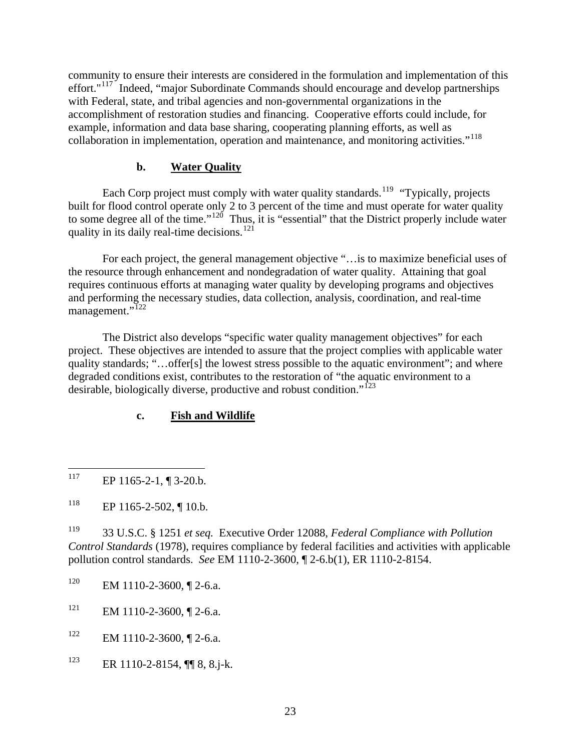community to ensure their interests are considered in the formulation and implementation of this effort."[117] Indeed, "major Subordinate Commands should encourage and develop partnerships with Federal, state, and tribal agencies and non-governmental organizations in the accomplishment of restoration studies and financing. Cooperative efforts could include, for example, information and data base sharing, cooperating planning efforts, as well as collaboration in implementation, operation and maintenance, and monitoring activities."[118]

### b. Water Quality

Each Corp project must comply with water quality standards.[119] "Typically, projects built for flood control operate only 2 to 3 percent of the time and must operate for water quality to some degree all of the time."[120] Thus, it is "essential" that the District properly include water quality in its daily real-time decisions.[121]

For each project, the general management objective "…is to maximize beneficial uses of the resource through enhancement and nondegradation of water quality. Attaining that goal requires continuous efforts at managing water quality by developing programs and objectives and performing the necessary studies, data collection, analysis, coordination, and real-time management."[122]

The District also develops "specific water quality management objectives" for each project. These objectives are intended to assure that the project complies with applicable water quality standards; "…offer[s] the lowest stress possible to the aquatic environment"; and where degraded conditions exist, contributes to the restoration of "the aquatic environment to a desirable, biologically diverse, productive and robust condition."[123]

### c. Fish and Wildlife

---

[117] EP 1165-2-1, ¶ 3-20.b.

[118] EP 1165-2-502, ¶ 10.b.

[119] 33 U.S.C. § 1251 *et seq.* Executive Order 12088, *Federal Compliance with Pollution Control Standards* (1978), requires compliance by federal facilities and activities with applicable pollution control standards. *See* EM 1110-2-3600, ¶ 2-6.b(1), ER 1110-2-8154.

[120] EM 1110-2-3600, ¶ 2-6.a.

[121] EM 1110-2-3600, ¶ 2-6.a.

[122] EM 1110-2-3600, ¶ 2-6.a.

[123] ER 1110-2-8154, ¶¶ 8, 8.j-k.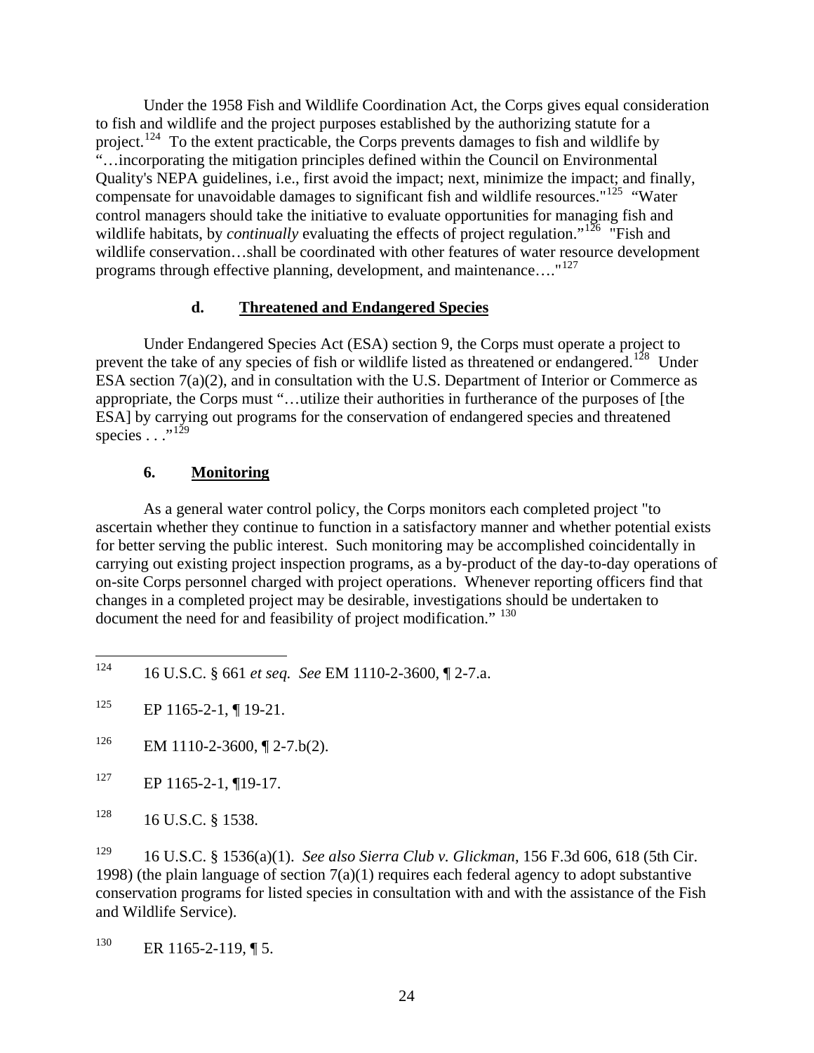Under the 1958 Fish and Wildlife Coordination Act, the Corps gives equal consideration to fish and wildlife and the project purposes established by the authorizing statute for a project.[124] To the extent practicable, the Corps prevents damages to fish and wildlife by "…incorporating the mitigation principles defined within the Council on Environmental Quality's NEPA guidelines, i.e., first avoid the impact; next, minimize the impact; and finally, compensate for unavoidable damages to significant fish and wildlife resources."[125] "Water control managers should take the initiative to evaluate opportunities for managing fish and wildlife habitats, by *continually* evaluating the effects of project regulation."[126] "Fish and wildlife conservation…shall be coordinated with other features of water resource development programs through effective planning, development, and maintenance…."[127]

#### d. Threatened and Endangered Species

Under Endangered Species Act (ESA) section 9, the Corps must operate a project to prevent the take of any species of fish or wildlife listed as threatened or endangered.[128] Under ESA section 7(a)(2), and in consultation with the U.S. Department of Interior or Commerce as appropriate, the Corps must "…utilize their authorities in furtherance of the purposes of [the ESA] by carrying out programs for the conservation of endangered species and threatened species . . ."[129]

### 6. Monitoring

As a general water control policy, the Corps monitors each completed project "to ascertain whether they continue to function in a satisfactory manner and whether potential exists for better serving the public interest. Such monitoring may be accomplished coincidentally in carrying out existing project inspection programs, as a by-product of the day-to-day operations of on-site Corps personnel charged with project operations. Whenever reporting officers find that changes in a completed project may be desirable, investigations should be undertaken to document the need for and feasibility of project modification." [130]

---

[124] 16 U.S.C. § 661 *et seq.* *See* EM 1110-2-3600, ¶ 2-7.a.

[125] EP 1165-2-1, ¶ 19-21.

[126] EM 1110-2-3600, ¶ 2-7.b(2).

[127] EP 1165-2-1, ¶19-17.

[128] 16 U.S.C. § 1538.

[129] 16 U.S.C. § 1536(a)(1). *See also Sierra Club v. Glickman*, 156 F.3d 606, 618 (5th Cir. 1998) (the plain language of section 7(a)(1) requires each federal agency to adopt substantive conservation programs for listed species in consultation with and with the assistance of the Fish and Wildlife Service).

[130] ER 1165-2-119, ¶ 5.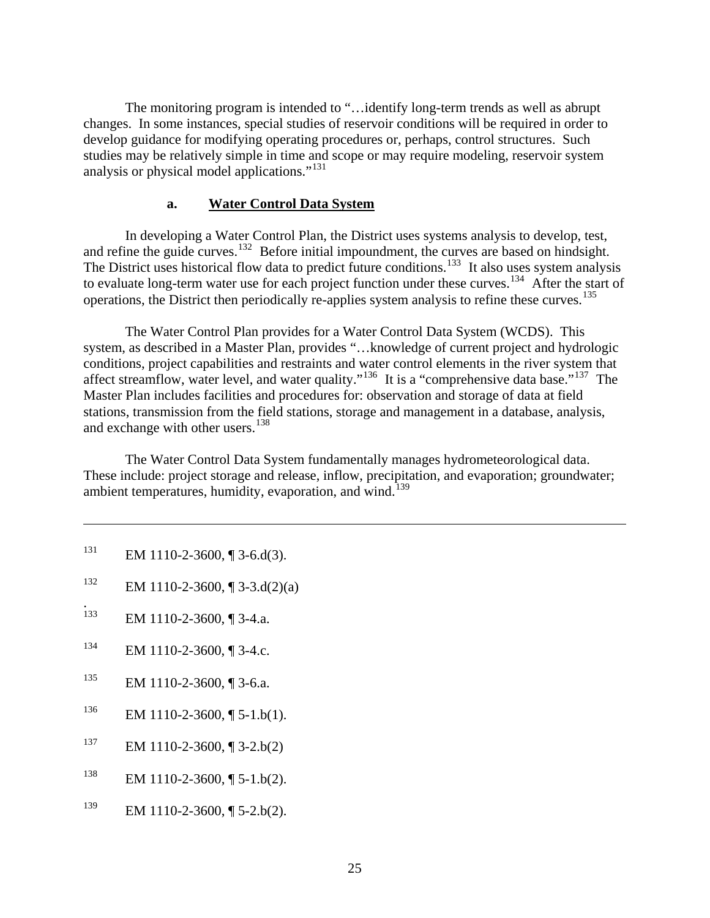The monitoring program is intended to "…identify long-term trends as well as abrupt changes. In some instances, special studies of reservoir conditions will be required in order to develop guidance for modifying operating procedures or, perhaps, control structures. Such studies may be relatively simple in time and scope or may require modeling, reservoir system analysis or physical model applications."[131]

### a. **Water Control Data System**

In developing a Water Control Plan, the District uses systems analysis to develop, test, and refine the guide curves.[132] Before initial impoundment, the curves are based on hindsight. The District uses historical flow data to predict future conditions.[133] It also uses system analysis to evaluate long-term water use for each project function under these curves.[134] After the start of operations, the District then periodically re-applies system analysis to refine these curves.[135]

The Water Control Plan provides for a Water Control Data System (WCDS). This system, as described in a Master Plan, provides "…knowledge of current project and hydrologic conditions, project capabilities and restraints and water control elements in the river system that affect streamflow, water level, and water quality."[136] It is a "comprehensive data base."[137] The Master Plan includes facilities and procedures for: observation and storage of data at field stations, transmission from the field stations, storage and management in a database, analysis, and exchange with other users.[138]

The Water Control Data System fundamentally manages hydrometeorological data. These include: project storage and release, inflow, precipitation, and evaporation; groundwater; ambient temperatures, humidity, evaporation, and wind.[139]

---

[131] EM 1110-2-3600, ¶ 3-6.d(3).

[132] EM 1110-2-3600, ¶ 3-3.d(2)(a)
.

[133] EM 1110-2-3600, ¶ 3-4.a.

[134] EM 1110-2-3600, ¶ 3-4.c.

[135] EM 1110-2-3600, ¶ 3-6.a.

[136] EM 1110-2-3600, ¶ 5-1.b(1).

[137] EM 1110-2-3600, ¶ 3-2.b(2)

[138] EM 1110-2-3600, ¶ 5-1.b(2).

[139] EM 1110-2-3600, ¶ 5-2.b(2).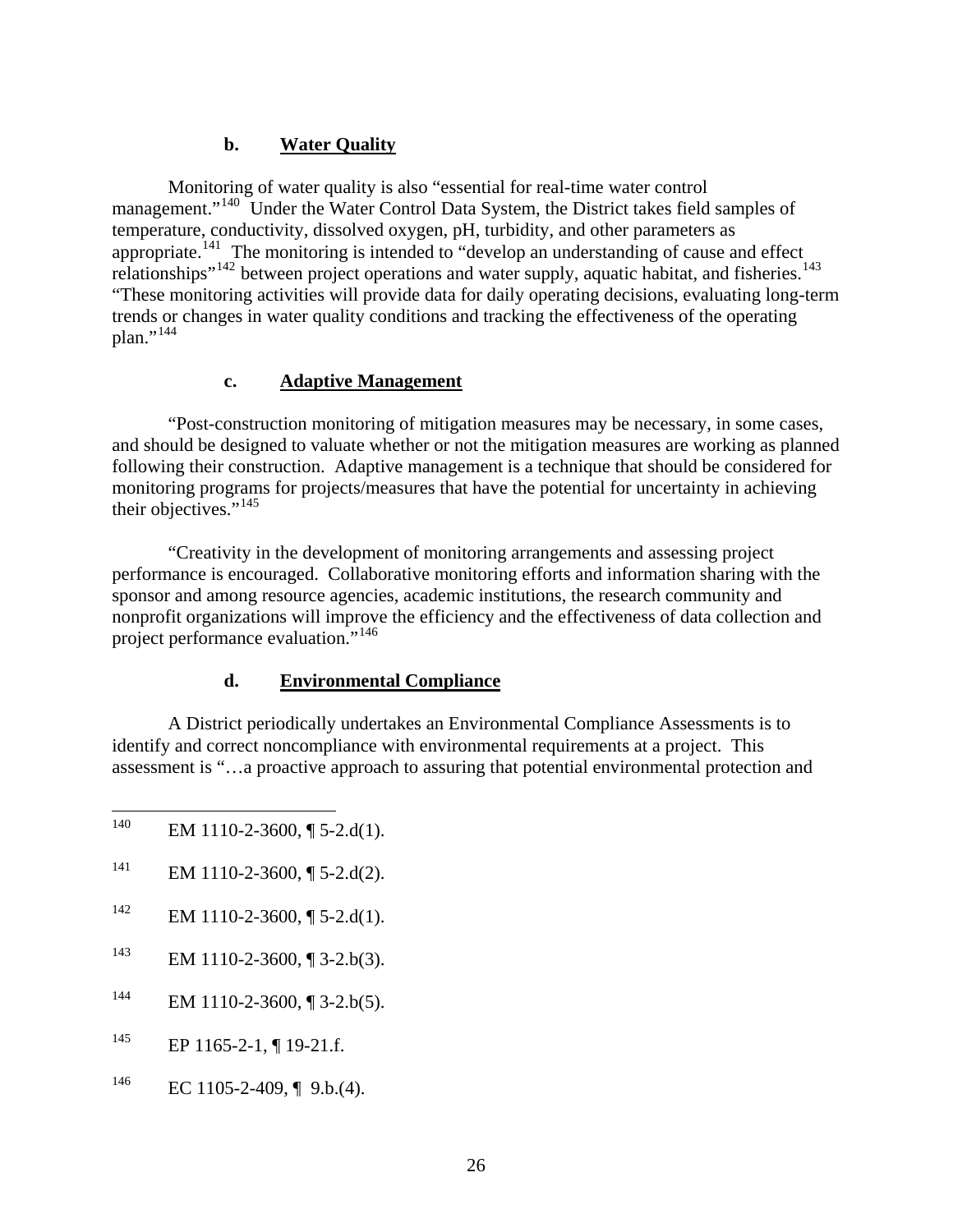### b. Water Quality

Monitoring of water quality is also "essential for real-time water control management."[140] Under the Water Control Data System, the District takes field samples of temperature, conductivity, dissolved oxygen, pH, turbidity, and other parameters as appropriate.[141] The monitoring is intended to "develop an understanding of cause and effect relationships"[142] between project operations and water supply, aquatic habitat, and fisheries.[143] "These monitoring activities will provide data for daily operating decisions, evaluating long-term trends or changes in water quality conditions and tracking the effectiveness of the operating plan."[144]

### c. Adaptive Management

"Post-construction monitoring of mitigation measures may be necessary, in some cases, and should be designed to valuate whether or not the mitigation measures are working as planned following their construction. Adaptive management is a technique that should be considered for monitoring programs for projects/measures that have the potential for uncertainty in achieving their objectives."[145]

"Creativity in the development of monitoring arrangements and assessing project performance is encouraged. Collaborative monitoring efforts and information sharing with the sponsor and among resource agencies, academic institutions, the research community and nonprofit organizations will improve the efficiency and the effectiveness of data collection and project performance evaluation."[146]

### d. Environmental Compliance

A District periodically undertakes an Environmental Compliance Assessments is to identify and correct noncompliance with environmental requirements at a project. This assessment is "…a proactive approach to assuring that potential environmental protection and

---

[140] EM 1110-2-3600, ¶ 5-2.d(1).

[141] EM 1110-2-3600, ¶ 5-2.d(2).

[142] EM 1110-2-3600, ¶ 5-2.d(1).

[143] EM 1110-2-3600, ¶ 3-2.b(3).

[144] EM 1110-2-3600, ¶ 3-2.b(5).

[145] EP 1165-2-1, ¶ 19-21.f.

[146] EC 1105-2-409, ¶ 9.b.(4).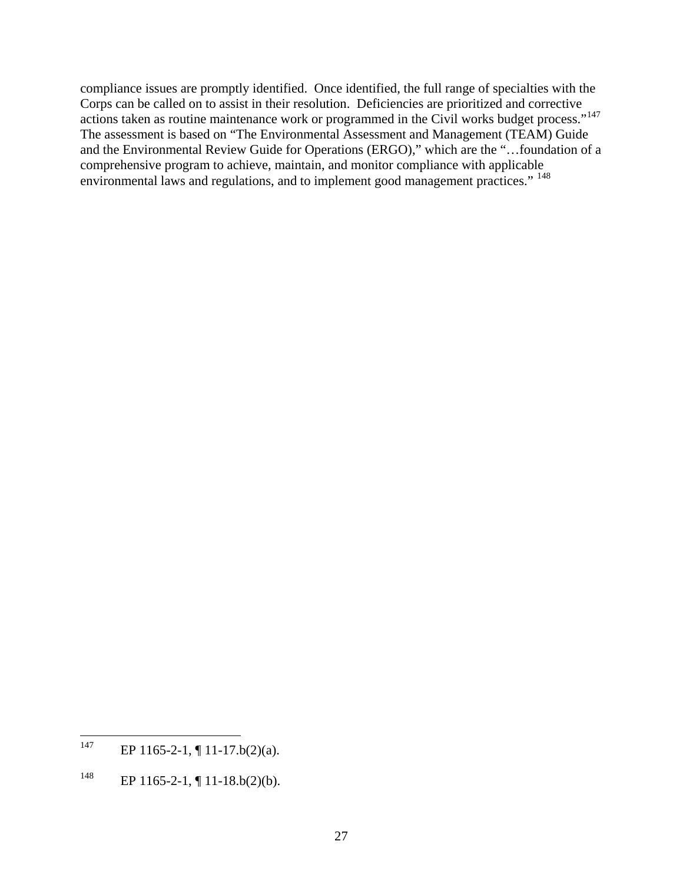compliance issues are promptly identified.  Once identified, the full range of specialties with the Corps can be called on to assist in their resolution.  Deficiencies are prioritized and corrective actions taken as routine maintenance work or programmed in the Civil works budget process."[147] The assessment is based on "The Environmental Assessment and Management (TEAM) Guide and the Environmental Review Guide for Operations (ERGO)," which are the "…foundation of a comprehensive program to achieve, maintain, and monitor compliance with applicable environmental laws and regulations, and to implement good management practices." [148]

---

[147] EP 1165-2-1, ¶ 11-17.b(2)(a).

[148] EP 1165-2-1, ¶ 11-18.b(2)(b).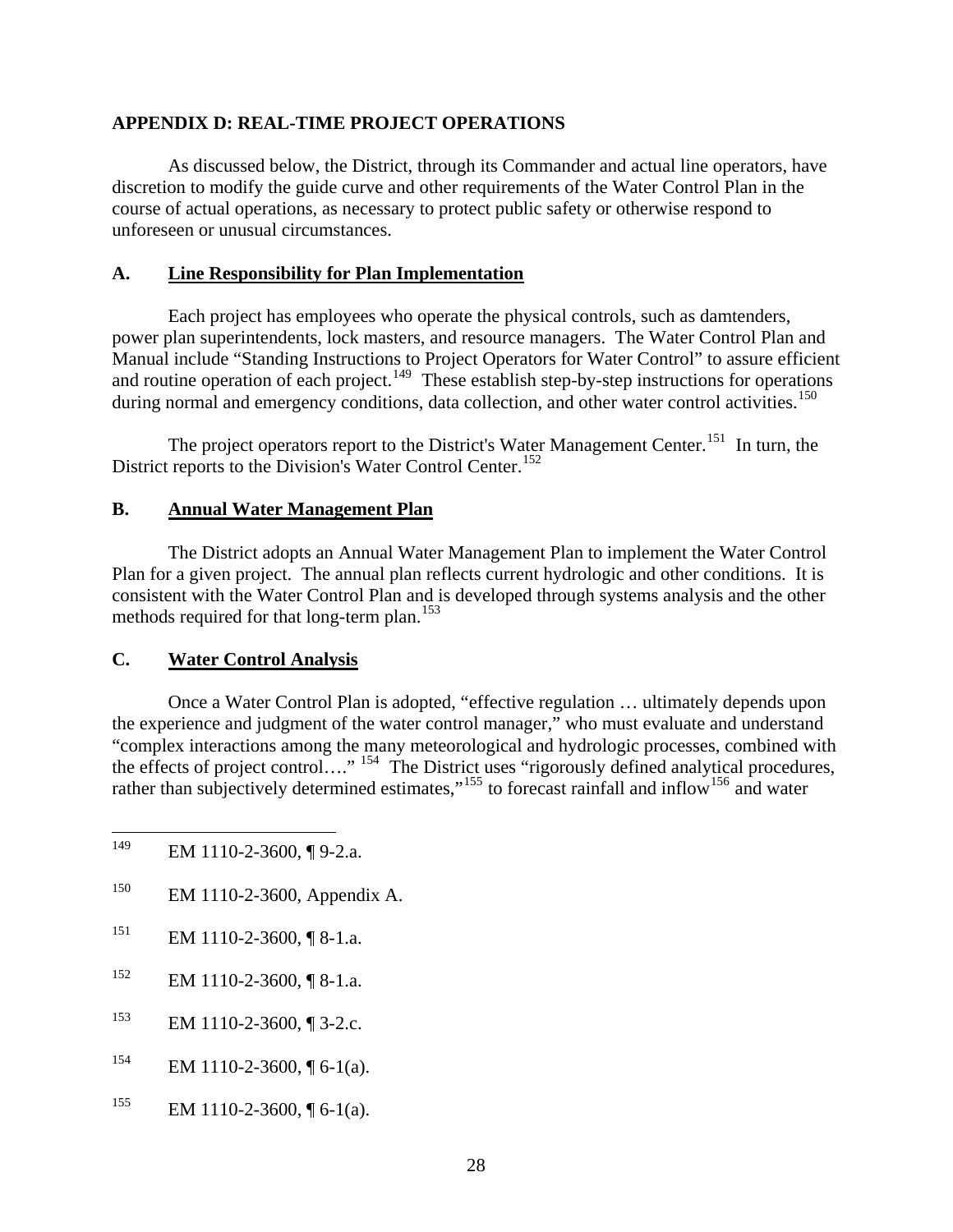## APPENDIX D: REAL-TIME PROJECT OPERATIONS

As discussed below, the District, through its Commander and actual line operators, have discretion to modify the guide curve and other requirements of the Water Control Plan in the course of actual operations, as necessary to protect public safety or otherwise respond to unforeseen or unusual circumstances.

### A. Line Responsibility for Plan Implementation

Each project has employees who operate the physical controls, such as damtenders, power plan superintendents, lock masters, and resource managers. The Water Control Plan and Manual include "Standing Instructions to Project Operators for Water Control" to assure efficient and routine operation of each project.[149] These establish step-by-step instructions for operations during normal and emergency conditions, data collection, and other water control activities.[150]

The project operators report to the District's Water Management Center.[151] In turn, the District reports to the Division's Water Control Center.[152]

### B. Annual Water Management Plan

The District adopts an Annual Water Management Plan to implement the Water Control Plan for a given project. The annual plan reflects current hydrologic and other conditions. It is consistent with the Water Control Plan and is developed through systems analysis and the other methods required for that long-term plan.[153]

### C. Water Control Analysis

Once a Water Control Plan is adopted, "effective regulation … ultimately depends upon the experience and judgment of the water control manager," who must evaluate and understand "complex interactions among the many meteorological and hydrologic processes, combined with the effects of project control…." [154] The District uses "rigorously defined analytical procedures, rather than subjectively determined estimates,"[155] to forecast rainfall and inflow[156] and water

---

[149] EM 1110-2-3600, ¶ 9-2.a.

[150] EM 1110-2-3600, Appendix A.

[151] EM 1110-2-3600, ¶ 8-1.a.

[152] EM 1110-2-3600, ¶ 8-1.a.

[153] EM 1110-2-3600, ¶ 3-2.c.

[154] EM 1110-2-3600, ¶ 6-1(a).

[155] EM 1110-2-3600, ¶ 6-1(a).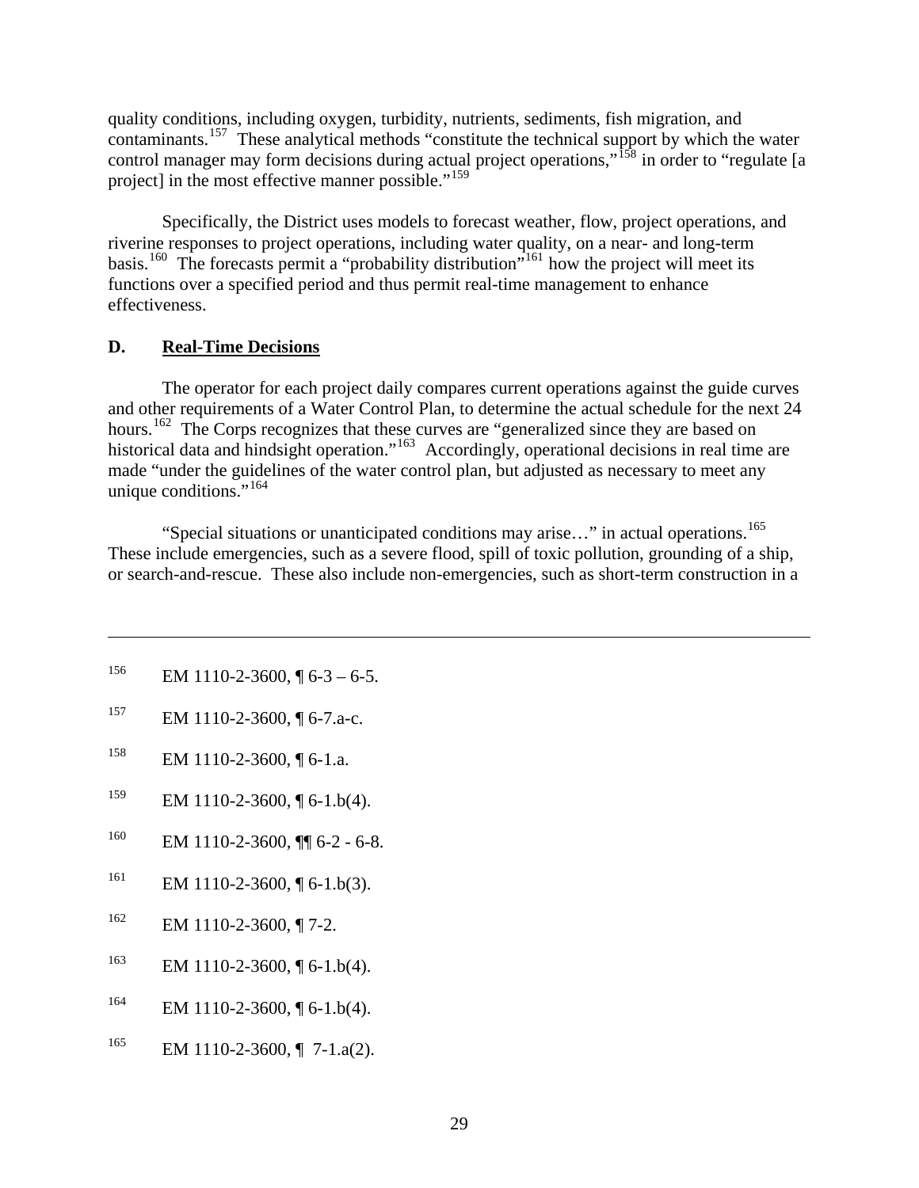quality conditions, including oxygen, turbidity, nutrients, sediments, fish migration, and contaminants.[157] These analytical methods "constitute the technical support by which the water control manager may form decisions during actual project operations,"[158] in order to "regulate [a project] in the most effective manner possible."[159]

Specifically, the District uses models to forecast weather, flow, project operations, and riverine responses to project operations, including water quality, on a near- and long-term basis.[160] The forecasts permit a "probability distribution"[161] how the project will meet its functions over a specified period and thus permit real-time management to enhance effectiveness.

### D. Real-Time Decisions

The operator for each project daily compares current operations against the guide curves and other requirements of a Water Control Plan, to determine the actual schedule for the next 24 hours.[162] The Corps recognizes that these curves are "generalized since they are based on historical data and hindsight operation."[163] Accordingly, operational decisions in real time are made "under the guidelines of the water control plan, but adjusted as necessary to meet any unique conditions."[164]

"Special situations or unanticipated conditions may arise…" in actual operations.[165] These include emergencies, such as a severe flood, spill of toxic pollution, grounding of a ship, or search-and-rescue. These also include non-emergencies, such as short-term construction in a

---

156 EM 1110-2-3600, ¶ 6-3 – 6-5.

157 EM 1110-2-3600, ¶ 6-7.a-c.

158 EM 1110-2-3600, ¶ 6-1.a.

159 EM 1110-2-3600, ¶ 6-1.b(4).

160 EM 1110-2-3600, ¶¶ 6-2 - 6-8.

161 EM 1110-2-3600, ¶ 6-1.b(3).

162 EM 1110-2-3600, ¶ 7-2.

163 EM 1110-2-3600, ¶ 6-1.b(4).

164 EM 1110-2-3600, ¶ 6-1.b(4).

165 EM 1110-2-3600, ¶ 7-1.a(2).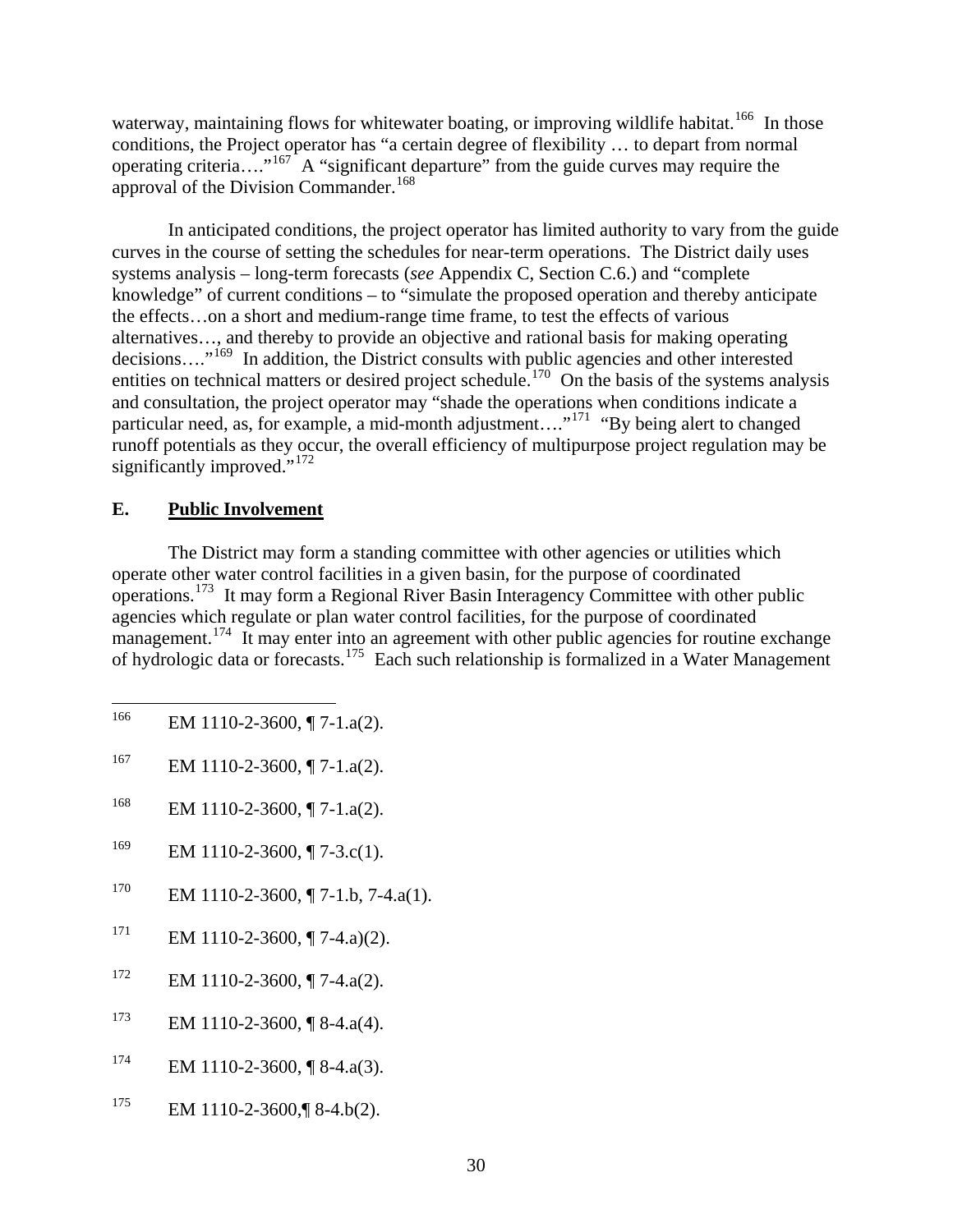waterway, maintaining flows for whitewater boating, or improving wildlife habitat.[166] In those conditions, the Project operator has "a certain degree of flexibility … to depart from normal operating criteria…."[167] A "significant departure" from the guide curves may require the approval of the Division Commander.[168]

In anticipated conditions, the project operator has limited authority to vary from the guide curves in the course of setting the schedules for near-term operations. The District daily uses systems analysis – long-term forecasts (*see* Appendix C, Section C.6.) and "complete knowledge" of current conditions – to "simulate the proposed operation and thereby anticipate the effects…on a short and medium-range time frame, to test the effects of various alternatives…, and thereby to provide an objective and rational basis for making operating decisions…."[169] In addition, the District consults with public agencies and other interested entities on technical matters or desired project schedule.[170] On the basis of the systems analysis and consultation, the project operator may "shade the operations when conditions indicate a particular need, as, for example, a mid-month adjustment…."[171] "By being alert to changed runoff potentials as they occur, the overall efficiency of multipurpose project regulation may be significantly improved."[172]

## E. Public Involvement

The District may form a standing committee with other agencies or utilities which operate other water control facilities in a given basin, for the purpose of coordinated operations.[173] It may form a Regional River Basin Interagency Committee with other public agencies which regulate or plan water control facilities, for the purpose of coordinated management.[174] It may enter into an agreement with other public agencies for routine exchange of hydrologic data or forecasts.[175] Each such relationship is formalized in a Water Management

---

[166] EM 1110-2-3600, ¶ 7-1.a(2).

[167] EM 1110-2-3600, ¶ 7-1.a(2).

[168] EM 1110-2-3600, ¶ 7-1.a(2).

[169] EM 1110-2-3600, ¶ 7-3.c(1).

[170] EM 1110-2-3600, ¶ 7-1.b, 7-4.a(1).

[171] EM 1110-2-3600, ¶ 7-4.a)(2).

[172] EM 1110-2-3600, ¶ 7-4.a(2).

[173] EM 1110-2-3600, ¶ 8-4.a(4).

[174] EM 1110-2-3600, ¶ 8-4.a(3).

[175] EM 1110-2-3600,¶ 8-4.b(2).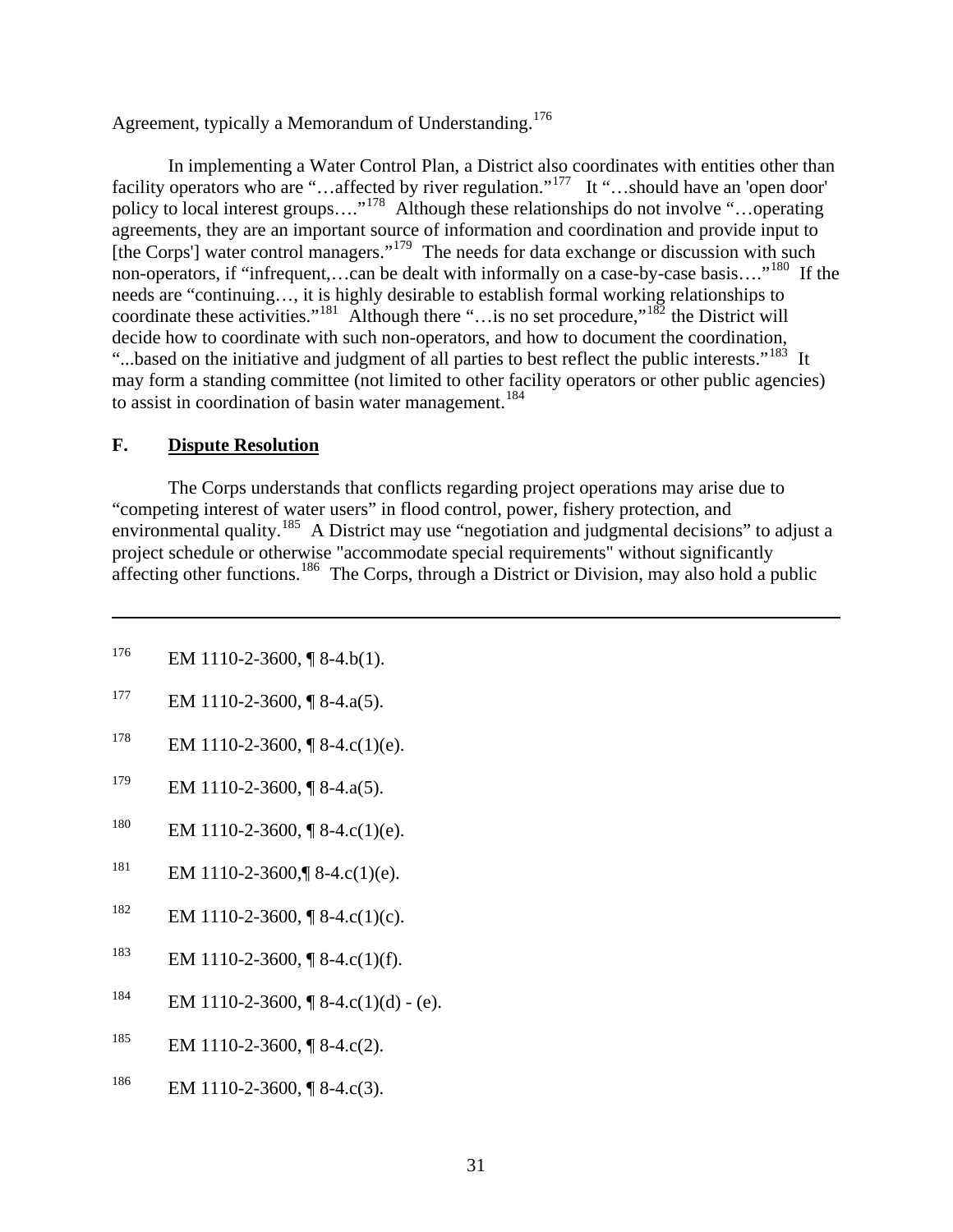Agreement, typically a Memorandum of Understanding.[176]

In implementing a Water Control Plan, a District also coordinates with entities other than facility operators who are "…affected by river regulation."[177] It "…should have an 'open door' policy to local interest groups…."[178] Although these relationships do not involve "…operating agreements, they are an important source of information and coordination and provide input to [the Corps'] water control managers."[179] The needs for data exchange or discussion with such non-operators, if "infrequent,…can be dealt with informally on a case-by-case basis…."[180] If the needs are "continuing…, it is highly desirable to establish formal working relationships to coordinate these activities."[181] Although there "…is no set procedure,"[182] the District will decide how to coordinate with such non-operators, and how to document the coordination, "...based on the initiative and judgment of all parties to best reflect the public interests."[183] It may form a standing committee (not limited to other facility operators or other public agencies) to assist in coordination of basin water management.[184]

## F. <u>Dispute Resolution</u>

The Corps understands that conflicts regarding project operations may arise due to "competing interest of water users" in flood control, power, fishery protection, and environmental quality.[185] A District may use "negotiation and judgmental decisions" to adjust a project schedule or otherwise "accommodate special requirements" without significantly affecting other functions.[186] The Corps, through a District or Division, may also hold a public

---

[176] EM 1110-2-3600, ¶ 8-4.b(1).

[177] EM 1110-2-3600, ¶ 8-4.a(5).

[178] EM 1110-2-3600, ¶ 8-4.c(1)(e).

[179] EM 1110-2-3600, ¶ 8-4.a(5).

[180] EM 1110-2-3600, ¶ 8-4.c(1)(e).

[181] EM 1110-2-3600,¶ 8-4.c(1)(e).

[182] EM 1110-2-3600, ¶ 8-4.c(1)(c).

[183] EM 1110-2-3600, ¶ 8-4.c(1)(f).

[184] EM 1110-2-3600, ¶ 8-4.c(1)(d) - (e).

[185] EM 1110-2-3600, ¶ 8-4.c(2).

[186] EM 1110-2-3600, ¶ 8-4.c(3).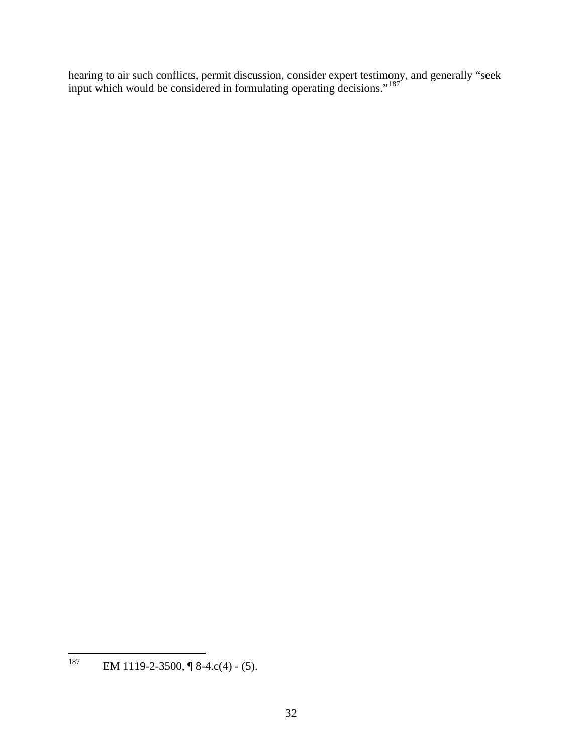hearing to air such conflicts, permit discussion, consider expert testimony, and generally "seek input which would be considered in formulating operating decisions."[187]

---

[187] EM 1119-2-3500, ¶ 8-4.c(4) - (5).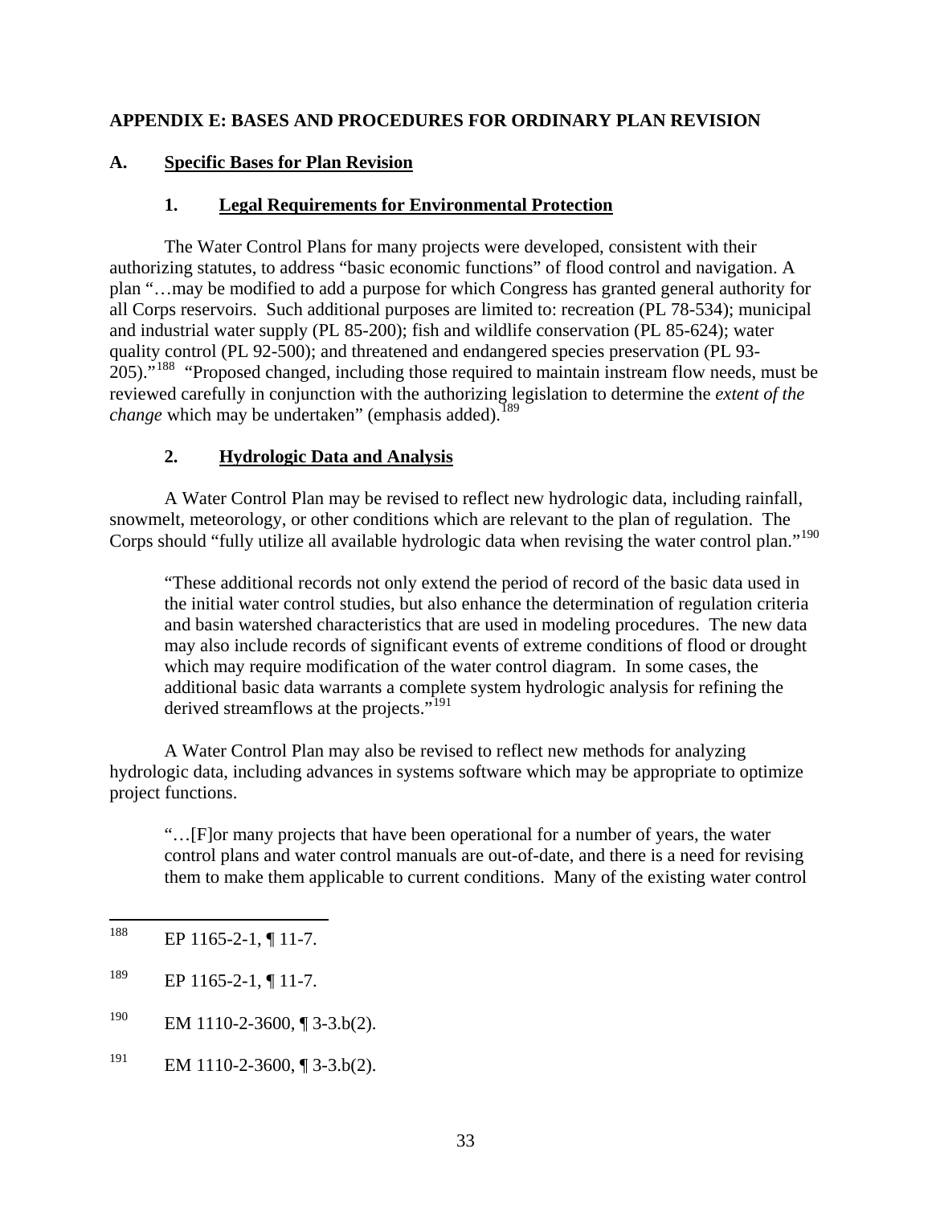**APPENDIX E: BASES AND PROCEDURES FOR ORDINARY PLAN REVISION**

**A. Specific Bases for Plan Revision**

**1. Legal Requirements for Environmental Protection**

The Water Control Plans for many projects were developed, consistent with their authorizing statutes, to address "basic economic functions" of flood control and navigation. A plan "…may be modified to add a purpose for which Congress has granted general authority for all Corps reservoirs. Such additional purposes are limited to: recreation (PL 78-534); municipal and industrial water supply (PL 85-200); fish and wildlife conservation (PL 85-624); water quality control (PL 92-500); and threatened and endangered species preservation (PL 93-205)."[188] "Proposed changed, including those required to maintain instream flow needs, must be reviewed carefully in conjunction with the authorizing legislation to determine the *extent of the change* which may be undertaken" (emphasis added).[189]

**2. Hydrologic Data and Analysis**

A Water Control Plan may be revised to reflect new hydrologic data, including rainfall, snowmelt, meteorology, or other conditions which are relevant to the plan of regulation. The Corps should "fully utilize all available hydrologic data when revising the water control plan."[190]

> "These additional records not only extend the period of record of the basic data used in the initial water control studies, but also enhance the determination of regulation criteria and basin watershed characteristics that are used in modeling procedures. The new data may also include records of significant events of extreme conditions of flood or drought which may require modification of the water control diagram. In some cases, the additional basic data warrants a complete system hydrologic analysis for refining the derived streamflows at the projects."[191]

A Water Control Plan may also be revised to reflect new methods for analyzing hydrologic data, including advances in systems software which may be appropriate to optimize project functions.

> "…[F]or many projects that have been operational for a number of years, the water control plans and water control manuals are out-of-date, and there is a need for revising them to make them applicable to current conditions. Many of the existing water control

---

[188] EP 1165-2-1, ¶ 11-7.

[189] EP 1165-2-1, ¶ 11-7.

[190] EM 1110-2-3600, ¶ 3-3.b(2).

[191] EM 1110-2-3600, ¶ 3-3.b(2).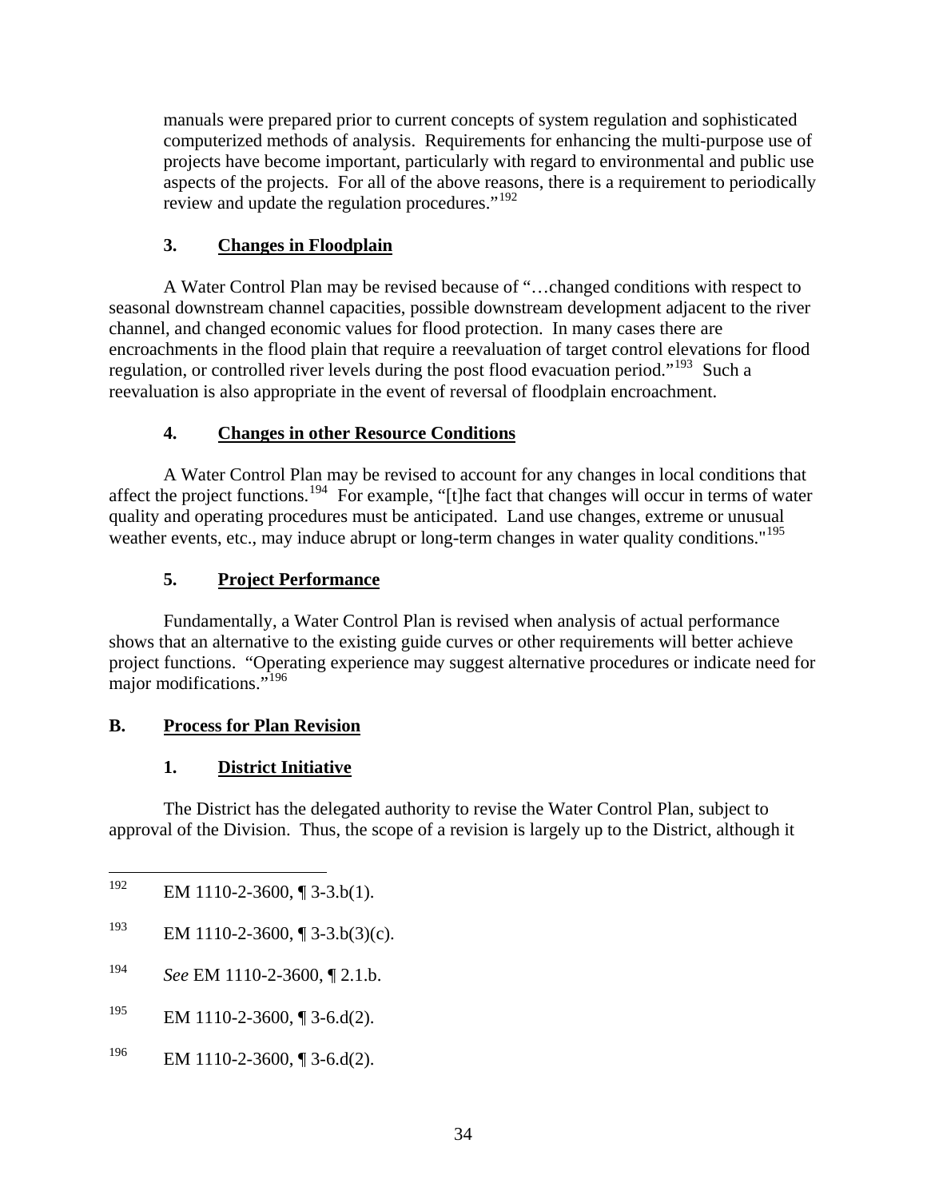manuals were prepared prior to current concepts of system regulation and sophisticated computerized methods of analysis. Requirements for enhancing the multi-purpose use of projects have become important, particularly with regard to environmental and public use aspects of the projects. For all of the above reasons, there is a requirement to periodically review and update the regulation procedures."[192]

### 3. Changes in Floodplain

A Water Control Plan may be revised because of "…changed conditions with respect to seasonal downstream channel capacities, possible downstream development adjacent to the river channel, and changed economic values for flood protection. In many cases there are encroachments in the flood plain that require a reevaluation of target control elevations for flood regulation, or controlled river levels during the post flood evacuation period."[193] Such a reevaluation is also appropriate in the event of reversal of floodplain encroachment.

### 4. Changes in other Resource Conditions

A Water Control Plan may be revised to account for any changes in local conditions that affect the project functions.[194] For example, "[t]he fact that changes will occur in terms of water quality and operating procedures must be anticipated. Land use changes, extreme or unusual weather events, etc., may induce abrupt or long-term changes in water quality conditions."[195]

### 5. Project Performance

Fundamentally, a Water Control Plan is revised when analysis of actual performance shows that an alternative to the existing guide curves or other requirements will better achieve project functions. "Operating experience may suggest alternative procedures or indicate need for major modifications."[196]

## B. Process for Plan Revision

### 1. District Initiative

The District has the delegated authority to revise the Water Control Plan, subject to approval of the Division. Thus, the scope of a revision is largely up to the District, although it

---

[192] EM 1110-2-3600, ¶ 3-3.b(1).

[193] EM 1110-2-3600, ¶ 3-3.b(3)(c).

[194] *See* EM 1110-2-3600, ¶ 2.1.b.

[195] EM 1110-2-3600, ¶ 3-6.d(2).

[196] EM 1110-2-3600, ¶ 3-6.d(2).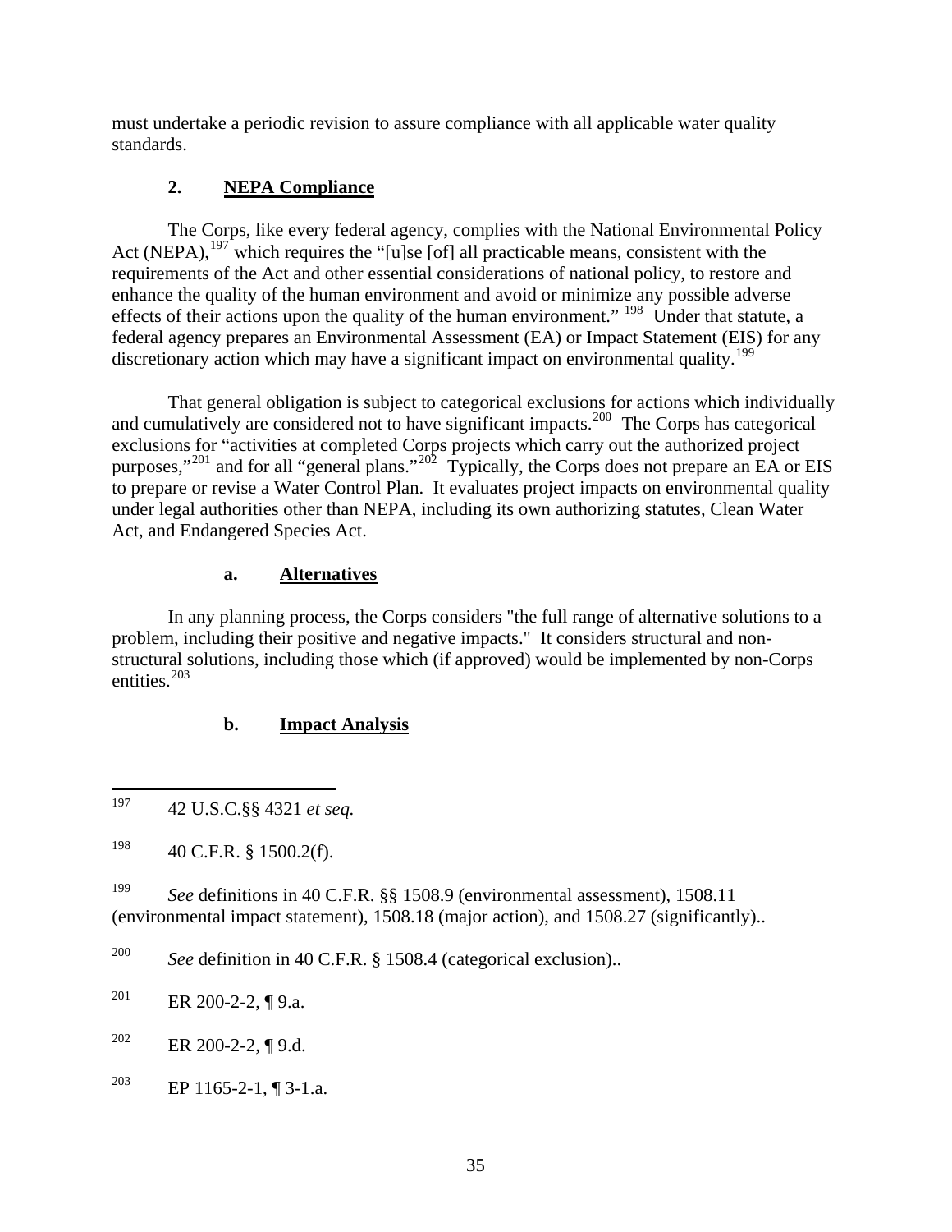must undertake a periodic revision to assure compliance with all applicable water quality standards.

### 2. NEPA Compliance

The Corps, like every federal agency, complies with the National Environmental Policy Act (NEPA),[197] which requires the "[u]se [of] all practicable means, consistent with the requirements of the Act and other essential considerations of national policy, to restore and enhance the quality of the human environment and avoid or minimize any possible adverse effects of their actions upon the quality of the human environment." [198] Under that statute, a federal agency prepares an Environmental Assessment (EA) or Impact Statement (EIS) for any discretionary action which may have a significant impact on environmental quality.[199]

That general obligation is subject to categorical exclusions for actions which individually and cumulatively are considered not to have significant impacts.[200] The Corps has categorical exclusions for "activities at completed Corps projects which carry out the authorized project purposes,"[201] and for all "general plans."[202] Typically, the Corps does not prepare an EA or EIS to prepare or revise a Water Control Plan. It evaluates project impacts on environmental quality under legal authorities other than NEPA, including its own authorizing statutes, Clean Water Act, and Endangered Species Act.

#### a. Alternatives

In any planning process, the Corps considers "the full range of alternative solutions to a problem, including their positive and negative impacts." It considers structural and non-structural solutions, including those which (if approved) would be implemented by non-Corps entities.[203]

#### b. Impact Analysis

---

[197] 42 U.S.C.§§ 4321 *et seq.*

[198] 40 C.F.R. § 1500.2(f).

[199] *See* definitions in 40 C.F.R. §§ 1508.9 (environmental assessment), 1508.11 (environmental impact statement), 1508.18 (major action), and 1508.27 (significantly)..

[200] *See* definition in 40 C.F.R. § 1508.4 (categorical exclusion)..

[201] ER 200-2-2, ¶ 9.a.

[202] ER 200-2-2, ¶ 9.d.

[203] EP 1165-2-1, ¶ 3-1.a.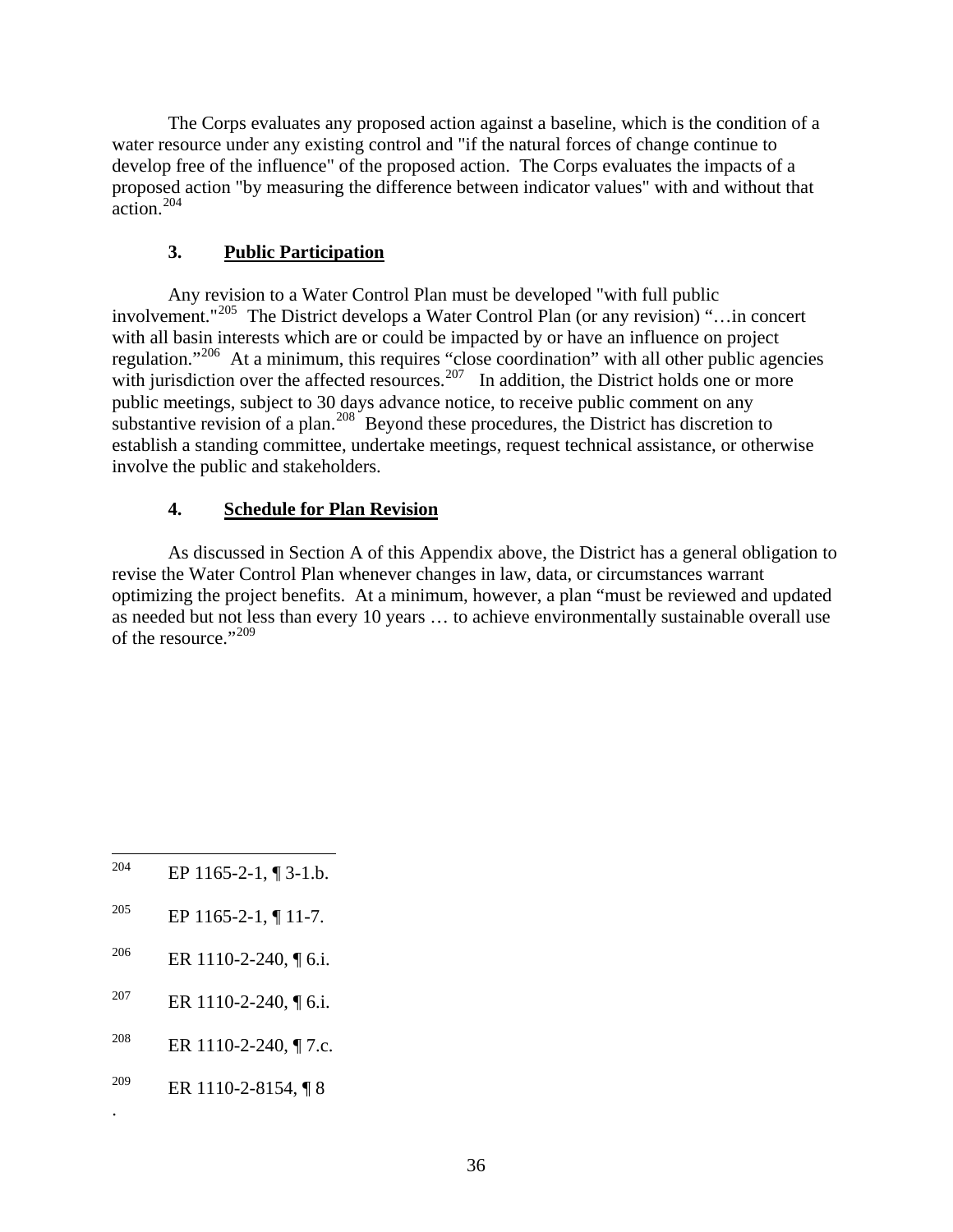The Corps evaluates any proposed action against a baseline, which is the condition of a water resource under any existing control and "if the natural forces of change continue to develop free of the influence" of the proposed action. The Corps evaluates the impacts of a proposed action "by measuring the difference between indicator values" with and without that action.[204]

### 3. Public Participation

Any revision to a Water Control Plan must be developed "with full public involvement."[205] The District develops a Water Control Plan (or any revision) "…in concert with all basin interests which are or could be impacted by or have an influence on project regulation."[206] At a minimum, this requires "close coordination" with all other public agencies with jurisdiction over the affected resources.[207] In addition, the District holds one or more public meetings, subject to 30 days advance notice, to receive public comment on any substantive revision of a plan.[208] Beyond these procedures, the District has discretion to establish a standing committee, undertake meetings, request technical assistance, or otherwise involve the public and stakeholders.

### 4. Schedule for Plan Revision

As discussed in Section A of this Appendix above, the District has a general obligation to revise the Water Control Plan whenever changes in law, data, or circumstances warrant optimizing the project benefits. At a minimum, however, a plan "must be reviewed and updated as needed but not less than every 10 years … to achieve environmentally sustainable overall use of the resource."[209]

---

[204] EP 1165-2-1, ¶ 3-1.b.

[205] EP 1165-2-1, ¶ 11-7.

[206] ER 1110-2-240, ¶ 6.i.

[207] ER 1110-2-240, ¶ 6.i.

[208] ER 1110-2-240, ¶ 7.c.

[209] ER 1110-2-8154, ¶ 8

.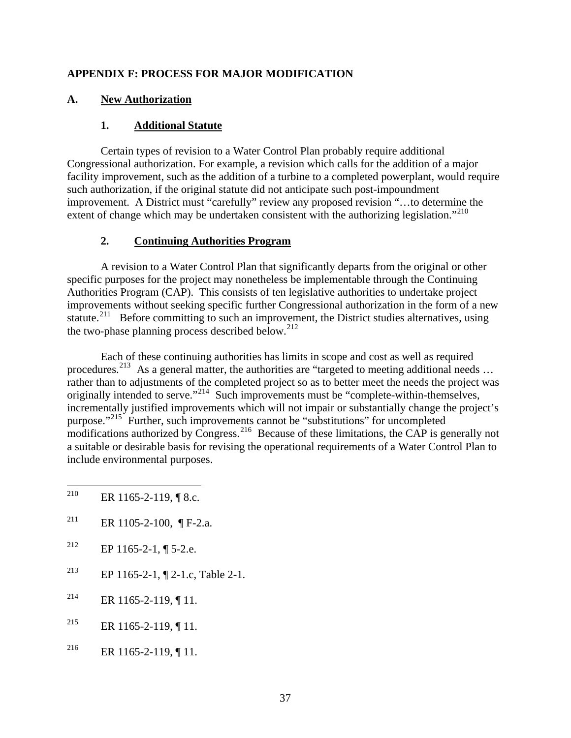## APPENDIX F: PROCESS FOR MAJOR MODIFICATION

### A. New Authorization

#### 1. Additional Statute

Certain types of revision to a Water Control Plan probably require additional Congressional authorization. For example, a revision which calls for the addition of a major facility improvement, such as the addition of a turbine to a completed powerplant, would require such authorization, if the original statute did not anticipate such post-impoundment improvement. A District must "carefully" review any proposed revision "…to determine the extent of change which may be undertaken consistent with the authorizing legislation."[210]

#### 2. Continuing Authorities Program

A revision to a Water Control Plan that significantly departs from the original or other specific purposes for the project may nonetheless be implementable through the Continuing Authorities Program (CAP). This consists of ten legislative authorities to undertake project improvements without seeking specific further Congressional authorization in the form of a new statute.[211] Before committing to such an improvement, the District studies alternatives, using the two-phase planning process described below.[212]

Each of these continuing authorities has limits in scope and cost as well as required procedures.[213] As a general matter, the authorities are "targeted to meeting additional needs … rather than to adjustments of the completed project so as to better meet the needs the project was originally intended to serve."[214] Such improvements must be "complete-within-themselves, incrementally justified improvements which will not impair or substantially change the project's purpose."[215] Further, such improvements cannot be "substitutions" for uncompleted modifications authorized by Congress.[216] Because of these limitations, the CAP is generally not a suitable or desirable basis for revising the operational requirements of a Water Control Plan to include environmental purposes.

---

[210] ER 1165-2-119, ¶ 8.c.

[211] ER 1105-2-100, ¶ F-2.a.

[212] EP 1165-2-1, ¶ 5-2.e.

[213] EP 1165-2-1, ¶ 2-1.c, Table 2-1.

[214] ER 1165-2-119, ¶ 11.

[215] ER 1165-2-119, ¶ 11.

[216] ER 1165-2-119, ¶ 11.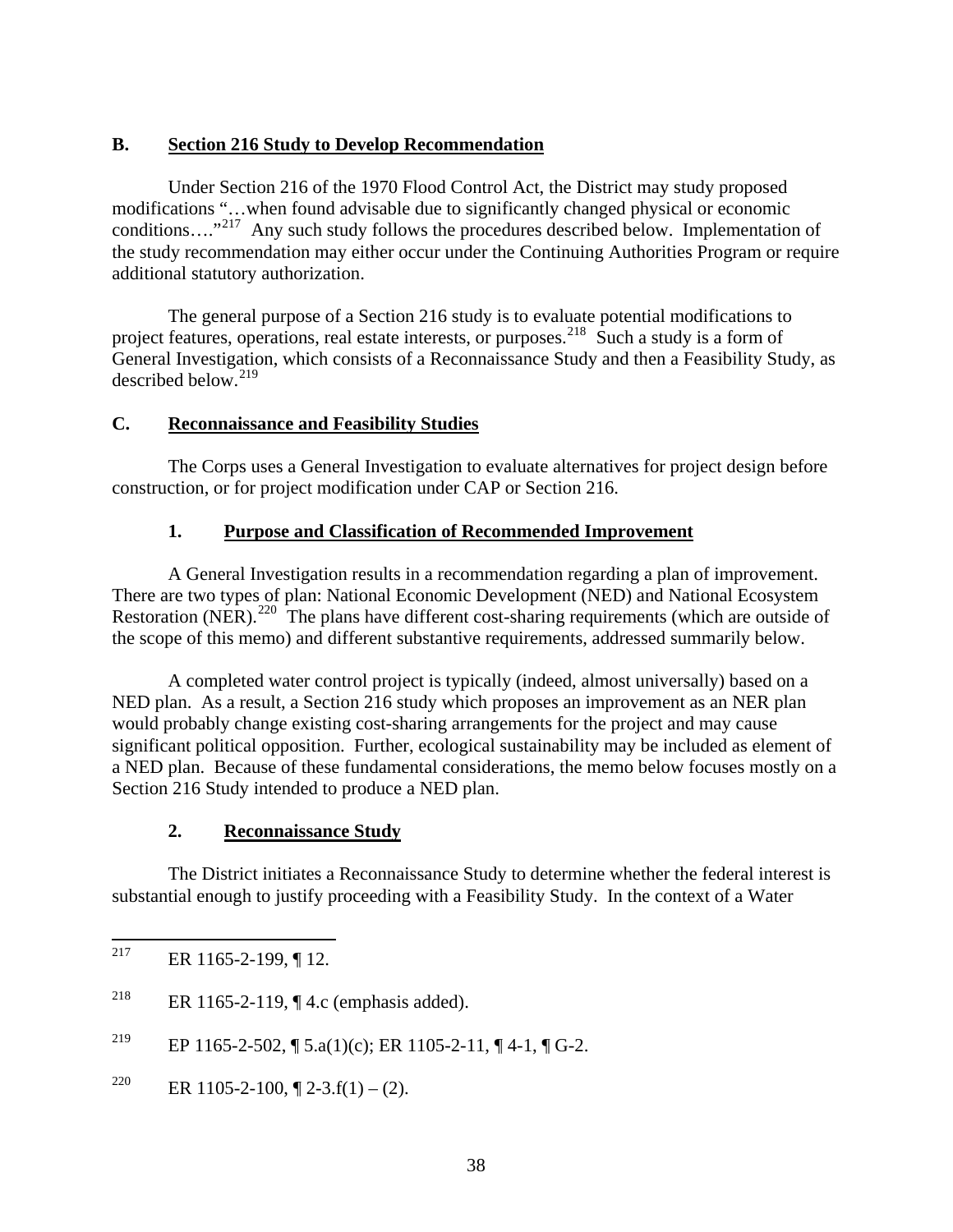## B. Section 216 Study to Develop Recommendation

Under Section 216 of the 1970 Flood Control Act, the District may study proposed modifications "…when found advisable due to significantly changed physical or economic conditions…."[217] Any such study follows the procedures described below. Implementation of the study recommendation may either occur under the Continuing Authorities Program or require additional statutory authorization.

The general purpose of a Section 216 study is to evaluate potential modifications to project features, operations, real estate interests, or purposes.[218] Such a study is a form of General Investigation, which consists of a Reconnaissance Study and then a Feasibility Study, as described below.[219]

## C. Reconnaissance and Feasibility Studies

The Corps uses a General Investigation to evaluate alternatives for project design before construction, or for project modification under CAP or Section 216.

### 1. Purpose and Classification of Recommended Improvement

A General Investigation results in a recommendation regarding a plan of improvement. There are two types of plan: National Economic Development (NED) and National Ecosystem Restoration (NER).[220] The plans have different cost-sharing requirements (which are outside of the scope of this memo) and different substantive requirements, addressed summarily below.

A completed water control project is typically (indeed, almost universally) based on a NED plan. As a result, a Section 216 study which proposes an improvement as an NER plan would probably change existing cost-sharing arrangements for the project and may cause significant political opposition. Further, ecological sustainability may be included as element of a NED plan. Because of these fundamental considerations, the memo below focuses mostly on a Section 216 Study intended to produce a NED plan.

### 2. Reconnaissance Study

The District initiates a Reconnaissance Study to determine whether the federal interest is substantial enough to justify proceeding with a Feasibility Study. In the context of a Water

---

[217] ER 1165-2-199, ¶ 12.

[218] ER 1165-2-119, ¶ 4.c (emphasis added).

[219] EP 1165-2-502, ¶ 5.a(1)(c); ER 1105-2-11, ¶ 4-1, ¶ G-2.

[220] ER 1105-2-100, ¶ 2-3.f(1) – (2).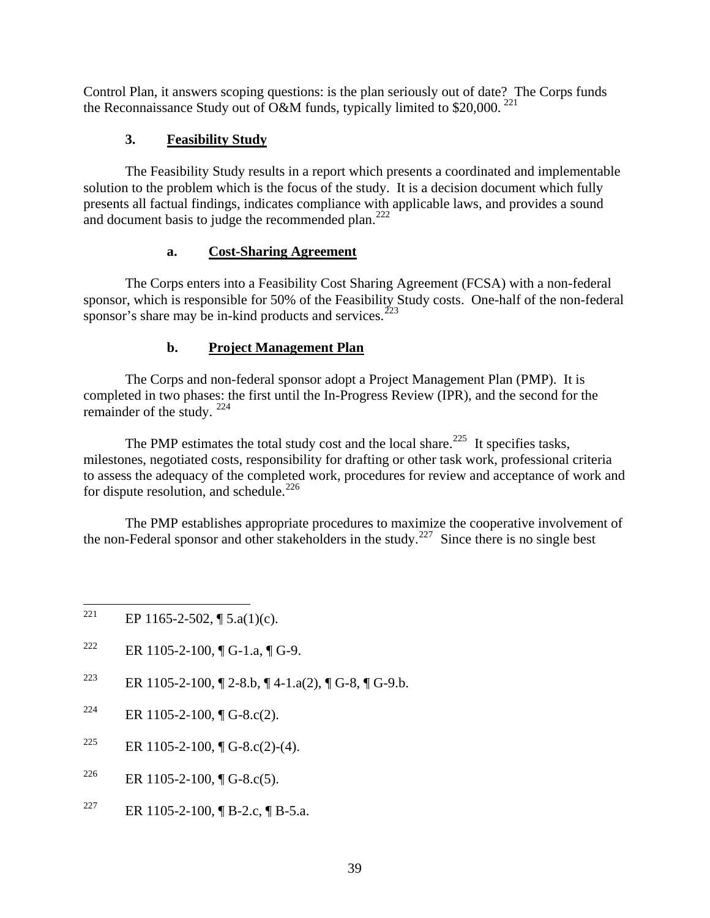Control Plan, it answers scoping questions: is the plan seriously out of date? The Corps funds the Reconnaissance Study out of O&M funds, typically limited to $20,000. [221]

### 3. Feasibility Study

The Feasibility Study results in a report which presents a coordinated and implementable solution to the problem which is the focus of the study. It is a decision document which fully presents all factual findings, indicates compliance with applicable laws, and provides a sound and document basis to judge the recommended plan.[222]

#### a. Cost-Sharing Agreement

The Corps enters into a Feasibility Cost Sharing Agreement (FCSA) with a non-federal sponsor, which is responsible for 50% of the Feasibility Study costs. One-half of the non-federal sponsor's share may be in-kind products and services.[223]

#### b. Project Management Plan

The Corps and non-federal sponsor adopt a Project Management Plan (PMP). It is completed in two phases: the first until the In-Progress Review (IPR), and the second for the remainder of the study. [224]

The PMP estimates the total study cost and the local share.[225] It specifies tasks, milestones, negotiated costs, responsibility for drafting or other task work, professional criteria to assess the adequacy of the completed work, procedures for review and acceptance of work and for dispute resolution, and schedule.[226]

The PMP establishes appropriate procedures to maximize the cooperative involvement of the non-Federal sponsor and other stakeholders in the study.[227] Since there is no single best

---

[221] EP 1165-2-502, ¶ 5.a(1)(c).

[222] ER 1105-2-100, ¶ G-1.a, ¶ G-9.

[223] ER 1105-2-100, ¶ 2-8.b, ¶ 4-1.a(2), ¶ G-8, ¶ G-9.b.

[224] ER 1105-2-100, ¶ G-8.c(2).

[225] ER 1105-2-100, ¶ G-8.c(2)-(4).

[226] ER 1105-2-100, ¶ G-8.c(5).

[227] ER 1105-2-100, ¶ B-2.c, ¶ B-5.a.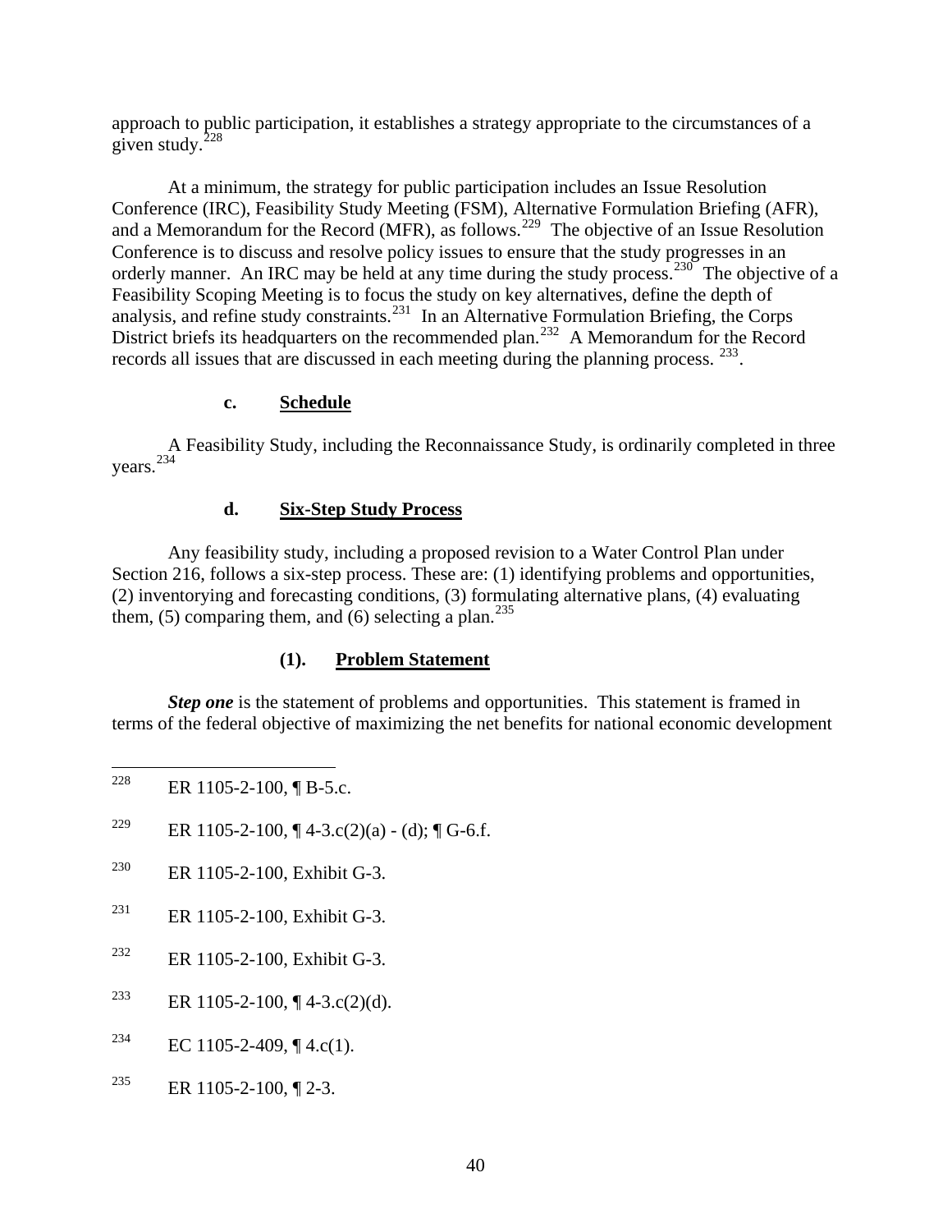approach to public participation, it establishes a strategy appropriate to the circumstances of a given study.[228]

At a minimum, the strategy for public participation includes an Issue Resolution Conference (IRC), Feasibility Study Meeting (FSM), Alternative Formulation Briefing (AFR), and a Memorandum for the Record (MFR), as follows.[229] The objective of an Issue Resolution Conference is to discuss and resolve policy issues to ensure that the study progresses in an orderly manner. An IRC may be held at any time during the study process.[230] The objective of a Feasibility Scoping Meeting is to focus the study on key alternatives, define the depth of analysis, and refine study constraints.[231] In an Alternative Formulation Briefing, the Corps District briefs its headquarters on the recommended plan.[232] A Memorandum for the Record records all issues that are discussed in each meeting during the planning process. [233].

#### c. <u>Schedule</u>

A Feasibility Study, including the Reconnaissance Study, is ordinarily completed in three years.[234]

#### d. <u>Six-Step Study Process</u>

Any feasibility study, including a proposed revision to a Water Control Plan under Section 216, follows a six-step process. These are: (1) identifying problems and opportunities, (2) inventorying and forecasting conditions, (3) formulating alternative plans, (4) evaluating them, (5) comparing them, and (6) selecting a plan.[235]

##### (1). <u>Problem Statement</u>

***Step one*** is the statement of problems and opportunities. This statement is framed in terms of the federal objective of maximizing the net benefits for national economic development

---

228 ER 1105-2-100, ¶ B-5.c.

229 ER 1105-2-100, ¶ 4-3.c(2)(a) - (d); ¶ G-6.f.

230 ER 1105-2-100, Exhibit G-3.

231 ER 1105-2-100, Exhibit G-3.

232 ER 1105-2-100, Exhibit G-3.

233 ER 1105-2-100, ¶ 4-3.c(2)(d).

234 EC 1105-2-409, ¶ 4.c(1).

235 ER 1105-2-100, ¶ 2-3.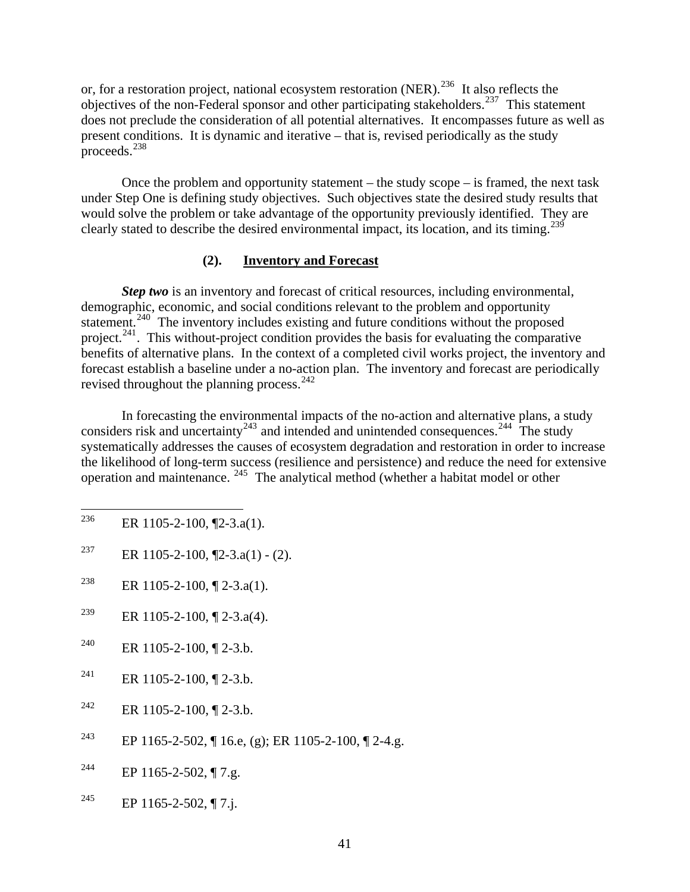or, for a restoration project, national ecosystem restoration (NER).[236] It also reflects the objectives of the non-Federal sponsor and other participating stakeholders.[237] This statement does not preclude the consideration of all potential alternatives. It encompasses future as well as present conditions. It is dynamic and iterative – that is, revised periodically as the study proceeds.[238]

Once the problem and opportunity statement – the study scope – is framed, the next task under Step One is defining study objectives. Such objectives state the desired study results that would solve the problem or take advantage of the opportunity previously identified. They are clearly stated to describe the desired environmental impact, its location, and its timing.[239]

### (2). Inventory and Forecast

***Step two*** is an inventory and forecast of critical resources, including environmental, demographic, economic, and social conditions relevant to the problem and opportunity statement.[240] The inventory includes existing and future conditions without the proposed project.[241]. This without-project condition provides the basis for evaluating the comparative benefits of alternative plans. In the context of a completed civil works project, the inventory and forecast establish a baseline under a no-action plan. The inventory and forecast are periodically revised throughout the planning process.[242]

In forecasting the environmental impacts of the no-action and alternative plans, a study considers risk and uncertainty[243] and intended and unintended consequences.[244] The study systematically addresses the causes of ecosystem degradation and restoration in order to increase the likelihood of long-term success (resilience and persistence) and reduce the need for extensive operation and maintenance.[245] The analytical method (whether a habitat model or other

---

[236] ER 1105-2-100, ¶2-3.a(1).

[237] ER 1105-2-100, ¶2-3.a(1) - (2).

[238] ER 1105-2-100, ¶ 2-3.a(1).

[239] ER 1105-2-100, ¶ 2-3.a(4).

[240] ER 1105-2-100, ¶ 2-3.b.

[241] ER 1105-2-100, ¶ 2-3.b.

[242] ER 1105-2-100, ¶ 2-3.b.

[243] EP 1165-2-502, ¶ 16.e, (g); ER 1105-2-100, ¶ 2-4.g.

[244] EP 1165-2-502, ¶ 7.g.

[245] EP 1165-2-502, ¶ 7.j.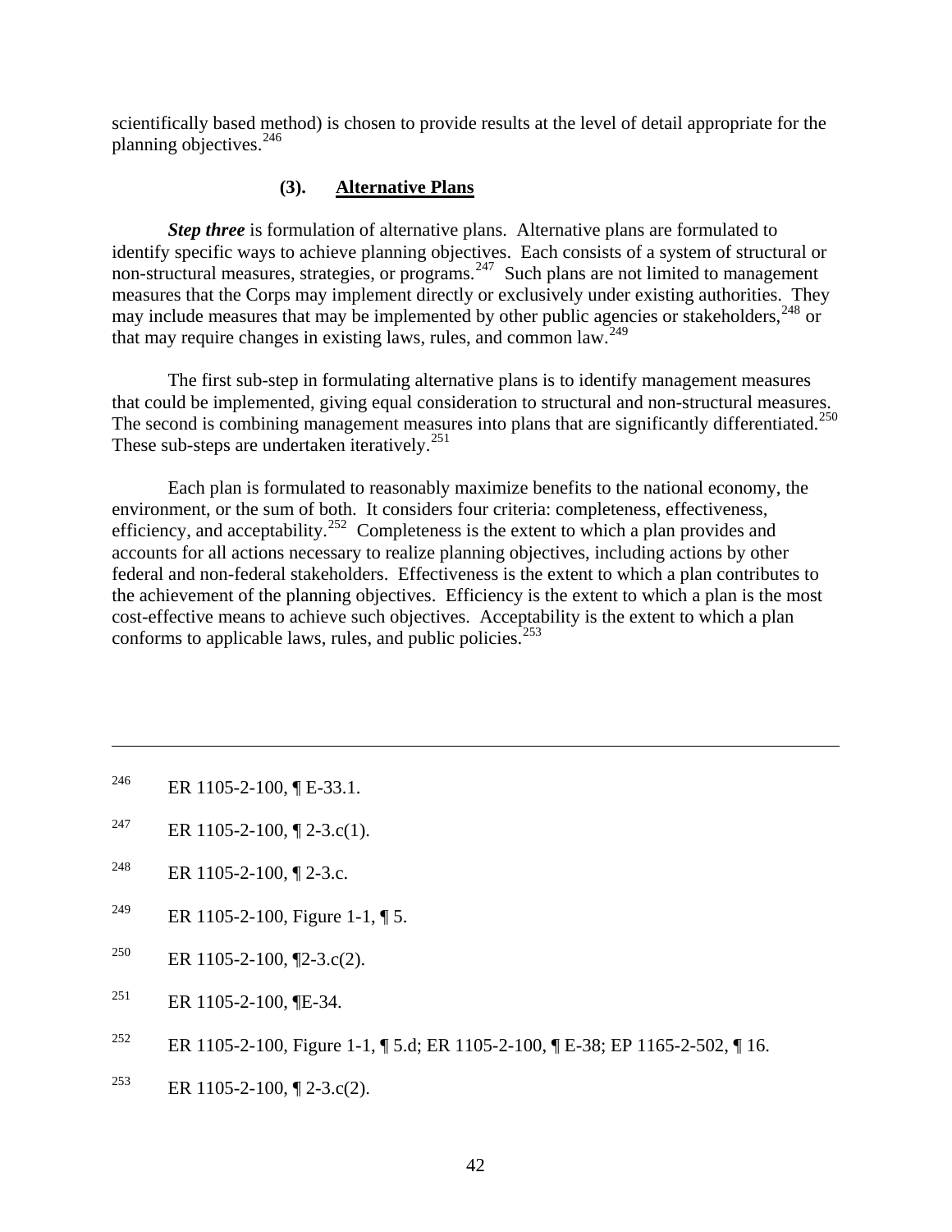scientifically based method) is chosen to provide results at the level of detail appropriate for the planning objectives.[246]

### (3). Alternative Plans

***Step three*** is formulation of alternative plans. Alternative plans are formulated to identify specific ways to achieve planning objectives. Each consists of a system of structural or non-structural measures, strategies, or programs.[247] Such plans are not limited to management measures that the Corps may implement directly or exclusively under existing authorities. They may include measures that may be implemented by other public agencies or stakeholders,[248] or that may require changes in existing laws, rules, and common law.[249]

The first sub-step in formulating alternative plans is to identify management measures that could be implemented, giving equal consideration to structural and non-structural measures. The second is combining management measures into plans that are significantly differentiated.[250] These sub-steps are undertaken iteratively.[251]

Each plan is formulated to reasonably maximize benefits to the national economy, the environment, or the sum of both. It considers four criteria: completeness, effectiveness, efficiency, and acceptability.[252] Completeness is the extent to which a plan provides and accounts for all actions necessary to realize planning objectives, including actions by other federal and non-federal stakeholders. Effectiveness is the extent to which a plan contributes to the achievement of the planning objectives. Efficiency is the extent to which a plan is the most cost-effective means to achieve such objectives. Acceptability is the extent to which a plan conforms to applicable laws, rules, and public policies.[253]

---

[246] ER 1105-2-100, ¶ E-33.1.

[247] ER 1105-2-100, ¶ 2-3.c(1).

[248] ER 1105-2-100, ¶ 2-3.c.

[249] ER 1105-2-100, Figure 1-1, ¶ 5.

[250] ER 1105-2-100, ¶2-3.c(2).

[251] ER 1105-2-100, ¶E-34.

[252] ER 1105-2-100, Figure 1-1, ¶ 5.d; ER 1105-2-100, ¶ E-38; EP 1165-2-502, ¶ 16.

[253] ER 1105-2-100, ¶ 2-3.c(2).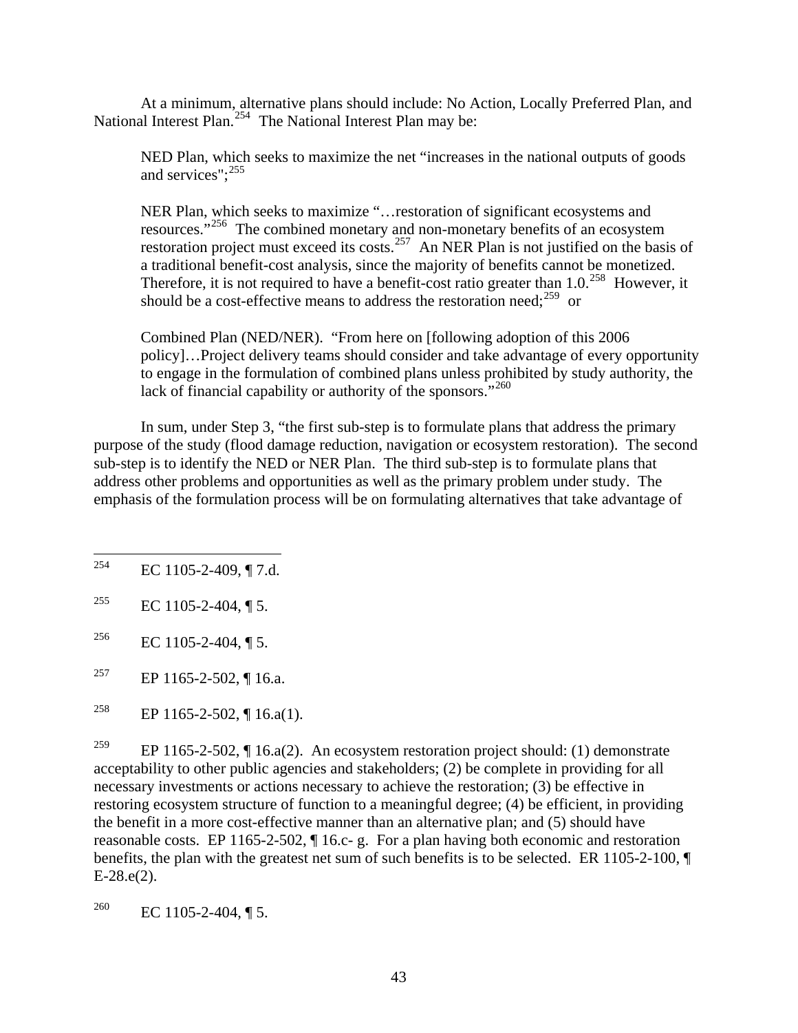At a minimum, alternative plans should include: No Action, Locally Preferred Plan, and National Interest Plan.[254] The National Interest Plan may be:

> NED Plan, which seeks to maximize the net "increases in the national outputs of goods and services";[255]
>
> NER Plan, which seeks to maximize "…restoration of significant ecosystems and resources."[256] The combined monetary and non-monetary benefits of an ecosystem restoration project must exceed its costs.[257] An NER Plan is not justified on the basis of a traditional benefit-cost analysis, since the majority of benefits cannot be monetized. Therefore, it is not required to have a benefit-cost ratio greater than 1.0.[258] However, it should be a cost-effective means to address the restoration need;[259] or
>
> Combined Plan (NED/NER). "From here on [following adoption of this 2006 policy]…Project delivery teams should consider and take advantage of every opportunity to engage in the formulation of combined plans unless prohibited by study authority, the lack of financial capability or authority of the sponsors."[260]

In sum, under Step 3, "the first sub-step is to formulate plans that address the primary purpose of the study (flood damage reduction, navigation or ecosystem restoration). The second sub-step is to identify the NED or NER Plan. The third sub-step is to formulate plans that address other problems and opportunities as well as the primary problem under study. The emphasis of the formulation process will be on formulating alternatives that take advantage of

---

[254] EC 1105-2-409, ¶ 7.d.

[255] EC 1105-2-404, ¶ 5.

[256] EC 1105-2-404, ¶ 5.

[257] EP 1165-2-502, ¶ 16.a.

[258] EP 1165-2-502, ¶ 16.a(1).

[259] EP 1165-2-502, ¶ 16.a(2). An ecosystem restoration project should: (1) demonstrate acceptability to other public agencies and stakeholders; (2) be complete in providing for all necessary investments or actions necessary to achieve the restoration; (3) be effective in restoring ecosystem structure of function to a meaningful degree; (4) be efficient, in providing the benefit in a more cost-effective manner than an alternative plan; and (5) should have reasonable costs. EP 1165-2-502, ¶ 16.c- g. For a plan having both economic and restoration benefits, the plan with the greatest net sum of such benefits is to be selected. ER 1105-2-100, ¶ E-28.e(2).

[260] EC 1105-2-404, ¶ 5.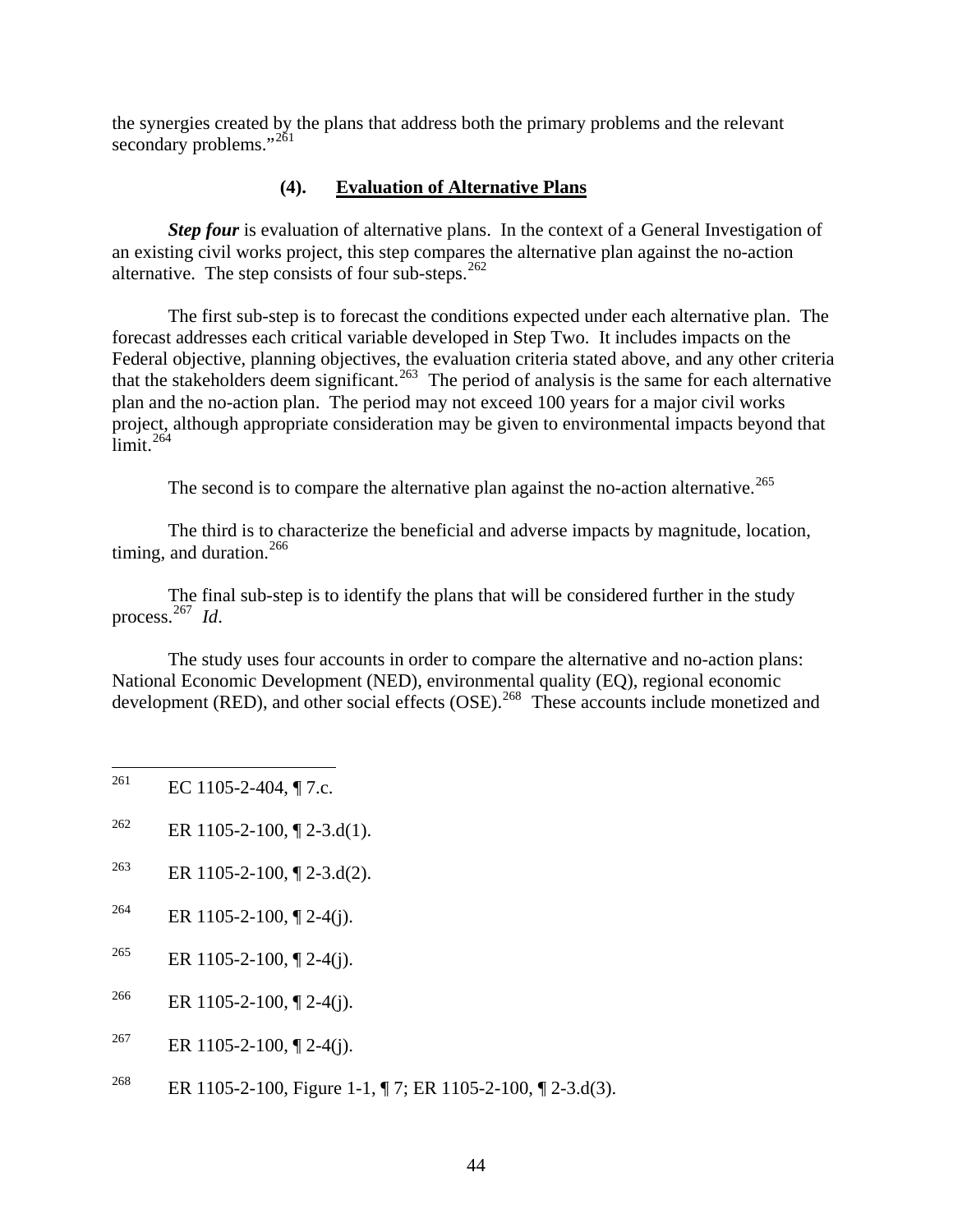the synergies created by the plans that address both the primary problems and the relevant secondary problems."[261]

### (4). Evaluation of Alternative Plans

***Step four*** is evaluation of alternative plans. In the context of a General Investigation of an existing civil works project, this step compares the alternative plan against the no-action alternative. The step consists of four sub-steps.[262]

The first sub-step is to forecast the conditions expected under each alternative plan. The forecast addresses each critical variable developed in Step Two. It includes impacts on the Federal objective, planning objectives, the evaluation criteria stated above, and any other criteria that the stakeholders deem significant.[263] The period of analysis is the same for each alternative plan and the no-action plan. The period may not exceed 100 years for a major civil works project, although appropriate consideration may be given to environmental impacts beyond that limit.[264]

The second is to compare the alternative plan against the no-action alternative.[265]

The third is to characterize the beneficial and adverse impacts by magnitude, location, timing, and duration.[266]

The final sub-step is to identify the plans that will be considered further in the study process.[267] *Id*.

The study uses four accounts in order to compare the alternative and no-action plans: National Economic Development (NED), environmental quality (EQ), regional economic development (RED), and other social effects (OSE).[268] These accounts include monetized and

---

[261] EC 1105-2-404, ¶ 7.c.

[262] ER 1105-2-100, ¶ 2-3.d(1).

[263] ER 1105-2-100, ¶ 2-3.d(2).

[264] ER 1105-2-100, ¶ 2-4(j).

[265] ER 1105-2-100, ¶ 2-4(j).

[266] ER 1105-2-100, ¶ 2-4(j).

[267] ER 1105-2-100, ¶ 2-4(j).

[268] ER 1105-2-100, Figure 1-1, ¶ 7; ER 1105-2-100, ¶ 2-3.d(3).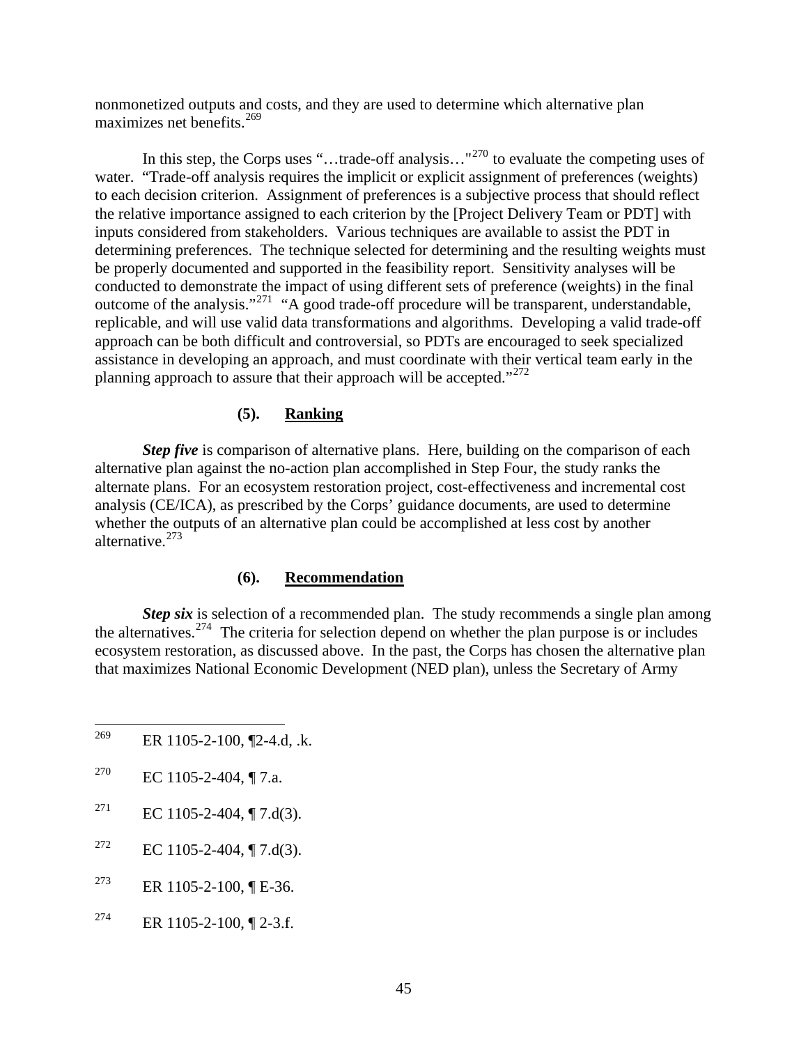nonmonetized outputs and costs, and they are used to determine which alternative plan maximizes net benefits.[269]

In this step, the Corps uses "…trade-off analysis…"[270] to evaluate the competing uses of water. "Trade-off analysis requires the implicit or explicit assignment of preferences (weights) to each decision criterion. Assignment of preferences is a subjective process that should reflect the relative importance assigned to each criterion by the [Project Delivery Team or PDT] with inputs considered from stakeholders. Various techniques are available to assist the PDT in determining preferences. The technique selected for determining and the resulting weights must be properly documented and supported in the feasibility report. Sensitivity analyses will be conducted to demonstrate the impact of using different sets of preference (weights) in the final outcome of the analysis."[271] "A good trade-off procedure will be transparent, understandable, replicable, and will use valid data transformations and algorithms. Developing a valid trade-off approach can be both difficult and controversial, so PDTs are encouraged to seek specialized assistance in developing an approach, and must coordinate with their vertical team early in the planning approach to assure that their approach will be accepted."[272]

**(5). Ranking**

***Step five*** is comparison of alternative plans. Here, building on the comparison of each alternative plan against the no-action plan accomplished in Step Four, the study ranks the alternate plans. For an ecosystem restoration project, cost-effectiveness and incremental cost analysis (CE/ICA), as prescribed by the Corps' guidance documents, are used to determine whether the outputs of an alternative plan could be accomplished at less cost by another alternative.[273]

**(6). Recommendation**

***Step six*** is selection of a recommended plan. The study recommends a single plan among the alternatives.[274] The criteria for selection depend on whether the plan purpose is or includes ecosystem restoration, as discussed above. In the past, the Corps has chosen the alternative plan that maximizes National Economic Development (NED plan), unless the Secretary of Army

---

[269] ER 1105-2-100, ¶2-4.d, .k.

[270] EC 1105-2-404, ¶ 7.a.

[271] EC 1105-2-404, ¶ 7.d(3).

[272] EC 1105-2-404, ¶ 7.d(3).

[273] ER 1105-2-100, ¶ E-36.

[274] ER 1105-2-100, ¶ 2-3.f.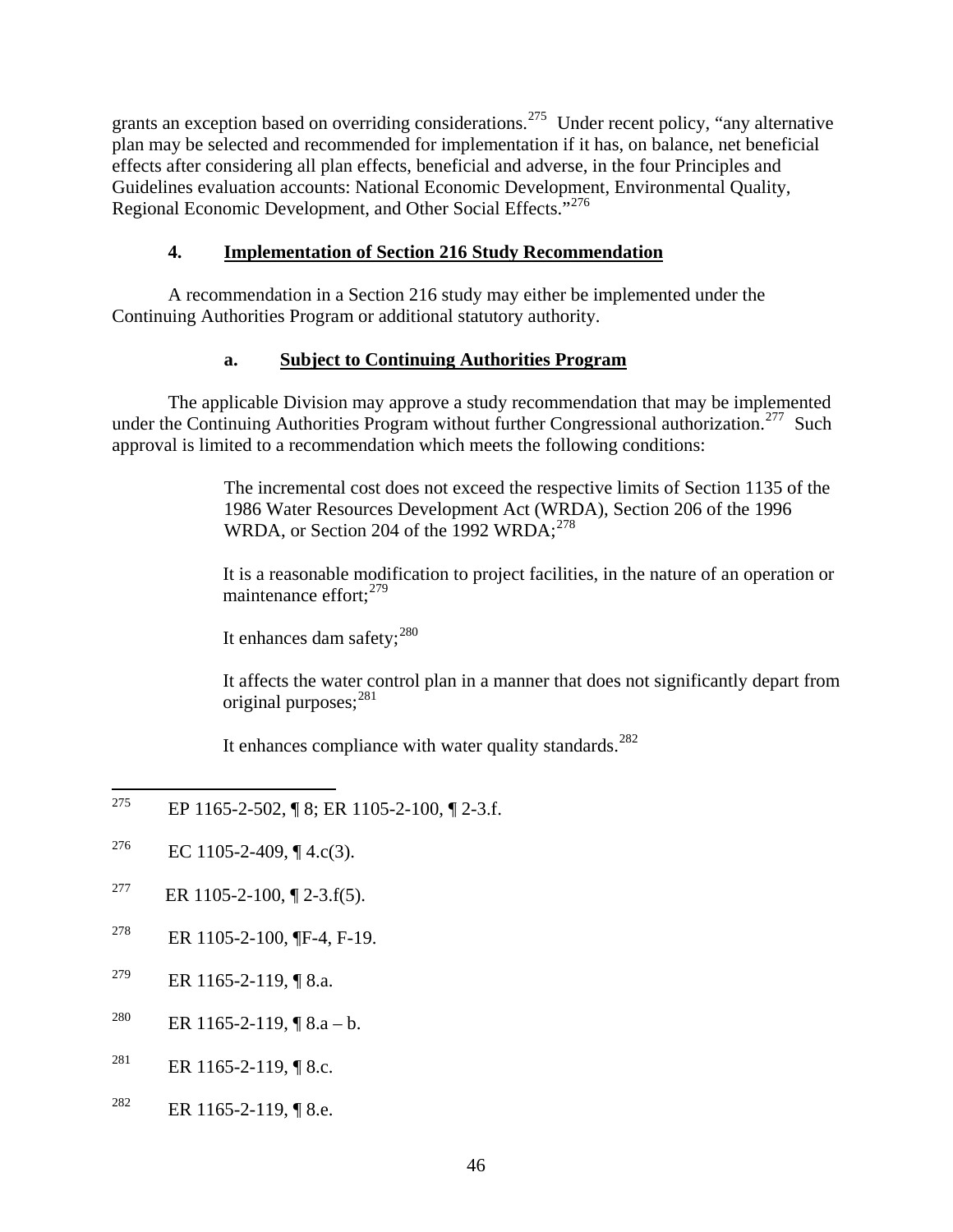grants an exception based on overriding considerations.[275] Under recent policy, "any alternative plan may be selected and recommended for implementation if it has, on balance, net beneficial effects after considering all plan effects, beneficial and adverse, in the four Principles and Guidelines evaluation accounts: National Economic Development, Environmental Quality, Regional Economic Development, and Other Social Effects."[276]

### 4. Implementation of Section 216 Study Recommendation

A recommendation in a Section 216 study may either be implemented under the Continuing Authorities Program or additional statutory authority.

#### a. Subject to Continuing Authorities Program

The applicable Division may approve a study recommendation that may be implemented under the Continuing Authorities Program without further Congressional authorization.[277] Such approval is limited to a recommendation which meets the following conditions:

> The incremental cost does not exceed the respective limits of Section 1135 of the 1986 Water Resources Development Act (WRDA), Section 206 of the 1996 WRDA, or Section 204 of the 1992 WRDA;[278]
>
> It is a reasonable modification to project facilities, in the nature of an operation or maintenance effort;[279]
>
> It enhances dam safety;[280]
>
> It affects the water control plan in a manner that does not significantly depart from original purposes;[281]
>
> It enhances compliance with water quality standards.[282]

---

[275] EP 1165-2-502, ¶ 8; ER 1105-2-100, ¶ 2-3.f.

[276] EC 1105-2-409, ¶ 4.c(3).

[277] ER 1105-2-100, ¶ 2-3.f(5).

[278] ER 1105-2-100, ¶F-4, F-19.

[279] ER 1165-2-119, ¶ 8.a.

[280] ER 1165-2-119, ¶ 8.a – b.

[281] ER 1165-2-119, ¶ 8.c.

[282] ER 1165-2-119, ¶ 8.e.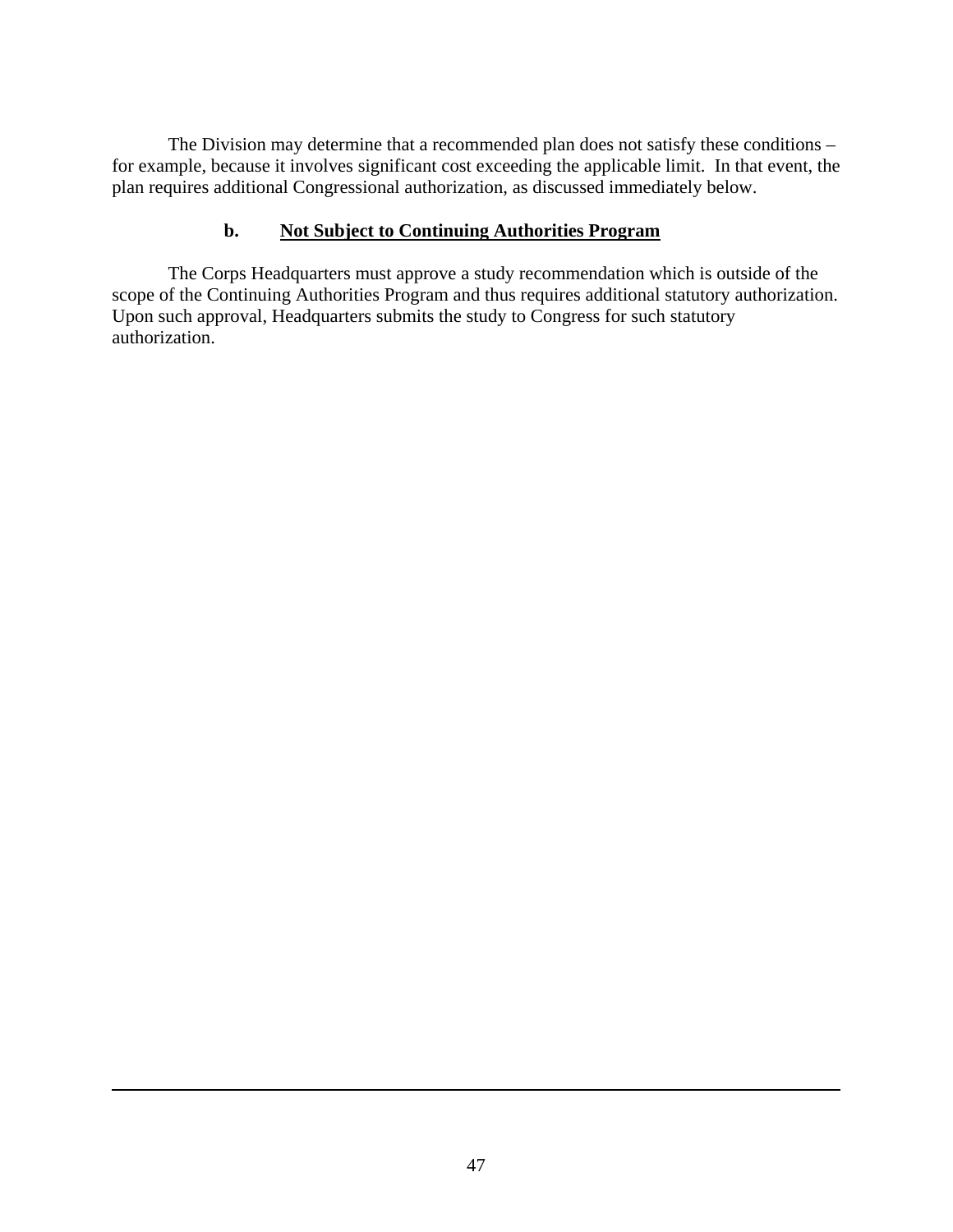The Division may determine that a recommended plan does not satisfy these conditions – for example, because it involves significant cost exceeding the applicable limit. In that event, the plan requires additional Congressional authorization, as discussed immediately below.

### b. Not Subject to Continuing Authorities Program

The Corps Headquarters must approve a study recommendation which is outside of the scope of the Continuing Authorities Program and thus requires additional statutory authorization. Upon such approval, Headquarters submits the study to Congress for such statutory authorization.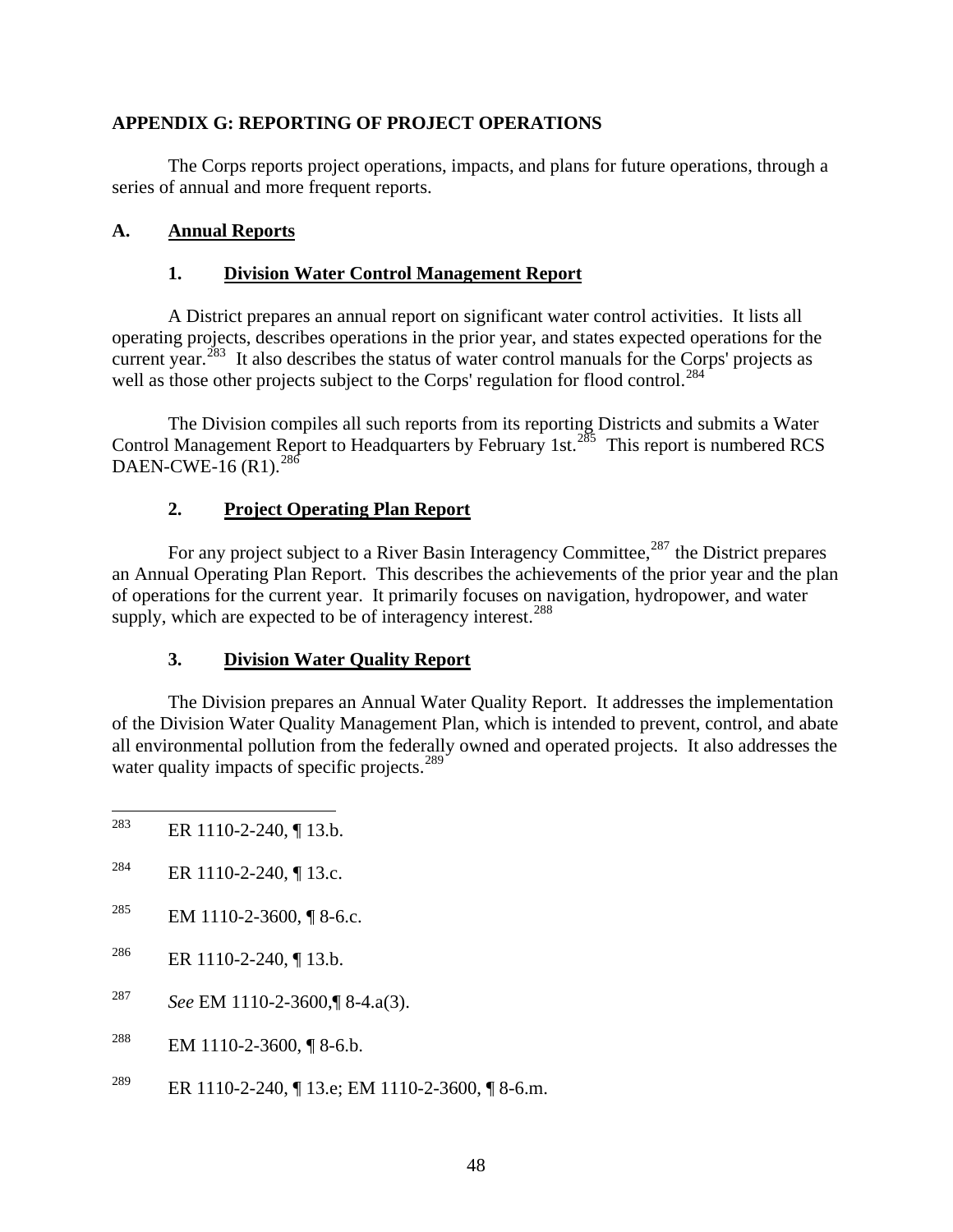# APPENDIX G: REPORTING OF PROJECT OPERATIONS

The Corps reports project operations, impacts, and plans for future operations, through a series of annual and more frequent reports.

## A. Annual Reports

### 1. Division Water Control Management Report

A District prepares an annual report on significant water control activities. It lists all operating projects, describes operations in the prior year, and states expected operations for the current year.[283] It also describes the status of water control manuals for the Corps' projects as well as those other projects subject to the Corps' regulation for flood control.[284]

The Division compiles all such reports from its reporting Districts and submits a Water Control Management Report to Headquarters by February 1st.[285] This report is numbered RCS DAEN-CWE-16 (R1).[286]

### 2. Project Operating Plan Report

For any project subject to a River Basin Interagency Committee,[287] the District prepares an Annual Operating Plan Report. This describes the achievements of the prior year and the plan of operations for the current year. It primarily focuses on navigation, hydropower, and water supply, which are expected to be of interagency interest.[288]

### 3. Division Water Quality Report

The Division prepares an Annual Water Quality Report. It addresses the implementation of the Division Water Quality Management Plan, which is intended to prevent, control, and abate all environmental pollution from the federally owned and operated projects. It also addresses the water quality impacts of specific projects.[289]

---

[283] ER 1110-2-240, ¶ 13.b.

[284] ER 1110-2-240, ¶ 13.c.

[285] EM 1110-2-3600, ¶ 8-6.c.

[286] ER 1110-2-240, ¶ 13.b.

[287] *See* EM 1110-2-3600,¶ 8-4.a(3).

[288] EM 1110-2-3600, ¶ 8-6.b.

[289] ER 1110-2-240, ¶ 13.e; EM 1110-2-3600, ¶ 8-6.m.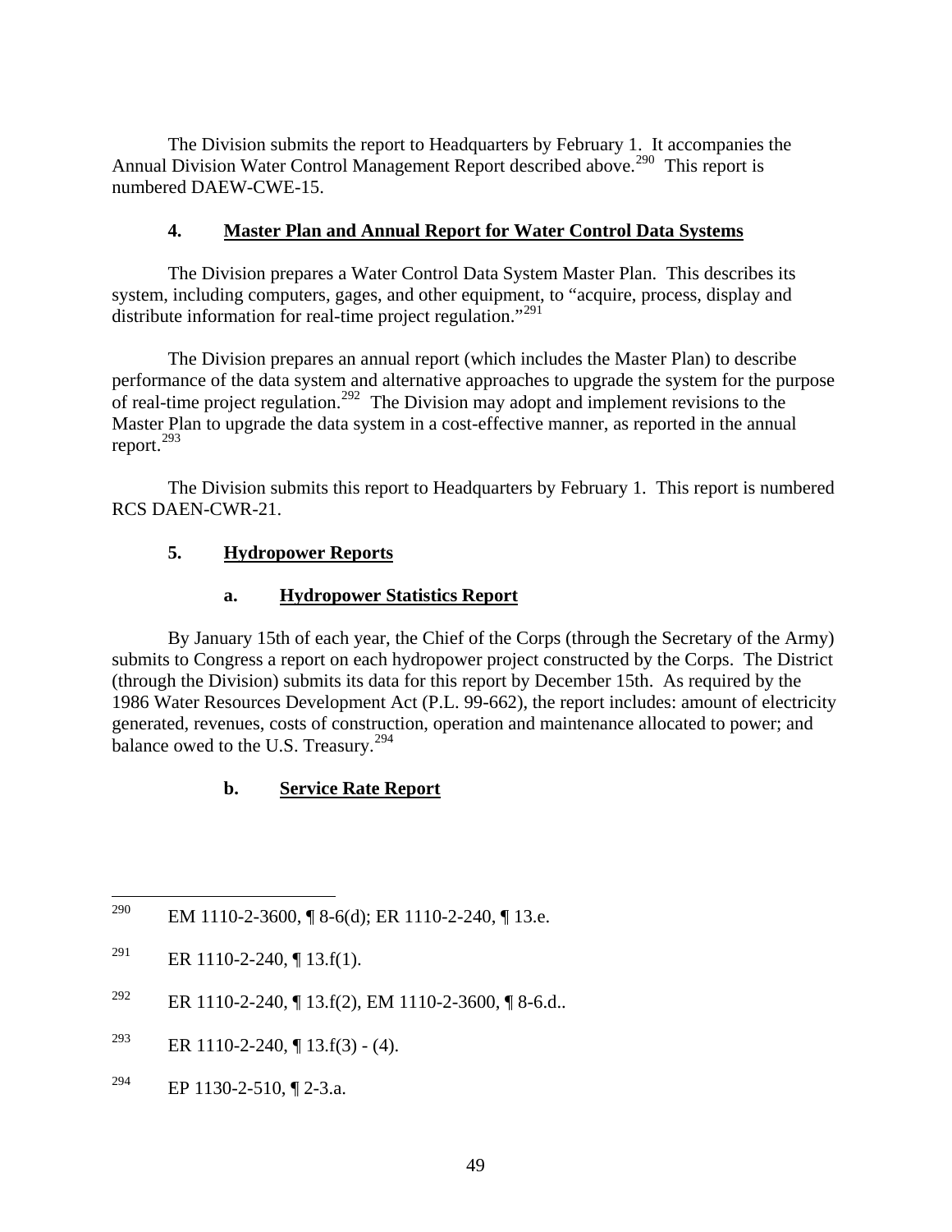The Division submits the report to Headquarters by February 1. It accompanies the Annual Division Water Control Management Report described above.[290] This report is numbered DAEW-CWE-15.

### 4. Master Plan and Annual Report for Water Control Data Systems

The Division prepares a Water Control Data System Master Plan. This describes its system, including computers, gages, and other equipment, to "acquire, process, display and distribute information for real-time project regulation."[291]

The Division prepares an annual report (which includes the Master Plan) to describe performance of the data system and alternative approaches to upgrade the system for the purpose of real-time project regulation.[292] The Division may adopt and implement revisions to the Master Plan to upgrade the data system in a cost-effective manner, as reported in the annual report.[293]

The Division submits this report to Headquarters by February 1. This report is numbered RCS DAEN-CWR-21.

### 5. Hydropower Reports

#### a. Hydropower Statistics Report

By January 15th of each year, the Chief of the Corps (through the Secretary of the Army) submits to Congress a report on each hydropower project constructed by the Corps. The District (through the Division) submits its data for this report by December 15th. As required by the 1986 Water Resources Development Act (P.L. 99-662), the report includes: amount of electricity generated, revenues, costs of construction, operation and maintenance allocated to power; and balance owed to the U.S. Treasury.[294]

#### b. Service Rate Report

---

[290] EM 1110-2-3600, ¶ 8-6(d); ER 1110-2-240, ¶ 13.e.

[291] ER 1110-2-240, ¶ 13.f(1).

[292] ER 1110-2-240, ¶ 13.f(2), EM 1110-2-3600, ¶ 8-6.d..

[293] ER 1110-2-240, ¶ 13.f(3) - (4).

[294] EP 1130-2-510, ¶ 2-3.a.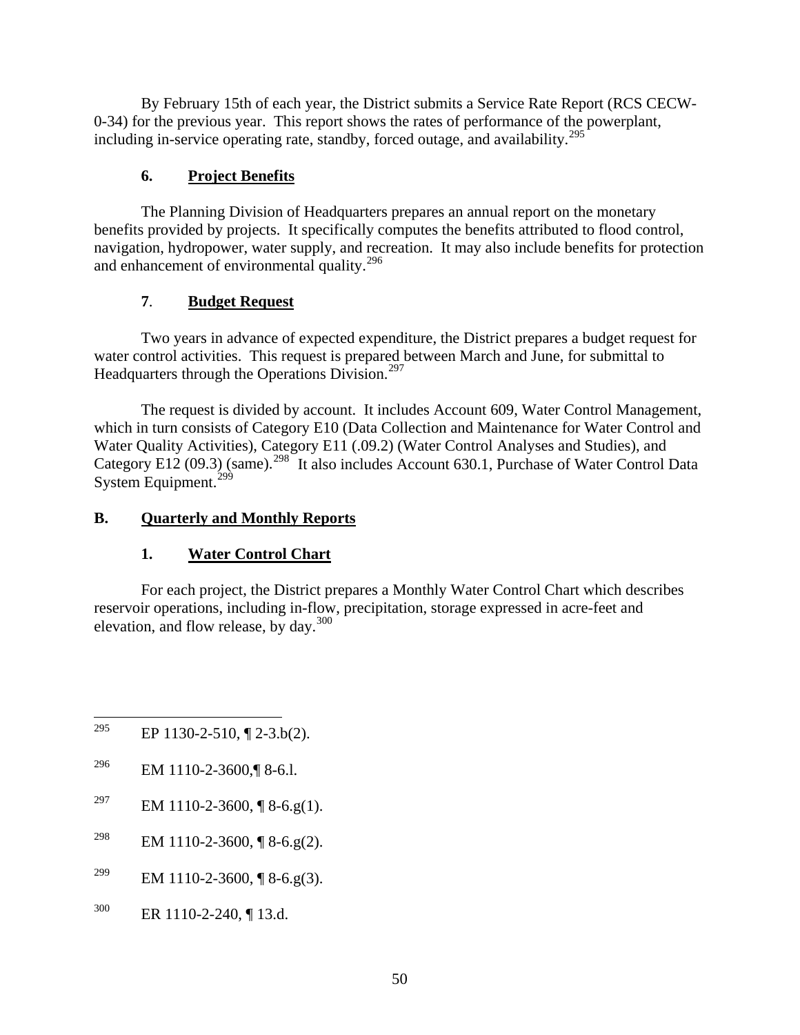By February 15th of each year, the District submits a Service Rate Report (RCS CECW-0-34) for the previous year. This report shows the rates of performance of the powerplant, including in-service operating rate, standby, forced outage, and availability.[295]

### 6. **Project Benefits**

The Planning Division of Headquarters prepares an annual report on the monetary benefits provided by projects. It specifically computes the benefits attributed to flood control, navigation, hydropower, water supply, and recreation. It may also include benefits for protection and enhancement of environmental quality.[296]

### 7. **Budget Request**

Two years in advance of expected expenditure, the District prepares a budget request for water control activities. This request is prepared between March and June, for submittal to Headquarters through the Operations Division.[297]

The request is divided by account. It includes Account 609, Water Control Management, which in turn consists of Category E10 (Data Collection and Maintenance for Water Control and Water Quality Activities), Category E11 (.09.2) (Water Control Analyses and Studies), and Category E12 (09.3) (same).[298] It also includes Account 630.1, Purchase of Water Control Data System Equipment.[299]

## B. **Quarterly and Monthly Reports**

### 1. **Water Control Chart**

For each project, the District prepares a Monthly Water Control Chart which describes reservoir operations, including in-flow, precipitation, storage expressed in acre-feet and elevation, and flow release, by day.[300]

---

[295] EP 1130-2-510, ¶ 2-3.b(2).

[296] EM 1110-2-3600,¶ 8-6.l.

[297] EM 1110-2-3600, ¶ 8-6.g(1).

[298] EM 1110-2-3600, ¶ 8-6.g(2).

[299] EM 1110-2-3600, ¶ 8-6.g(3).

[300] ER 1110-2-240, ¶ 13.d.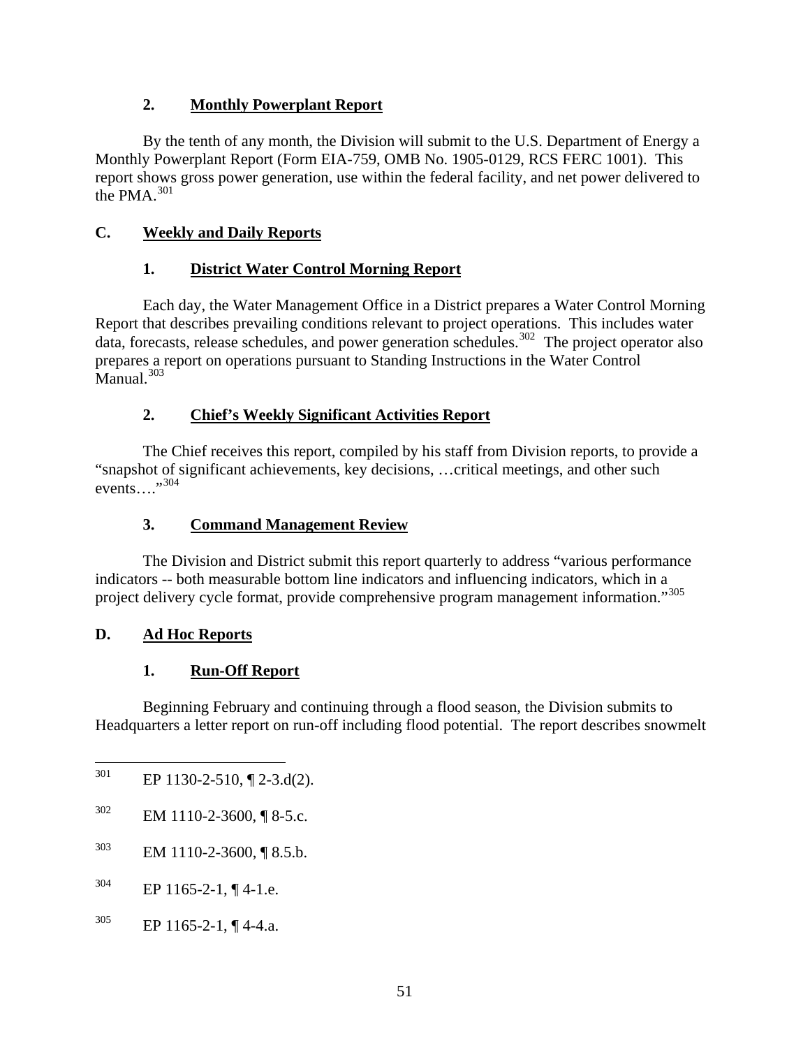### 2. Monthly Powerplant Report

By the tenth of any month, the Division will submit to the U.S. Department of Energy a Monthly Powerplant Report (Form EIA-759, OMB No. 1905-0129, RCS FERC 1001). This report shows gross power generation, use within the federal facility, and net power delivered to the PMA.[301]

## C. Weekly and Daily Reports

### 1. District Water Control Morning Report

Each day, the Water Management Office in a District prepares a Water Control Morning Report that describes prevailing conditions relevant to project operations. This includes water data, forecasts, release schedules, and power generation schedules.[302] The project operator also prepares a report on operations pursuant to Standing Instructions in the Water Control Manual.[303]

### 2. Chief's Weekly Significant Activities Report

The Chief receives this report, compiled by his staff from Division reports, to provide a "snapshot of significant achievements, key decisions, …critical meetings, and other such events…."[304]

### 3. Command Management Review

The Division and District submit this report quarterly to address "various performance indicators -- both measurable bottom line indicators and influencing indicators, which in a project delivery cycle format, provide comprehensive program management information."[305]

## D. Ad Hoc Reports

### 1. Run-Off Report

Beginning February and continuing through a flood season, the Division submits to Headquarters a letter report on run-off including flood potential. The report describes snowmelt

---

[301] EP 1130-2-510, ¶ 2-3.d(2).

[302] EM 1110-2-3600, ¶ 8-5.c.

[303] EM 1110-2-3600, ¶ 8.5.b.

[304] EP 1165-2-1, ¶ 4-1.e.

[305] EP 1165-2-1, ¶ 4-4.a.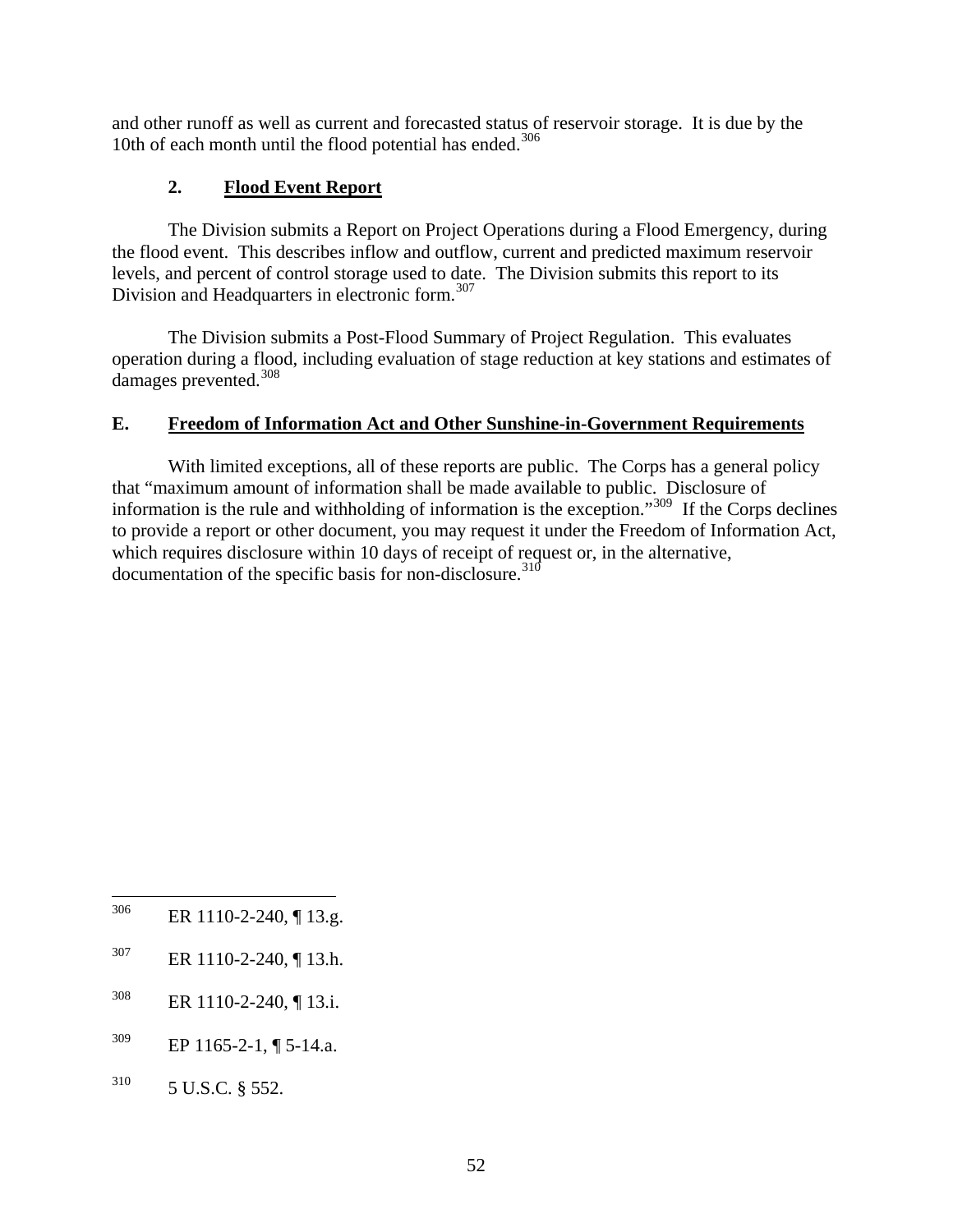and other runoff as well as current and forecasted status of reservoir storage. It is due by the 10th of each month until the flood potential has ended.[306]

### 2. Flood Event Report

The Division submits a Report on Project Operations during a Flood Emergency, during the flood event. This describes inflow and outflow, current and predicted maximum reservoir levels, and percent of control storage used to date. The Division submits this report to its Division and Headquarters in electronic form.[307]

The Division submits a Post-Flood Summary of Project Regulation. This evaluates operation during a flood, including evaluation of stage reduction at key stations and estimates of damages prevented.[308]

## E. Freedom of Information Act and Other Sunshine-in-Government Requirements

With limited exceptions, all of these reports are public. The Corps has a general policy that "maximum amount of information shall be made available to public. Disclosure of information is the rule and withholding of information is the exception."[309] If the Corps declines to provide a report or other document, you may request it under the Freedom of Information Act, which requires disclosure within 10 days of receipt of request or, in the alternative, documentation of the specific basis for non-disclosure.[310]

---

[306] ER 1110-2-240, ¶ 13.g.

[307] ER 1110-2-240, ¶ 13.h.

[308] ER 1110-2-240, ¶ 13.i.

[309] EP 1165-2-1, ¶ 5-14.a.

[310] 5 U.S.C. § 552.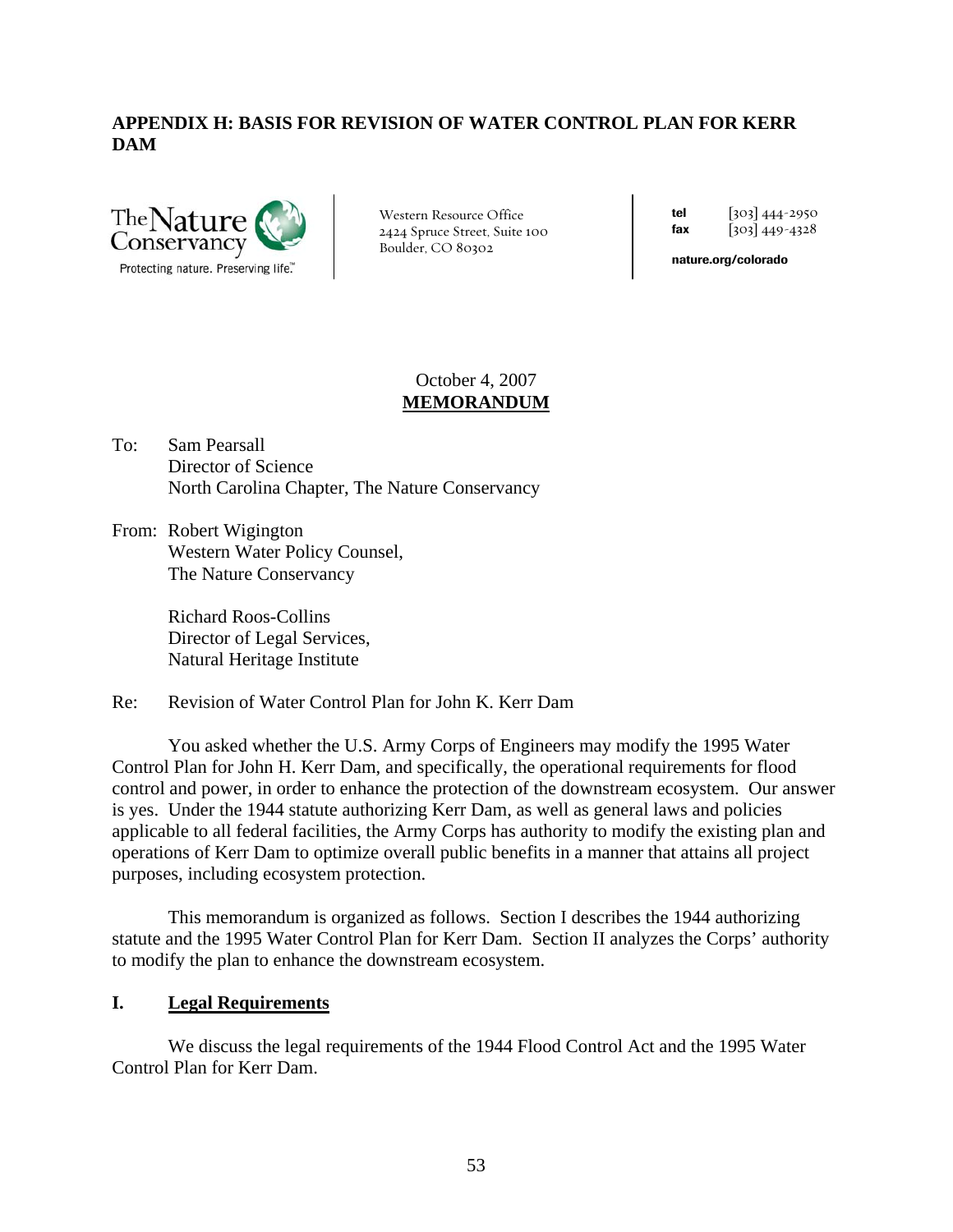## APPENDIX H: BASIS FOR REVISION OF WATER CONTROL PLAN FOR KERR DAM

The Nature Conservancy
Protecting nature. Preserving life.™

Western Resource Office
2424 Spruce Street, Suite 100
Boulder, CO 80302

**tel** [303] 444-2950
**fax** [303] 449-4328

**nature.org/colorado**

October 4, 2007
**MEMORANDUM**

To: Sam Pearsall
Director of Science
North Carolina Chapter, The Nature Conservancy

From: Robert Wigington
Western Water Policy Counsel,
The Nature Conservancy

Richard Roos-Collins
Director of Legal Services,
Natural Heritage Institute

Re: Revision of Water Control Plan for John K. Kerr Dam

You asked whether the U.S. Army Corps of Engineers may modify the 1995 Water Control Plan for John H. Kerr Dam, and specifically, the operational requirements for flood control and power, in order to enhance the protection of the downstream ecosystem. Our answer is yes. Under the 1944 statute authorizing Kerr Dam, as well as general laws and policies applicable to all federal facilities, the Army Corps has authority to modify the existing plan and operations of Kerr Dam to optimize overall public benefits in a manner that attains all project purposes, including ecosystem protection.

This memorandum is organized as follows. Section I describes the 1944 authorizing statute and the 1995 Water Control Plan for Kerr Dam. Section II analyzes the Corps' authority to modify the plan to enhance the downstream ecosystem.

## I. Legal Requirements

We discuss the legal requirements of the 1944 Flood Control Act and the 1995 Water Control Plan for Kerr Dam.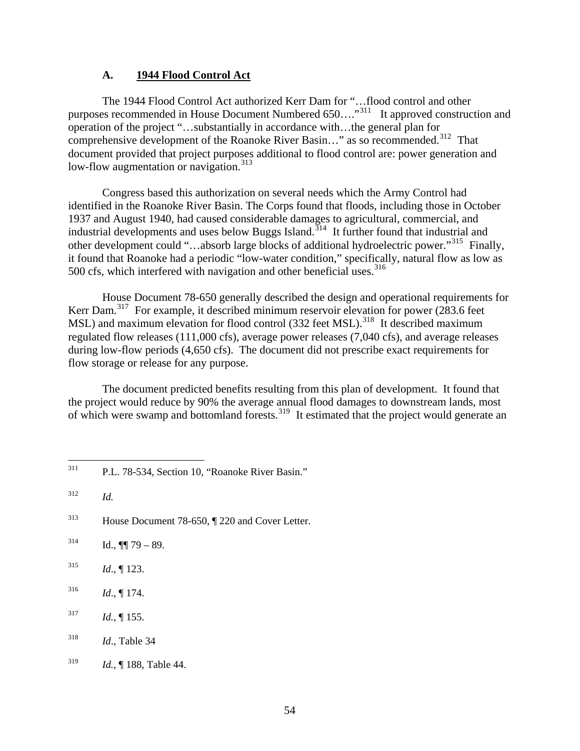### A. 1944 Flood Control Act

The 1944 Flood Control Act authorized Kerr Dam for "…flood control and other purposes recommended in House Document Numbered 650…."[311] It approved construction and operation of the project "…substantially in accordance with…the general plan for comprehensive development of the Roanoke River Basin…" as so recommended.[312] That document provided that project purposes additional to flood control are: power generation and low-flow augmentation or navigation.[313]

Congress based this authorization on several needs which the Army Control had identified in the Roanoke River Basin. The Corps found that floods, including those in October 1937 and August 1940, had caused considerable damages to agricultural, commercial, and industrial developments and uses below Buggs Island.[314] It further found that industrial and other development could "…absorb large blocks of additional hydroelectric power."[315] Finally, it found that Roanoke had a periodic "low-water condition," specifically, natural flow as low as 500 cfs, which interfered with navigation and other beneficial uses.[316]

House Document 78-650 generally described the design and operational requirements for Kerr Dam.[317] For example, it described minimum reservoir elevation for power (283.6 feet MSL) and maximum elevation for flood control (332 feet MSL).[318] It described maximum regulated flow releases (111,000 cfs), average power releases (7,040 cfs), and average releases during low-flow periods (4,650 cfs). The document did not prescribe exact requirements for flow storage or release for any purpose.

The document predicted benefits resulting from this plan of development. It found that the project would reduce by 90% the average annual flood damages to downstream lands, most of which were swamp and bottomland forests.[319] It estimated that the project would generate an

---

[311] P.L. 78-534, Section 10, "Roanoke River Basin."

[312] *Id.*

[313] House Document 78-650, ¶ 220 and Cover Letter.

[314] Id., ¶¶ 79 – 89.

[315] *Id*., ¶ 123.

[316] *Id*., ¶ 174.

[317] *Id.*, ¶ 155.

[318] *Id*., Table 34

[319] *Id.*, ¶ 188, Table 44.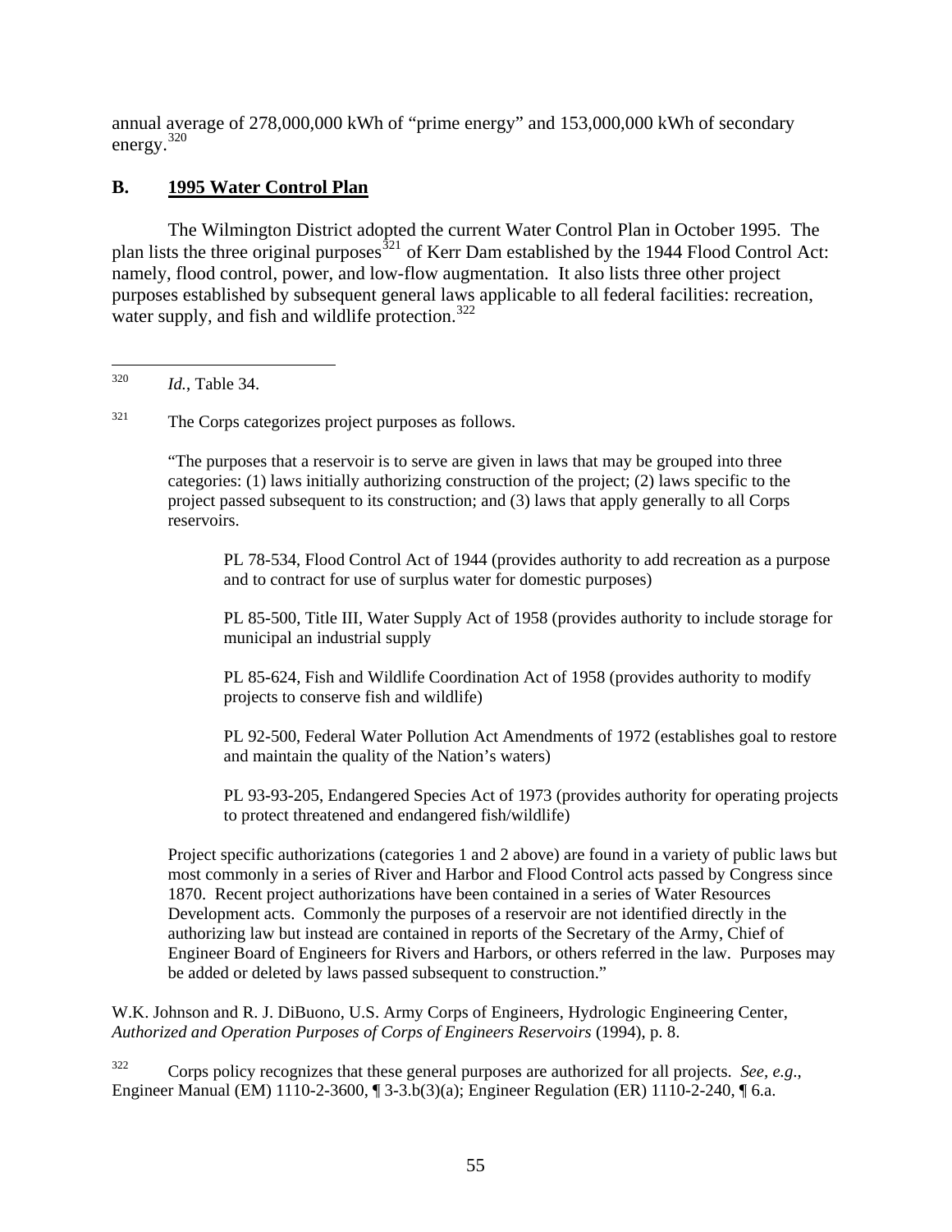annual average of 278,000,000 kWh of "prime energy" and 153,000,000 kWh of secondary energy.[320]

## B. 1995 Water Control Plan

The Wilmington District adopted the current Water Control Plan in October 1995. The plan lists the three original purposes[321] of Kerr Dam established by the 1944 Flood Control Act: namely, flood control, power, and low-flow augmentation. It also lists three other project purposes established by subsequent general laws applicable to all federal facilities: recreation, water supply, and fish and wildlife protection.[322]

---

[320] *Id.*, Table 34.

[321] The Corps categorizes project purposes as follows.

> "The purposes that a reservoir is to serve are given in laws that may be grouped into three categories: (1) laws initially authorizing construction of the project; (2) laws specific to the project passed subsequent to its construction; and (3) laws that apply generally to all Corps reservoirs.
>
> > PL 78-534, Flood Control Act of 1944 (provides authority to add recreation as a purpose and to contract for use of surplus water for domestic purposes)
> >
> > PL 85-500, Title III, Water Supply Act of 1958 (provides authority to include storage for municipal an industrial supply
> >
> > PL 85-624, Fish and Wildlife Coordination Act of 1958 (provides authority to modify projects to conserve fish and wildlife)
> >
> > PL 92-500, Federal Water Pollution Act Amendments of 1972 (establishes goal to restore and maintain the quality of the Nation's waters)
> >
> > PL 93-93-205, Endangered Species Act of 1973 (provides authority for operating projects to protect threatened and endangered fish/wildlife)
>
> Project specific authorizations (categories 1 and 2 above) are found in a variety of public laws but most commonly in a series of River and Harbor and Flood Control acts passed by Congress since 1870. Recent project authorizations have been contained in a series of Water Resources Development acts. Commonly the purposes of a reservoir are not identified directly in the authorizing law but instead are contained in reports of the Secretary of the Army, Chief of Engineer Board of Engineers for Rivers and Harbors, or others referred in the law. Purposes may be added or deleted by laws passed subsequent to construction."

W.K. Johnson and R. J. DiBuono, U.S. Army Corps of Engineers, Hydrologic Engineering Center, *Authorized and Operation Purposes of Corps of Engineers Reservoirs* (1994), p. 8.

[322] Corps policy recognizes that these general purposes are authorized for all projects. *See, e.g*., Engineer Manual (EM) 1110-2-3600, ¶ 3-3.b(3)(a); Engineer Regulation (ER) 1110-2-240, ¶ 6.a.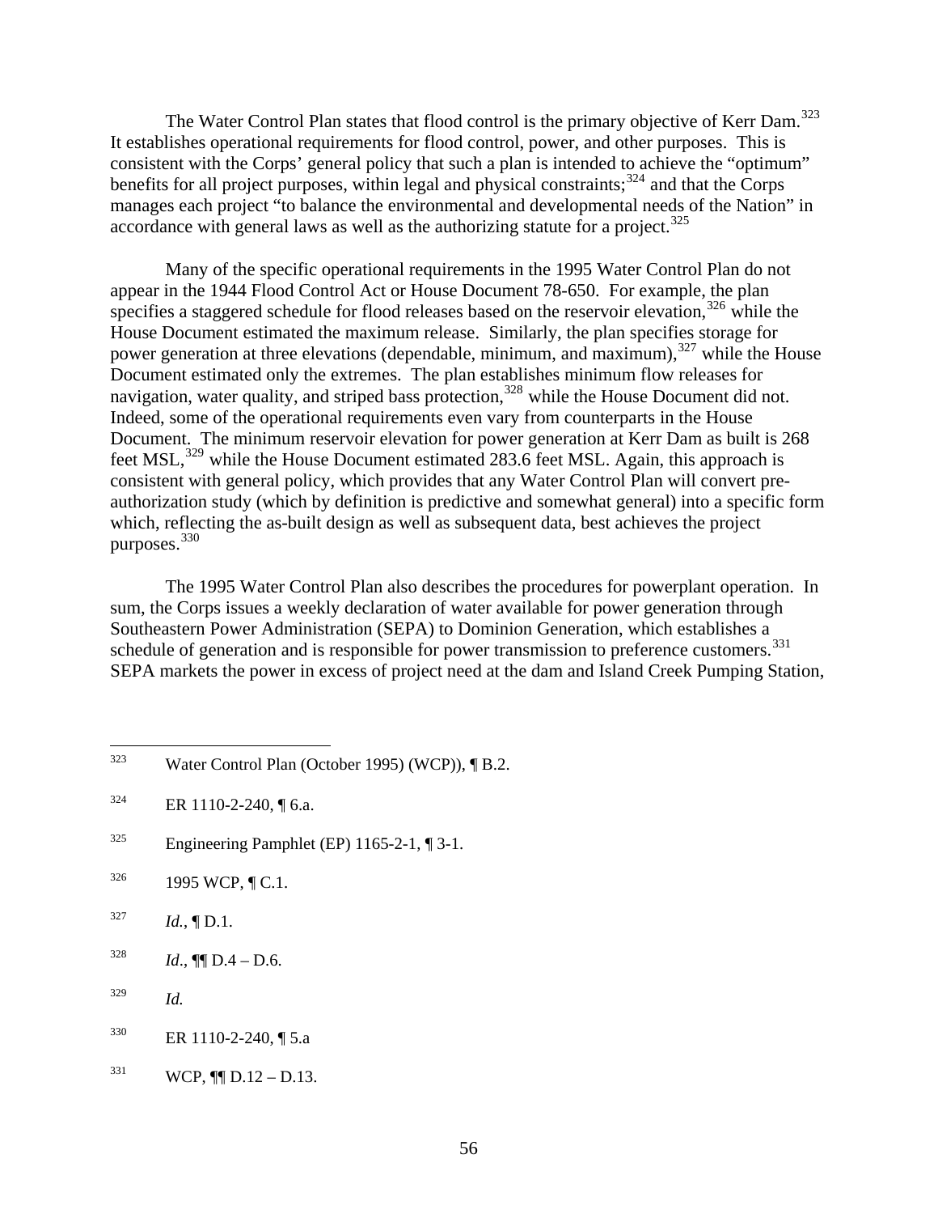The Water Control Plan states that flood control is the primary objective of Kerr Dam.[323] It establishes operational requirements for flood control, power, and other purposes. This is consistent with the Corps' general policy that such a plan is intended to achieve the "optimum" benefits for all project purposes, within legal and physical constraints;[324] and that the Corps manages each project "to balance the environmental and developmental needs of the Nation" in accordance with general laws as well as the authorizing statute for a project.[325]

Many of the specific operational requirements in the 1995 Water Control Plan do not appear in the 1944 Flood Control Act or House Document 78-650. For example, the plan specifies a staggered schedule for flood releases based on the reservoir elevation,[326] while the House Document estimated the maximum release. Similarly, the plan specifies storage for power generation at three elevations (dependable, minimum, and maximum),[327] while the House Document estimated only the extremes. The plan establishes minimum flow releases for navigation, water quality, and striped bass protection,[328] while the House Document did not. Indeed, some of the operational requirements even vary from counterparts in the House Document. The minimum reservoir elevation for power generation at Kerr Dam as built is 268 feet MSL,[329] while the House Document estimated 283.6 feet MSL. Again, this approach is consistent with general policy, which provides that any Water Control Plan will convert pre-authorization study (which by definition is predictive and somewhat general) into a specific form which, reflecting the as-built design as well as subsequent data, best achieves the project purposes.[330]

The 1995 Water Control Plan also describes the procedures for powerplant operation. In sum, the Corps issues a weekly declaration of water available for power generation through Southeastern Power Administration (SEPA) to Dominion Generation, which establishes a schedule of generation and is responsible for power transmission to preference customers.[331] SEPA markets the power in excess of project need at the dam and Island Creek Pumping Station,

---

[323] Water Control Plan (October 1995) (WCP)), ¶ B.2.

[324] ER 1110-2-240, ¶ 6.a.

[325] Engineering Pamphlet (EP) 1165-2-1, ¶ 3-1.

[326] 1995 WCP, ¶ C.1.

[327] *Id.*, ¶ D.1.

[328] *Id*., ¶¶ D.4 – D.6.

[329] *Id.*

[330] ER 1110-2-240, ¶ 5.a

[331] WCP, ¶¶ D.12 – D.13.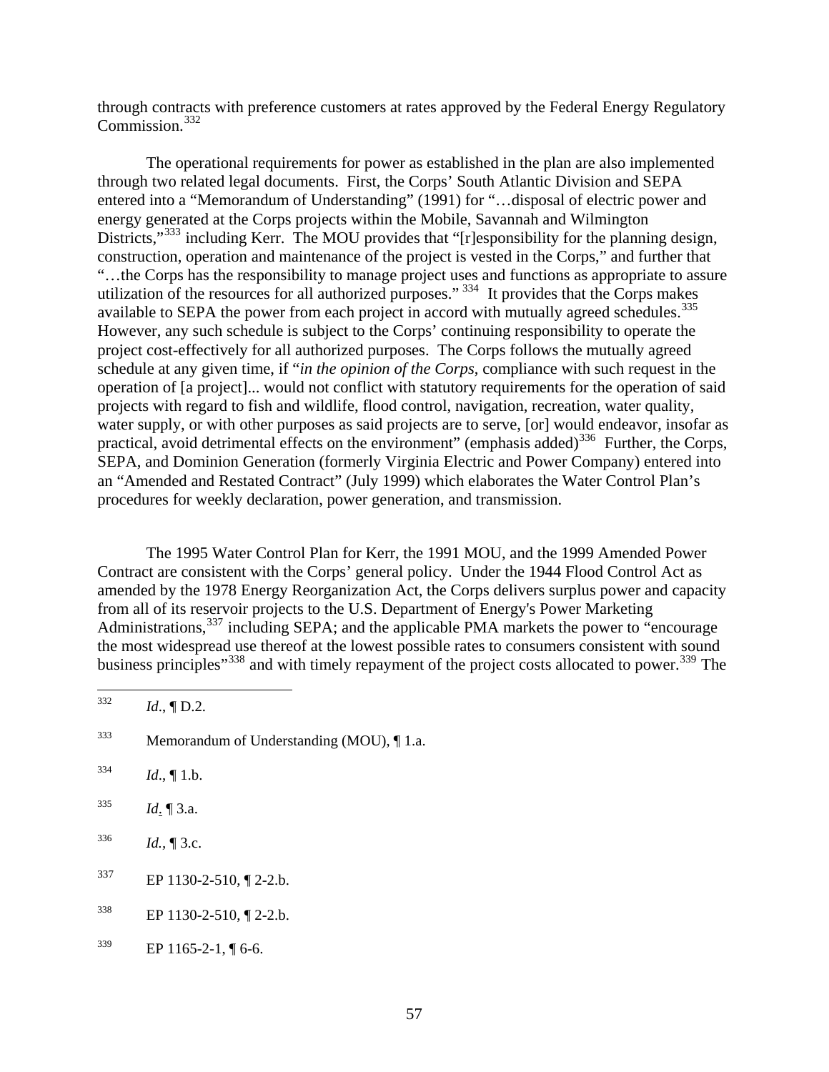through contracts with preference customers at rates approved by the Federal Energy Regulatory Commission.[332]

The operational requirements for power as established in the plan are also implemented through two related legal documents. First, the Corps' South Atlantic Division and SEPA entered into a "Memorandum of Understanding" (1991) for "…disposal of electric power and energy generated at the Corps projects within the Mobile, Savannah and Wilmington Districts,"[333] including Kerr. The MOU provides that "[r]esponsibility for the planning design, construction, operation and maintenance of the project is vested in the Corps," and further that "…the Corps has the responsibility to manage project uses and functions as appropriate to assure utilization of the resources for all authorized purposes." [334] It provides that the Corps makes available to SEPA the power from each project in accord with mutually agreed schedules.[335] However, any such schedule is subject to the Corps' continuing responsibility to operate the project cost-effectively for all authorized purposes. The Corps follows the mutually agreed schedule at any given time, if "*in the opinion of the Corps*, compliance with such request in the operation of [a project]... would not conflict with statutory requirements for the operation of said projects with regard to fish and wildlife, flood control, navigation, recreation, water quality, water supply, or with other purposes as said projects are to serve, [or] would endeavor, insofar as practical, avoid detrimental effects on the environment" (emphasis added)[336] Further, the Corps, SEPA, and Dominion Generation (formerly Virginia Electric and Power Company) entered into an "Amended and Restated Contract" (July 1999) which elaborates the Water Control Plan's procedures for weekly declaration, power generation, and transmission.

The 1995 Water Control Plan for Kerr, the 1991 MOU, and the 1999 Amended Power Contract are consistent with the Corps' general policy. Under the 1944 Flood Control Act as amended by the 1978 Energy Reorganization Act, the Corps delivers surplus power and capacity from all of its reservoir projects to the U.S. Department of Energy's Power Marketing Administrations,[337] including SEPA; and the applicable PMA markets the power to "encourage the most widespread use thereof at the lowest possible rates to consumers consistent with sound business principles"[338] and with timely repayment of the project costs allocated to power.[339] The

---

[332] *Id*., ¶ D.2.

[333] Memorandum of Understanding (MOU), ¶ 1.a.

[334] *Id*., ¶ 1.b.

[335] *Id*. ¶ 3.a.

[336] *Id.*, ¶ 3.c.

[337] EP 1130-2-510, ¶ 2-2.b.

[338] EP 1130-2-510, ¶ 2-2.b.

[339] EP 1165-2-1, ¶ 6-6.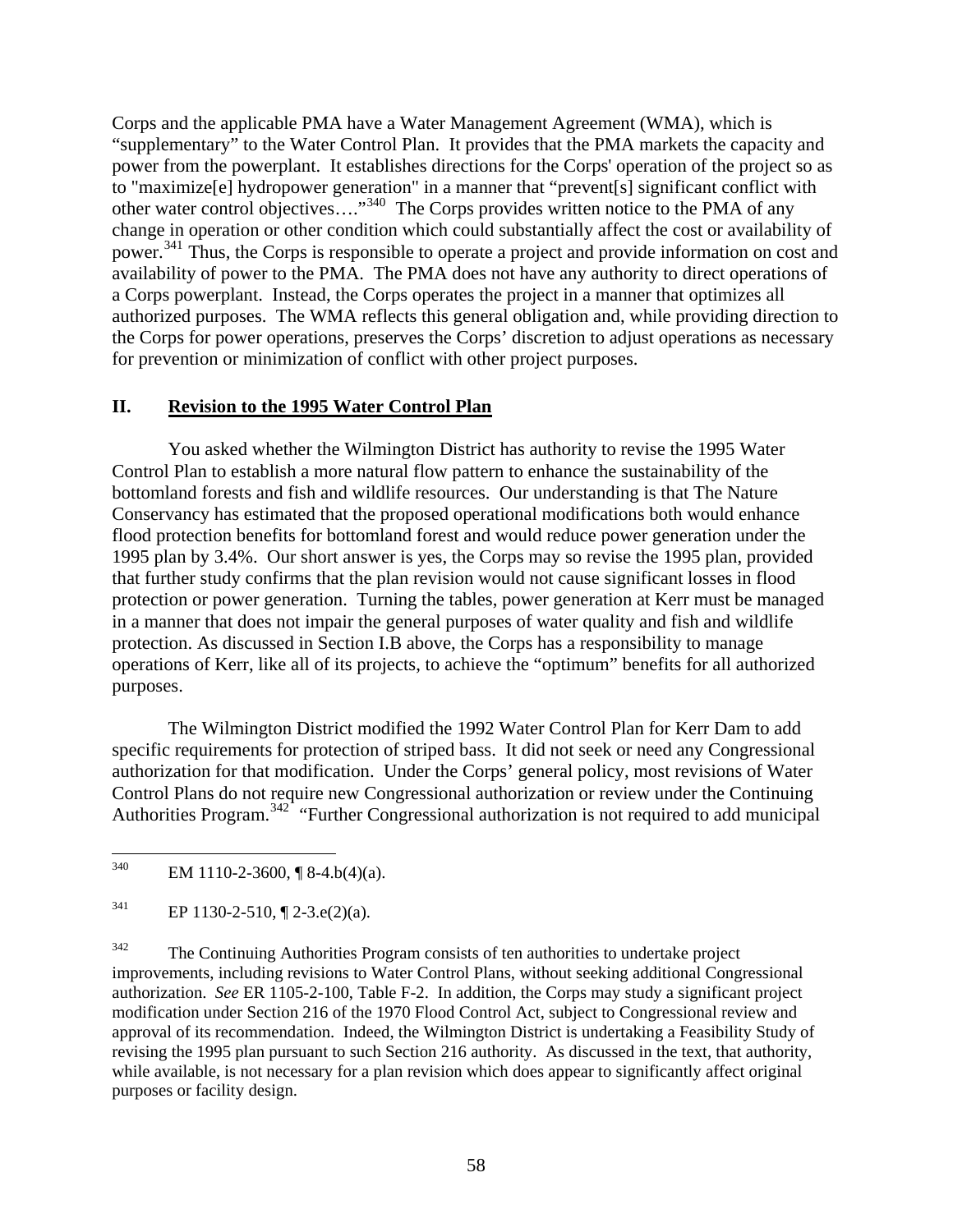Corps and the applicable PMA have a Water Management Agreement (WMA), which is "supplementary" to the Water Control Plan. It provides that the PMA markets the capacity and power from the powerplant. It establishes directions for the Corps' operation of the project so as to "maximize[e] hydropower generation" in a manner that "prevent[s] significant conflict with other water control objectives…."[340] The Corps provides written notice to the PMA of any change in operation or other condition which could substantially affect the cost or availability of power.[341] Thus, the Corps is responsible to operate a project and provide information on cost and availability of power to the PMA. The PMA does not have any authority to direct operations of a Corps powerplant. Instead, the Corps operates the project in a manner that optimizes all authorized purposes. The WMA reflects this general obligation and, while providing direction to the Corps for power operations, preserves the Corps' discretion to adjust operations as necessary for prevention or minimization of conflict with other project purposes.

## II. Revision to the 1995 Water Control Plan

You asked whether the Wilmington District has authority to revise the 1995 Water Control Plan to establish a more natural flow pattern to enhance the sustainability of the bottomland forests and fish and wildlife resources. Our understanding is that The Nature Conservancy has estimated that the proposed operational modifications both would enhance flood protection benefits for bottomland forest and would reduce power generation under the 1995 plan by 3.4%. Our short answer is yes, the Corps may so revise the 1995 plan, provided that further study confirms that the plan revision would not cause significant losses in flood protection or power generation. Turning the tables, power generation at Kerr must be managed in a manner that does not impair the general purposes of water quality and fish and wildlife protection. As discussed in Section I.B above, the Corps has a responsibility to manage operations of Kerr, like all of its projects, to achieve the "optimum" benefits for all authorized purposes.

The Wilmington District modified the 1992 Water Control Plan for Kerr Dam to add specific requirements for protection of striped bass. It did not seek or need any Congressional authorization for that modification. Under the Corps' general policy, most revisions of Water Control Plans do not require new Congressional authorization or review under the Continuing Authorities Program.[342] "Further Congressional authorization is not required to add municipal

---

[340] EM 1110-2-3600, ¶ 8-4.b(4)(a).

[341] EP 1130-2-510, ¶ 2-3.e(2)(a).

[342] The Continuing Authorities Program consists of ten authorities to undertake project improvements, including revisions to Water Control Plans, without seeking additional Congressional authorization. *See* ER 1105-2-100, Table F-2. In addition, the Corps may study a significant project modification under Section 216 of the 1970 Flood Control Act, subject to Congressional review and approval of its recommendation. Indeed, the Wilmington District is undertaking a Feasibility Study of revising the 1995 plan pursuant to such Section 216 authority. As discussed in the text, that authority, while available, is not necessary for a plan revision which does appear to significantly affect original purposes or facility design.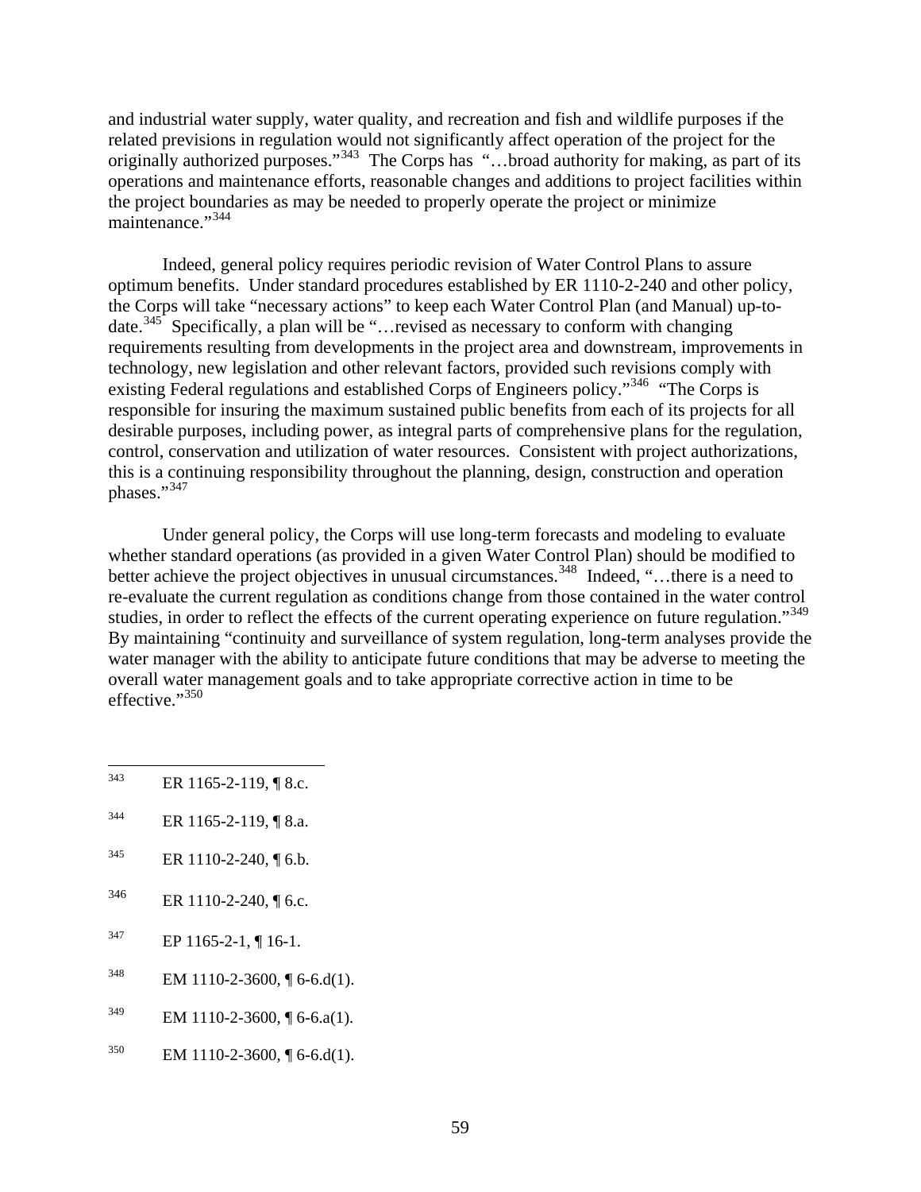and industrial water supply, water quality, and recreation and fish and wildlife purposes if the related previsions in regulation would not significantly affect operation of the project for the originally authorized purposes."[343] The Corps has "…broad authority for making, as part of its operations and maintenance efforts, reasonable changes and additions to project facilities within the project boundaries as may be needed to properly operate the project or minimize maintenance."[344]

Indeed, general policy requires periodic revision of Water Control Plans to assure optimum benefits. Under standard procedures established by ER 1110-2-240 and other policy, the Corps will take "necessary actions" to keep each Water Control Plan (and Manual) up-to-date.[345] Specifically, a plan will be "…revised as necessary to conform with changing requirements resulting from developments in the project area and downstream, improvements in technology, new legislation and other relevant factors, provided such revisions comply with existing Federal regulations and established Corps of Engineers policy."[346] "The Corps is responsible for insuring the maximum sustained public benefits from each of its projects for all desirable purposes, including power, as integral parts of comprehensive plans for the regulation, control, conservation and utilization of water resources. Consistent with project authorizations, this is a continuing responsibility throughout the planning, design, construction and operation phases."[347]

Under general policy, the Corps will use long-term forecasts and modeling to evaluate whether standard operations (as provided in a given Water Control Plan) should be modified to better achieve the project objectives in unusual circumstances.[348] Indeed, "…there is a need to re-evaluate the current regulation as conditions change from those contained in the water control studies, in order to reflect the effects of the current operating experience on future regulation."[349] By maintaining "continuity and surveillance of system regulation, long-term analyses provide the water manager with the ability to anticipate future conditions that may be adverse to meeting the overall water management goals and to take appropriate corrective action in time to be effective."[350]

---

[343] ER 1165-2-119, ¶ 8.c.

[344] ER 1165-2-119, ¶ 8.a.

[345] ER 1110-2-240, ¶ 6.b.

[346] ER 1110-2-240, ¶ 6.c.

[347] EP 1165-2-1, ¶ 16-1.

[348] EM 1110-2-3600, ¶ 6-6.d(1).

[349] EM 1110-2-3600, ¶ 6-6.a(1).

[350] EM 1110-2-3600, ¶ 6-6.d(1).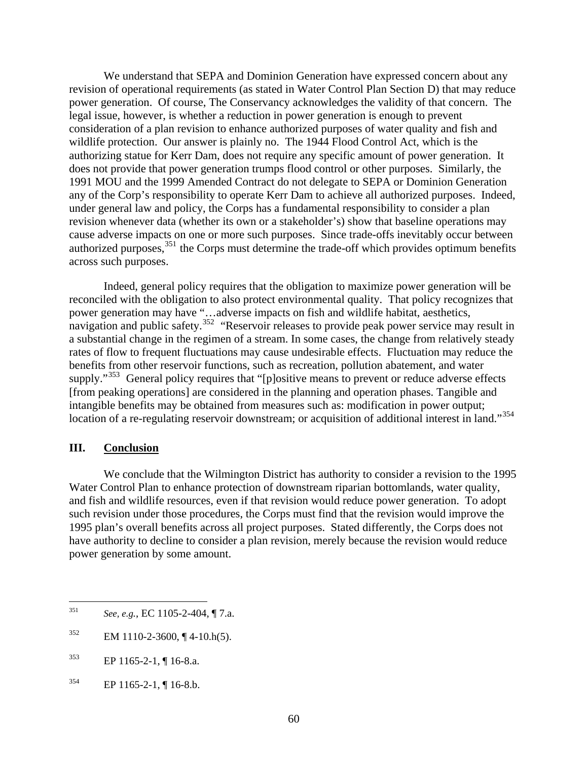We understand that SEPA and Dominion Generation have expressed concern about any revision of operational requirements (as stated in Water Control Plan Section D) that may reduce power generation. Of course, The Conservancy acknowledges the validity of that concern. The legal issue, however, is whether a reduction in power generation is enough to prevent consideration of a plan revision to enhance authorized purposes of water quality and fish and wildlife protection. Our answer is plainly no. The 1944 Flood Control Act, which is the authorizing statue for Kerr Dam, does not require any specific amount of power generation. It does not provide that power generation trumps flood control or other purposes. Similarly, the 1991 MOU and the 1999 Amended Contract do not delegate to SEPA or Dominion Generation any of the Corp's responsibility to operate Kerr Dam to achieve all authorized purposes. Indeed, under general law and policy, the Corps has a fundamental responsibility to consider a plan revision whenever data (whether its own or a stakeholder's) show that baseline operations may cause adverse impacts on one or more such purposes. Since trade-offs inevitably occur between authorized purposes,[351] the Corps must determine the trade-off which provides optimum benefits across such purposes.

Indeed, general policy requires that the obligation to maximize power generation will be reconciled with the obligation to also protect environmental quality. That policy recognizes that power generation may have "…adverse impacts on fish and wildlife habitat, aesthetics, navigation and public safety.[352] "Reservoir releases to provide peak power service may result in a substantial change in the regimen of a stream. In some cases, the change from relatively steady rates of flow to frequent fluctuations may cause undesirable effects. Fluctuation may reduce the benefits from other reservoir functions, such as recreation, pollution abatement, and water supply."[353] General policy requires that "[p]ositive means to prevent or reduce adverse effects [from peaking operations] are considered in the planning and operation phases. Tangible and intangible benefits may be obtained from measures such as: modification in power output; location of a re-regulating reservoir downstream; or acquisition of additional interest in land."[354]

## III. Conclusion

We conclude that the Wilmington District has authority to consider a revision to the 1995 Water Control Plan to enhance protection of downstream riparian bottomlands, water quality, and fish and wildlife resources, even if that revision would reduce power generation. To adopt such revision under those procedures, the Corps must find that the revision would improve the 1995 plan's overall benefits across all project purposes. Stated differently, the Corps does not have authority to decline to consider a plan revision, merely because the revision would reduce power generation by some amount.

---

[351] *See, e.g.*, EC 1105-2-404, ¶ 7.a.

[352] EM 1110-2-3600, ¶ 4-10.h(5).

[353] EP 1165-2-1, ¶ 16-8.a.

[354] EP 1165-2-1, ¶ 16-8.b.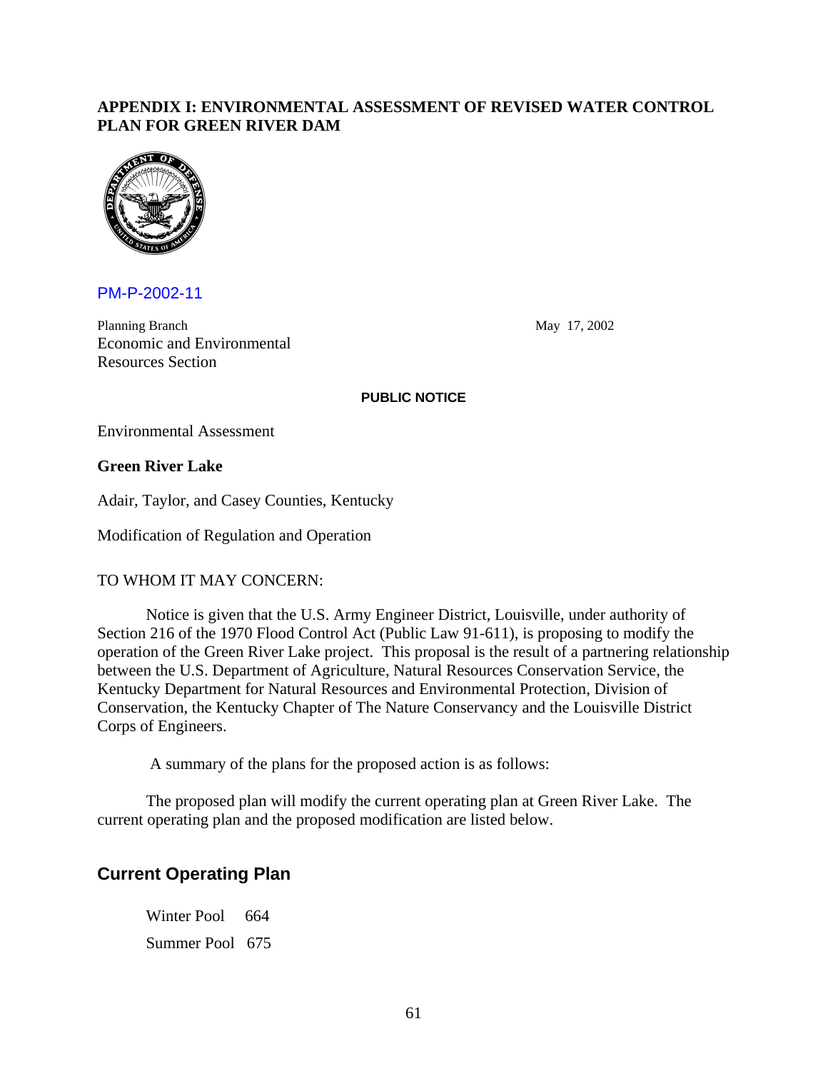# APPENDIX I: ENVIRONMENTAL ASSESSMENT OF REVISED WATER CONTROL PLAN FOR GREEN RIVER DAM

PM-P-2002-11

Planning Branch
Economic and Environmental
Resources Section

May 17, 2002

**PUBLIC NOTICE**

Environmental Assessment

**Green River Lake**

Adair, Taylor, and Casey Counties, Kentucky

Modification of Regulation and Operation

TO WHOM IT MAY CONCERN:

Notice is given that the U.S. Army Engineer District, Louisville, under authority of Section 216 of the 1970 Flood Control Act (Public Law 91-611), is proposing to modify the operation of the Green River Lake project. This proposal is the result of a partnering relationship between the U.S. Department of Agriculture, Natural Resources Conservation Service, the Kentucky Department for Natural Resources and Environmental Protection, Division of Conservation, the Kentucky Chapter of The Nature Conservancy and the Louisville District Corps of Engineers.

A summary of the plans for the proposed action is as follows:

The proposed plan will modify the current operating plan at Green River Lake. The current operating plan and the proposed modification are listed below.

## Current Operating Plan

Winter Pool 664

Summer Pool 675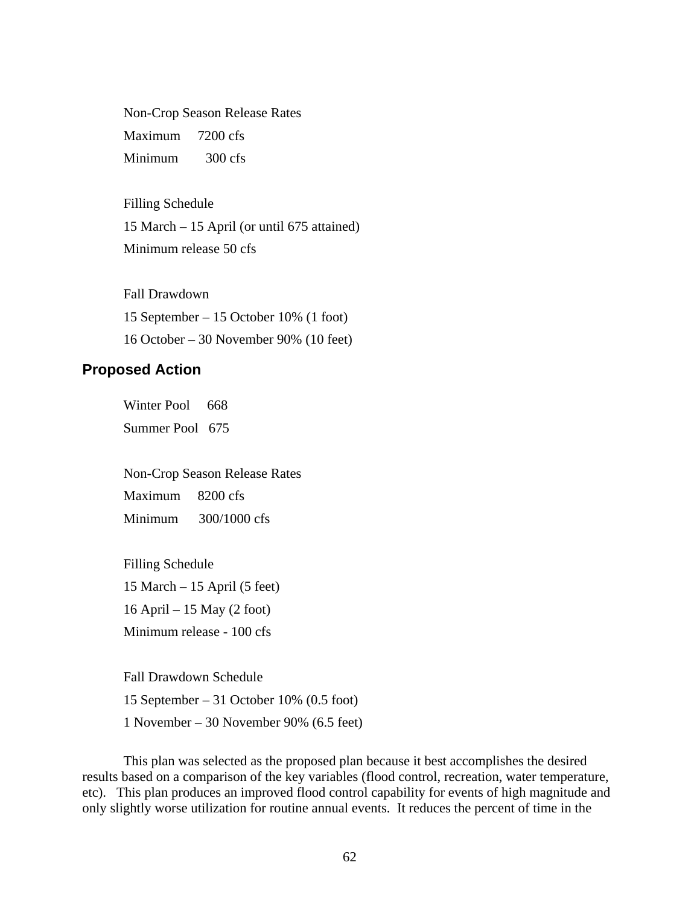Non-Crop Season Release Rates

Maximum 7200 cfs

Minimum 300 cfs

Filling Schedule

15 March – 15 April (or until 675 attained)

Minimum release 50 cfs

Fall Drawdown

15 September – 15 October 10% (1 foot)

16 October – 30 November 90% (10 feet)

### Proposed Action

Winter Pool 668

Summer Pool 675

Non-Crop Season Release Rates

Maximum 8200 cfs

Minimum 300/1000 cfs

Filling Schedule

15 March – 15 April (5 feet)

16 April – 15 May (2 foot)

Minimum release - 100 cfs

Fall Drawdown Schedule

15 September – 31 October 10% (0.5 foot)

1 November – 30 November 90% (6.5 feet)

This plan was selected as the proposed plan because it best accomplishes the desired results based on a comparison of the key variables (flood control, recreation, water temperature, etc). This plan produces an improved flood control capability for events of high magnitude and only slightly worse utilization for routine annual events. It reduces the percent of time in the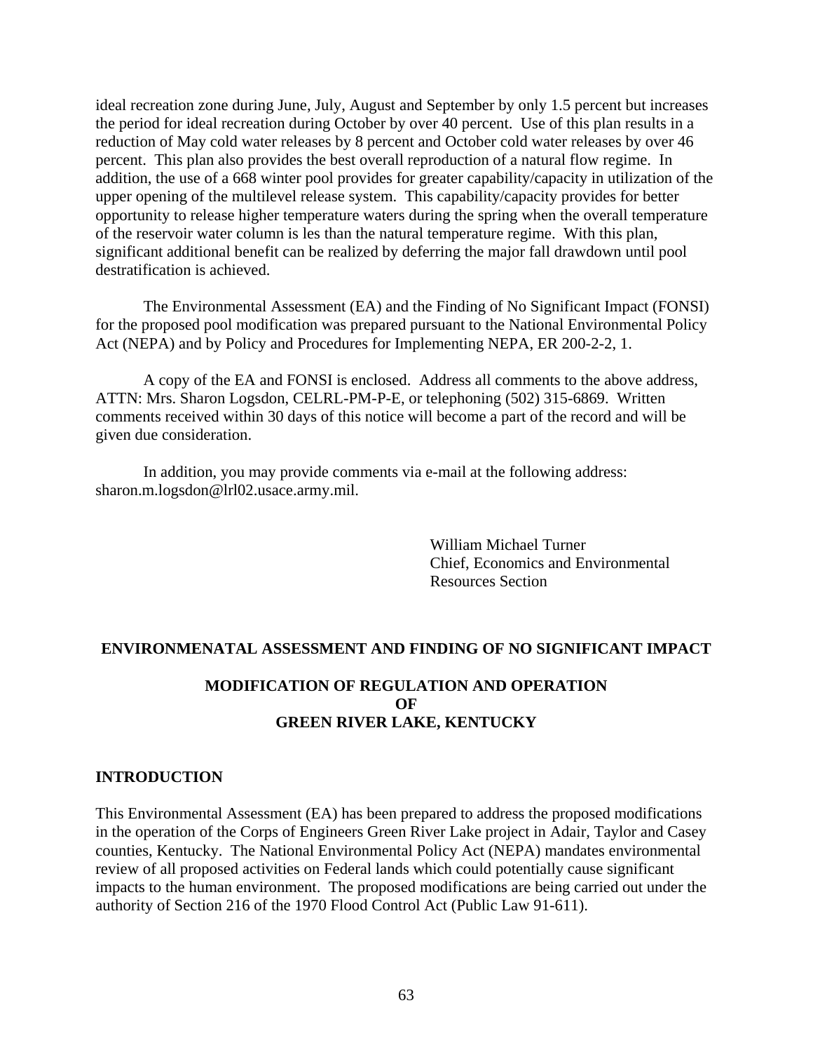ideal recreation zone during June, July, August and September by only 1.5 percent but increases the period for ideal recreation during October by over 40 percent. Use of this plan results in a reduction of May cold water releases by 8 percent and October cold water releases by over 46 percent. This plan also provides the best overall reproduction of a natural flow regime. In addition, the use of a 668 winter pool provides for greater capability/capacity in utilization of the upper opening of the multilevel release system. This capability/capacity provides for better opportunity to release higher temperature waters during the spring when the overall temperature of the reservoir water column is les than the natural temperature regime. With this plan, significant additional benefit can be realized by deferring the major fall drawdown until pool destratification is achieved.

The Environmental Assessment (EA) and the Finding of No Significant Impact (FONSI) for the proposed pool modification was prepared pursuant to the National Environmental Policy Act (NEPA) and by Policy and Procedures for Implementing NEPA, ER 200-2-2, 1.

A copy of the EA and FONSI is enclosed. Address all comments to the above address, ATTN: Mrs. Sharon Logsdon, CELRL-PM-P-E, or telephoning (502) 315-6869. Written comments received within 30 days of this notice will become a part of the record and will be given due consideration.

In addition, you may provide comments via e-mail at the following address: sharon.m.logsdon@lrl02.usace.army.mil.

William Michael Turner
Chief, Economics and Environmental
Resources Section

## ENVIRONMENATAL ASSESSMENT AND FINDING OF NO SIGNIFICANT IMPACT

## MODIFICATION OF REGULATION AND OPERATION OF GREEN RIVER LAKE, KENTUCKY

### INTRODUCTION

This Environmental Assessment (EA) has been prepared to address the proposed modifications in the operation of the Corps of Engineers Green River Lake project in Adair, Taylor and Casey counties, Kentucky. The National Environmental Policy Act (NEPA) mandates environmental review of all proposed activities on Federal lands which could potentially cause significant impacts to the human environment. The proposed modifications are being carried out under the authority of Section 216 of the 1970 Flood Control Act (Public Law 91-611).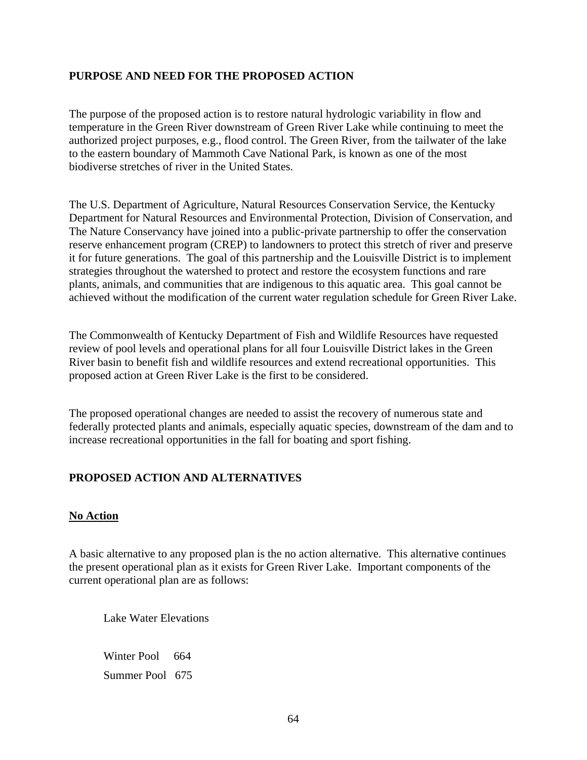## PURPOSE AND NEED FOR THE PROPOSED ACTION

The purpose of the proposed action is to restore natural hydrologic variability in flow and temperature in the Green River downstream of Green River Lake while continuing to meet the authorized project purposes, e.g., flood control. The Green River, from the tailwater of the lake to the eastern boundary of Mammoth Cave National Park, is known as one of the most biodiverse stretches of river in the United States.

The U.S. Department of Agriculture, Natural Resources Conservation Service, the Kentucky Department for Natural Resources and Environmental Protection, Division of Conservation, and The Nature Conservancy have joined into a public-private partnership to offer the conservation reserve enhancement program (CREP) to landowners to protect this stretch of river and preserve it for future generations. The goal of this partnership and the Louisville District is to implement strategies throughout the watershed to protect and restore the ecosystem functions and rare plants, animals, and communities that are indigenous to this aquatic area. This goal cannot be achieved without the modification of the current water regulation schedule for Green River Lake.

The Commonwealth of Kentucky Department of Fish and Wildlife Resources have requested review of pool levels and operational plans for all four Louisville District lakes in the Green River basin to benefit fish and wildlife resources and extend recreational opportunities. This proposed action at Green River Lake is the first to be considered.

The proposed operational changes are needed to assist the recovery of numerous state and federally protected plants and animals, especially aquatic species, downstream of the dam and to increase recreational opportunities in the fall for boating and sport fishing.

## PROPOSED ACTION AND ALTERNATIVES

### No Action

A basic alternative to any proposed plan is the no action alternative. This alternative continues the present operational plan as it exists for Green River Lake. Important components of the current operational plan are as follows:

Lake Water Elevations

Winter Pool 664
Summer Pool 675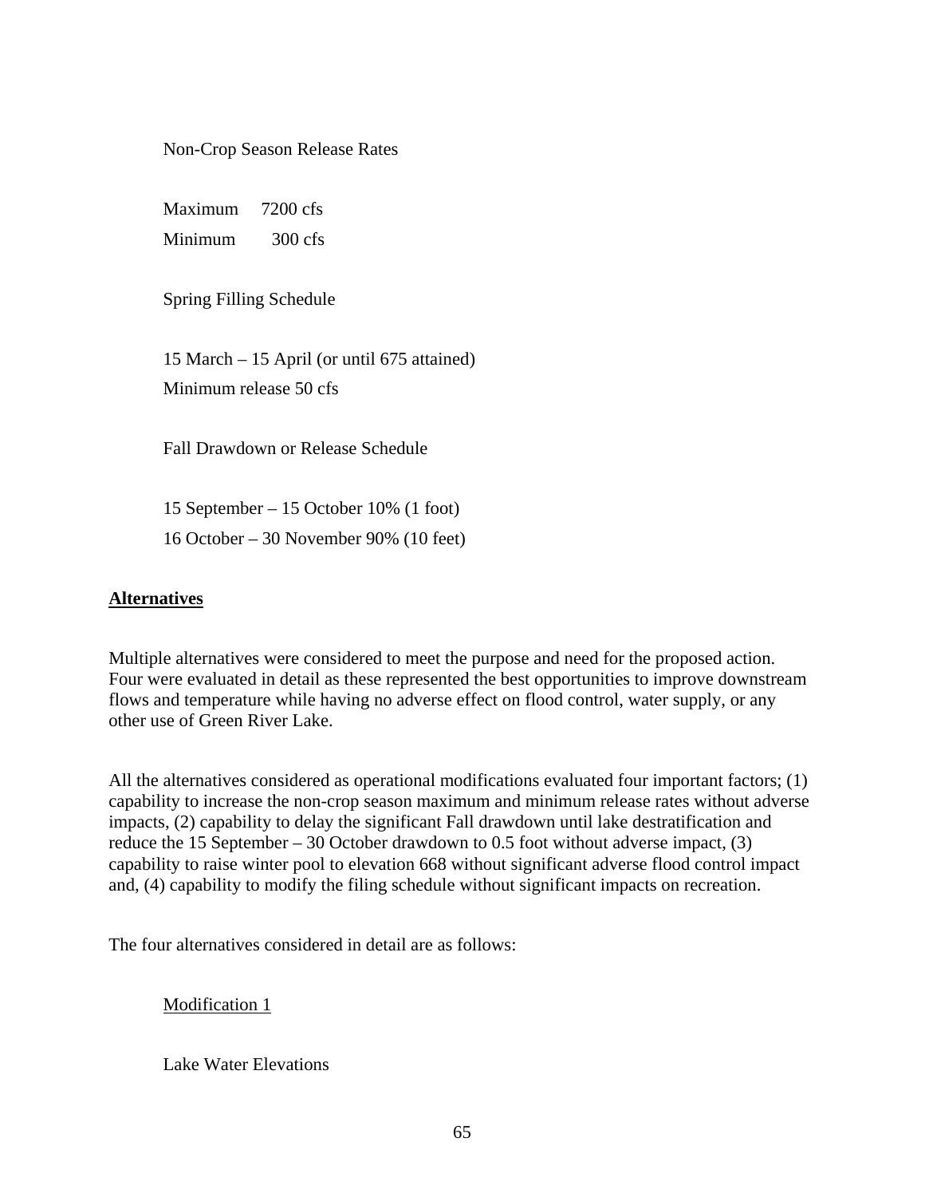Non-Crop Season Release Rates

Maximum 7200 cfs
Minimum 300 cfs

Spring Filling Schedule

15 March – 15 April (or until 675 attained)
Minimum release 50 cfs

Fall Drawdown or Release Schedule

15 September – 15 October 10% (1 foot)
16 October – 30 November 90% (10 feet)

## Alternatives

Multiple alternatives were considered to meet the purpose and need for the proposed action. Four were evaluated in detail as these represented the best opportunities to improve downstream flows and temperature while having no adverse effect on flood control, water supply, or any other use of Green River Lake.

All the alternatives considered as operational modifications evaluated four important factors; (1) capability to increase the non-crop season maximum and minimum release rates without adverse impacts, (2) capability to delay the significant Fall drawdown until lake destratification and reduce the 15 September – 30 October drawdown to 0.5 foot without adverse impact, (3) capability to raise winter pool to elevation 668 without significant adverse flood control impact and, (4) capability to modify the filing schedule without significant impacts on recreation.

The four alternatives considered in detail are as follows:

Modification 1

Lake Water Elevations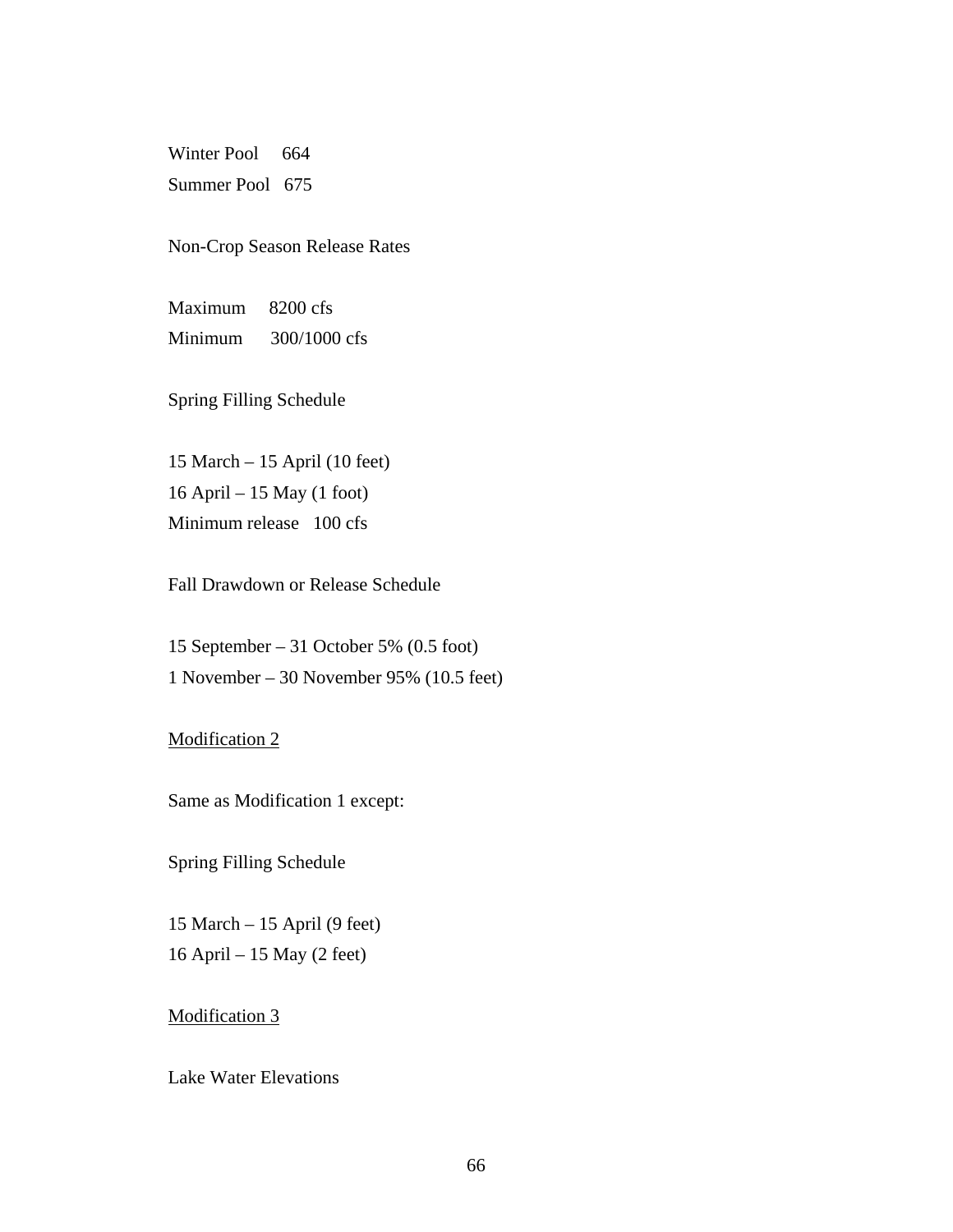Winter Pool 664
Summer Pool 675

Non-Crop Season Release Rates

Maximum 8200 cfs
Minimum 300/1000 cfs

Spring Filling Schedule

15 March – 15 April (10 feet)
16 April – 15 May (1 foot)
Minimum release 100 cfs

Fall Drawdown or Release Schedule

15 September – 31 October 5% (0.5 foot)
1 November – 30 November 95% (10.5 feet)

<u>Modification 2</u>

Same as Modification 1 except:

Spring Filling Schedule

15 March – 15 April (9 feet)
16 April – 15 May (2 feet)

<u>Modification 3</u>

Lake Water Elevations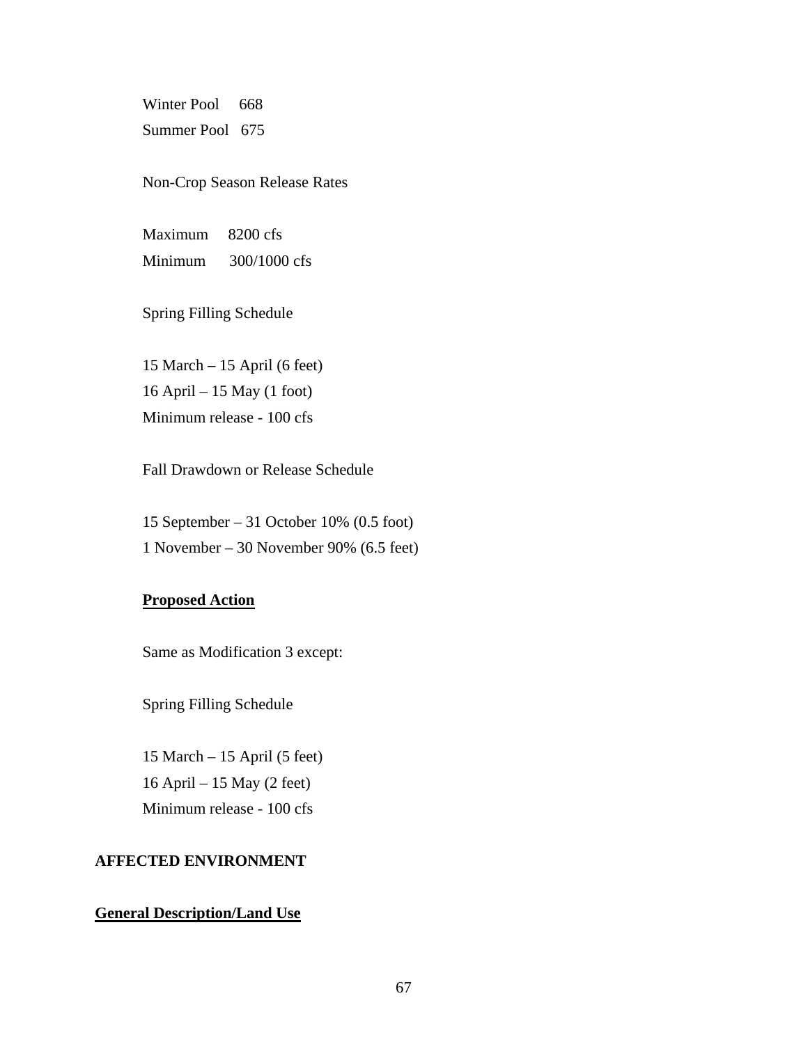Winter Pool 668

Summer Pool 675

Non-Crop Season Release Rates

Maximum 8200 cfs

Minimum 300/1000 cfs

Spring Filling Schedule

15 March – 15 April (6 feet)

16 April – 15 May (1 foot)

Minimum release - 100 cfs

Fall Drawdown or Release Schedule

15 September – 31 October 10% (0.5 foot)

1 November – 30 November 90% (6.5 feet)

**Proposed Action**

Same as Modification 3 except:

Spring Filling Schedule

15 March – 15 April (5 feet)

16 April – 15 May (2 feet)

Minimum release - 100 cfs

## AFFECTED ENVIRONMENT

### General Description/Land Use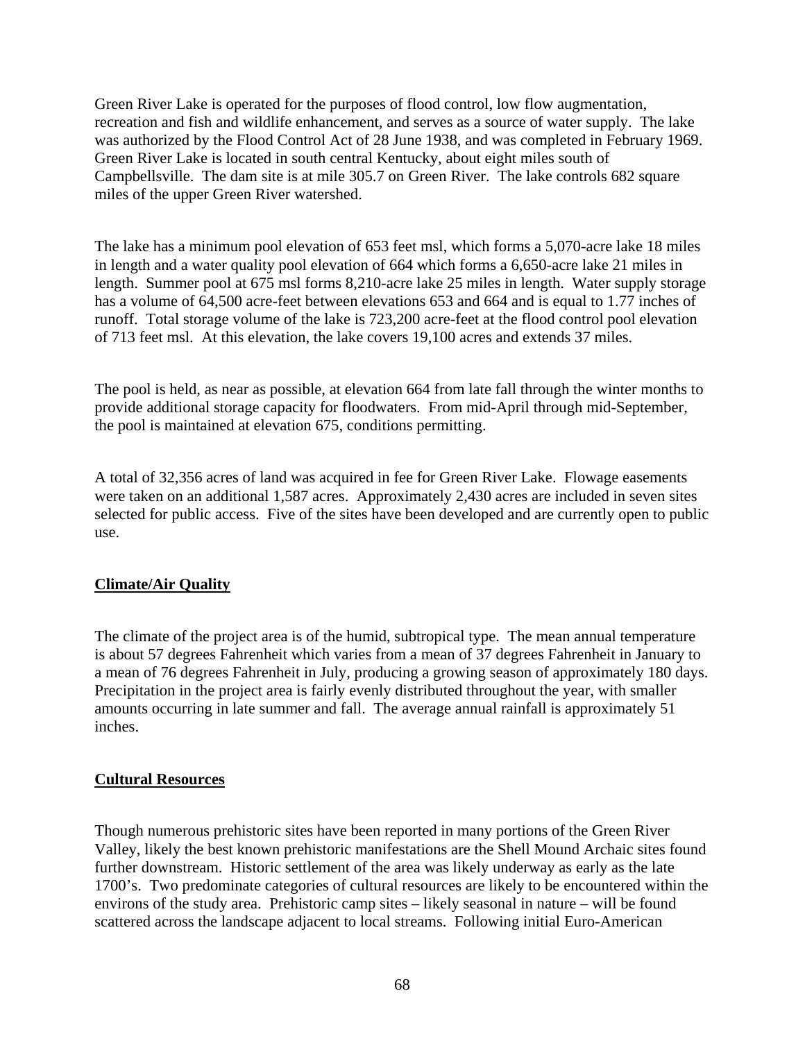Green River Lake is operated for the purposes of flood control, low flow augmentation, recreation and fish and wildlife enhancement, and serves as a source of water supply. The lake was authorized by the Flood Control Act of 28 June 1938, and was completed in February 1969. Green River Lake is located in south central Kentucky, about eight miles south of Campbellsville. The dam site is at mile 305.7 on Green River. The lake controls 682 square miles of the upper Green River watershed.

The lake has a minimum pool elevation of 653 feet msl, which forms a 5,070-acre lake 18 miles in length and a water quality pool elevation of 664 which forms a 6,650-acre lake 21 miles in length. Summer pool at 675 msl forms 8,210-acre lake 25 miles in length. Water supply storage has a volume of 64,500 acre-feet between elevations 653 and 664 and is equal to 1.77 inches of runoff. Total storage volume of the lake is 723,200 acre-feet at the flood control pool elevation of 713 feet msl. At this elevation, the lake covers 19,100 acres and extends 37 miles.

The pool is held, as near as possible, at elevation 664 from late fall through the winter months to provide additional storage capacity for floodwaters. From mid-April through mid-September, the pool is maintained at elevation 675, conditions permitting.

A total of 32,356 acres of land was acquired in fee for Green River Lake. Flowage easements were taken on an additional 1,587 acres. Approximately 2,430 acres are included in seven sites selected for public access. Five of the sites have been developed and are currently open to public use.

**Climate/Air Quality**

The climate of the project area is of the humid, subtropical type. The mean annual temperature is about 57 degrees Fahrenheit which varies from a mean of 37 degrees Fahrenheit in January to a mean of 76 degrees Fahrenheit in July, producing a growing season of approximately 180 days. Precipitation in the project area is fairly evenly distributed throughout the year, with smaller amounts occurring in late summer and fall. The average annual rainfall is approximately 51 inches.

**Cultural Resources**

Though numerous prehistoric sites have been reported in many portions of the Green River Valley, likely the best known prehistoric manifestations are the Shell Mound Archaic sites found further downstream. Historic settlement of the area was likely underway as early as the late 1700's. Two predominate categories of cultural resources are likely to be encountered within the environs of the study area. Prehistoric camp sites – likely seasonal in nature – will be found scattered across the landscape adjacent to local streams. Following initial Euro-American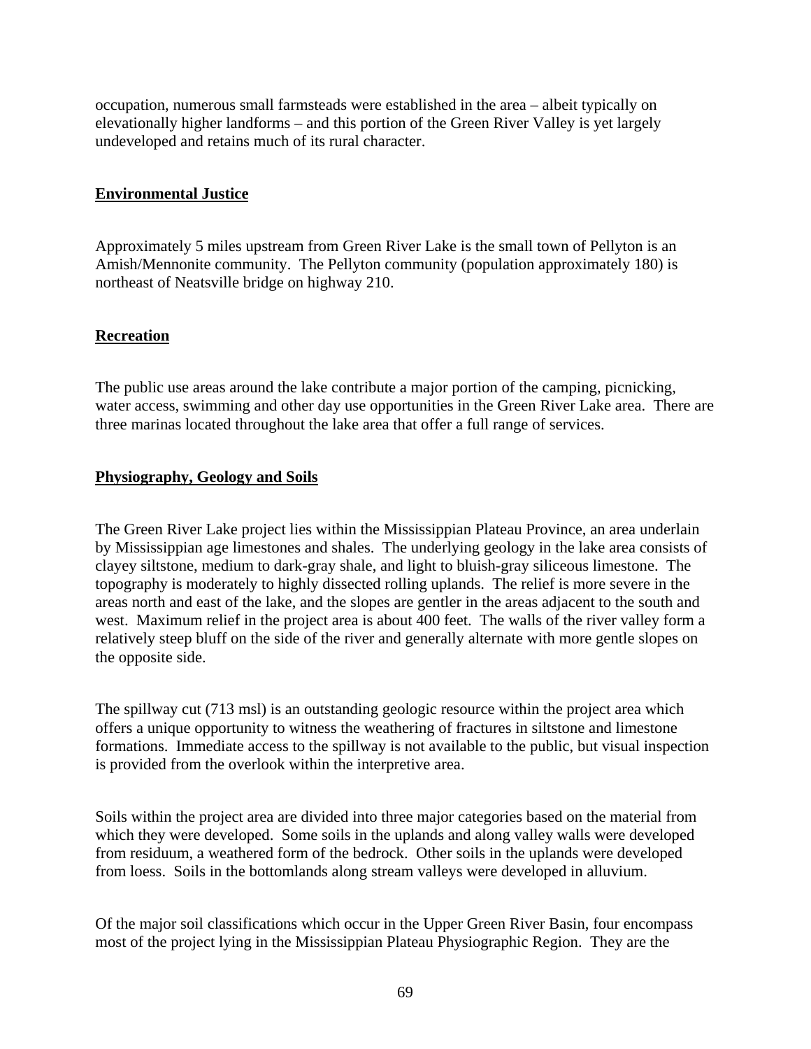occupation, numerous small farmsteads were established in the area – albeit typically on elevationally higher landforms – and this portion of the Green River Valley is yet largely undeveloped and retains much of its rural character.

## Environmental Justice

Approximately 5 miles upstream from Green River Lake is the small town of Pellyton is an Amish/Mennonite community. The Pellyton community (population approximately 180) is northeast of Neatsville bridge on highway 210.

## Recreation

The public use areas around the lake contribute a major portion of the camping, picnicking, water access, swimming and other day use opportunities in the Green River Lake area. There are three marinas located throughout the lake area that offer a full range of services.

## Physiography, Geology and Soils

The Green River Lake project lies within the Mississippian Plateau Province, an area underlain by Mississippian age limestones and shales. The underlying geology in the lake area consists of clayey siltstone, medium to dark-gray shale, and light to bluish-gray siliceous limestone. The topography is moderately to highly dissected rolling uplands. The relief is more severe in the areas north and east of the lake, and the slopes are gentler in the areas adjacent to the south and west. Maximum relief in the project area is about 400 feet. The walls of the river valley form a relatively steep bluff on the side of the river and generally alternate with more gentle slopes on the opposite side.

The spillway cut (713 msl) is an outstanding geologic resource within the project area which offers a unique opportunity to witness the weathering of fractures in siltstone and limestone formations. Immediate access to the spillway is not available to the public, but visual inspection is provided from the overlook within the interpretive area.

Soils within the project area are divided into three major categories based on the material from which they were developed. Some soils in the uplands and along valley walls were developed from residuum, a weathered form of the bedrock. Other soils in the uplands were developed from loess. Soils in the bottomlands along stream valleys were developed in alluvium.

Of the major soil classifications which occur in the Upper Green River Basin, four encompass most of the project lying in the Mississippian Plateau Physiographic Region. They are the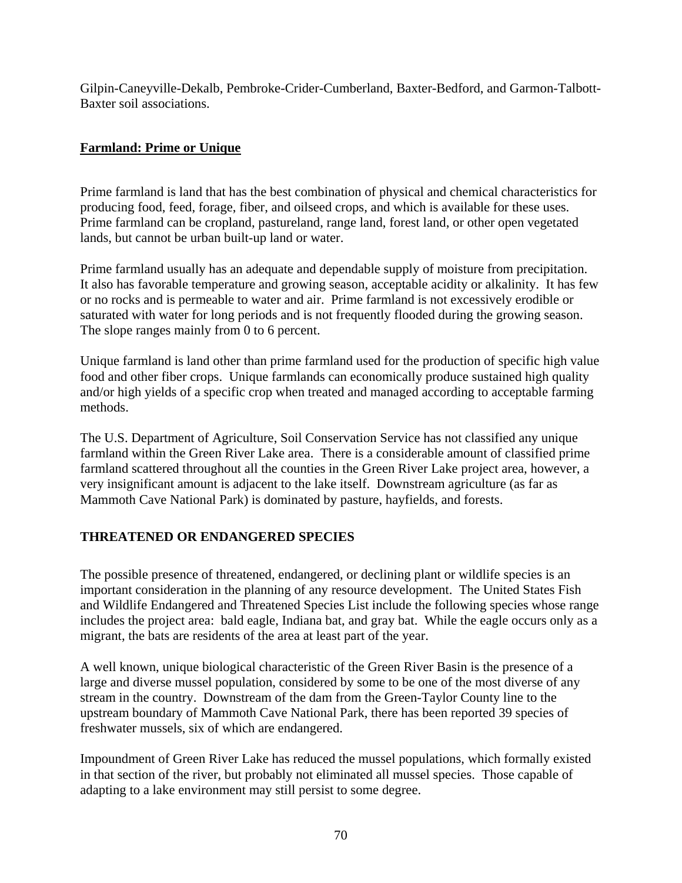Gilpin-Caneyville-Dekalb, Pembroke-Crider-Cumberland, Baxter-Bedford, and Garmon-Talbott-Baxter soil associations.

## Farmland: Prime or Unique

Prime farmland is land that has the best combination of physical and chemical characteristics for producing food, feed, forage, fiber, and oilseed crops, and which is available for these uses. Prime farmland can be cropland, pastureland, range land, forest land, or other open vegetated lands, but cannot be urban built-up land or water.

Prime farmland usually has an adequate and dependable supply of moisture from precipitation. It also has favorable temperature and growing season, acceptable acidity or alkalinity. It has few or no rocks and is permeable to water and air. Prime farmland is not excessively erodible or saturated with water for long periods and is not frequently flooded during the growing season. The slope ranges mainly from 0 to 6 percent.

Unique farmland is land other than prime farmland used for the production of specific high value food and other fiber crops. Unique farmlands can economically produce sustained high quality and/or high yields of a specific crop when treated and managed according to acceptable farming methods.

The U.S. Department of Agriculture, Soil Conservation Service has not classified any unique farmland within the Green River Lake area. There is a considerable amount of classified prime farmland scattered throughout all the counties in the Green River Lake project area, however, a very insignificant amount is adjacent to the lake itself. Downstream agriculture (as far as Mammoth Cave National Park) is dominated by pasture, hayfields, and forests.

## THREATENED OR ENDANGERED SPECIES

The possible presence of threatened, endangered, or declining plant or wildlife species is an important consideration in the planning of any resource development. The United States Fish and Wildlife Endangered and Threatened Species List include the following species whose range includes the project area: bald eagle, Indiana bat, and gray bat. While the eagle occurs only as a migrant, the bats are residents of the area at least part of the year.

A well known, unique biological characteristic of the Green River Basin is the presence of a large and diverse mussel population, considered by some to be one of the most diverse of any stream in the country. Downstream of the dam from the Green-Taylor County line to the upstream boundary of Mammoth Cave National Park, there has been reported 39 species of freshwater mussels, six of which are endangered.

Impoundment of Green River Lake has reduced the mussel populations, which formally existed in that section of the river, but probably not eliminated all mussel species. Those capable of adapting to a lake environment may still persist to some degree.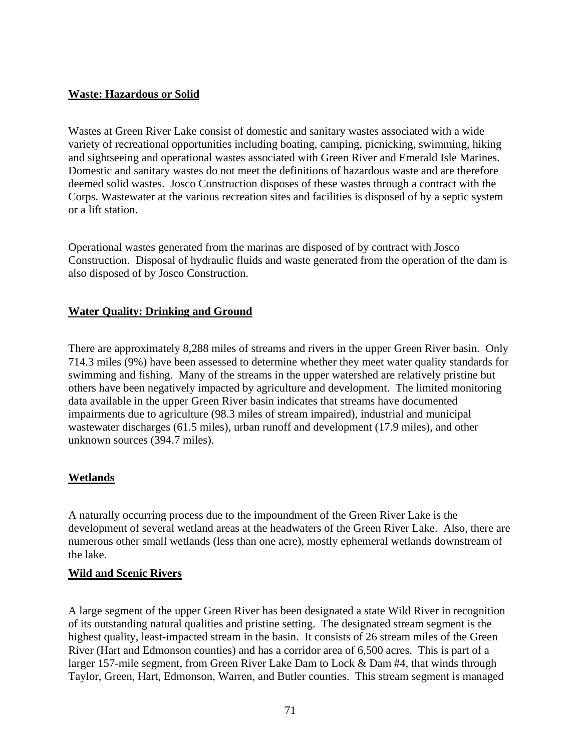## Waste: Hazardous or Solid

Wastes at Green River Lake consist of domestic and sanitary wastes associated with a wide variety of recreational opportunities including boating, camping, picnicking, swimming, hiking and sightseeing and operational wastes associated with Green River and Emerald Isle Marines. Domestic and sanitary wastes do not meet the definitions of hazardous waste and are therefore deemed solid wastes. Josco Construction disposes of these wastes through a contract with the Corps. Wastewater at the various recreation sites and facilities is disposed of by a septic system or a lift station.

Operational wastes generated from the marinas are disposed of by contract with Josco Construction. Disposal of hydraulic fluids and waste generated from the operation of the dam is also disposed of by Josco Construction.

## Water Quality: Drinking and Ground

There are approximately 8,288 miles of streams and rivers in the upper Green River basin. Only 714.3 miles (9%) have been assessed to determine whether they meet water quality standards for swimming and fishing. Many of the streams in the upper watershed are relatively pristine but others have been negatively impacted by agriculture and development. The limited monitoring data available in the upper Green River basin indicates that streams have documented impairments due to agriculture (98.3 miles of stream impaired), industrial and municipal wastewater discharges (61.5 miles), urban runoff and development (17.9 miles), and other unknown sources (394.7 miles).

## Wetlands

A naturally occurring process due to the impoundment of the Green River Lake is the development of several wetland areas at the headwaters of the Green River Lake. Also, there are numerous other small wetlands (less than one acre), mostly ephemeral wetlands downstream of the lake.

## Wild and Scenic Rivers

A large segment of the upper Green River has been designated a state Wild River in recognition of its outstanding natural qualities and pristine setting. The designated stream segment is the highest quality, least-impacted stream in the basin. It consists of 26 stream miles of the Green River (Hart and Edmonson counties) and has a corridor area of 6,500 acres. This is part of a larger 157-mile segment, from Green River Lake Dam to Lock & Dam #4, that winds through Taylor, Green, Hart, Edmonson, Warren, and Butler counties. This stream segment is managed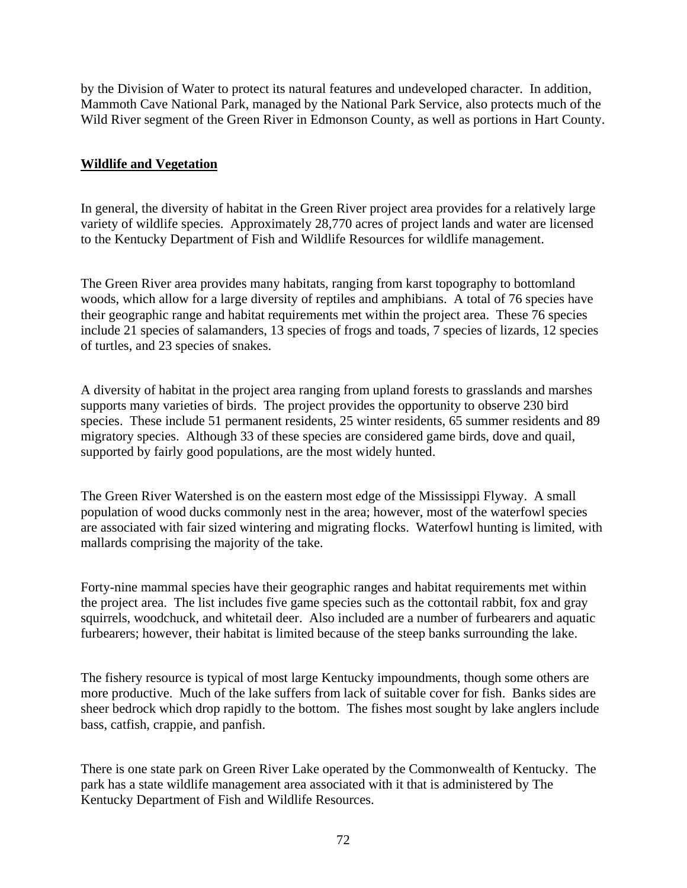by the Division of Water to protect its natural features and undeveloped character. In addition, Mammoth Cave National Park, managed by the National Park Service, also protects much of the Wild River segment of the Green River in Edmonson County, as well as portions in Hart County.

## Wildlife and Vegetation

In general, the diversity of habitat in the Green River project area provides for a relatively large variety of wildlife species. Approximately 28,770 acres of project lands and water are licensed to the Kentucky Department of Fish and Wildlife Resources for wildlife management.

The Green River area provides many habitats, ranging from karst topography to bottomland woods, which allow for a large diversity of reptiles and amphibians. A total of 76 species have their geographic range and habitat requirements met within the project area. These 76 species include 21 species of salamanders, 13 species of frogs and toads, 7 species of lizards, 12 species of turtles, and 23 species of snakes.

A diversity of habitat in the project area ranging from upland forests to grasslands and marshes supports many varieties of birds. The project provides the opportunity to observe 230 bird species. These include 51 permanent residents, 25 winter residents, 65 summer residents and 89 migratory species. Although 33 of these species are considered game birds, dove and quail, supported by fairly good populations, are the most widely hunted.

The Green River Watershed is on the eastern most edge of the Mississippi Flyway. A small population of wood ducks commonly nest in the area; however, most of the waterfowl species are associated with fair sized wintering and migrating flocks. Waterfowl hunting is limited, with mallards comprising the majority of the take.

Forty-nine mammal species have their geographic ranges and habitat requirements met within the project area. The list includes five game species such as the cottontail rabbit, fox and gray squirrels, woodchuck, and whitetail deer. Also included are a number of furbearers and aquatic furbearers; however, their habitat is limited because of the steep banks surrounding the lake.

The fishery resource is typical of most large Kentucky impoundments, though some others are more productive. Much of the lake suffers from lack of suitable cover for fish. Banks sides are sheer bedrock which drop rapidly to the bottom. The fishes most sought by lake anglers include bass, catfish, crappie, and panfish.

There is one state park on Green River Lake operated by the Commonwealth of Kentucky. The park has a state wildlife management area associated with it that is administered by The Kentucky Department of Fish and Wildlife Resources.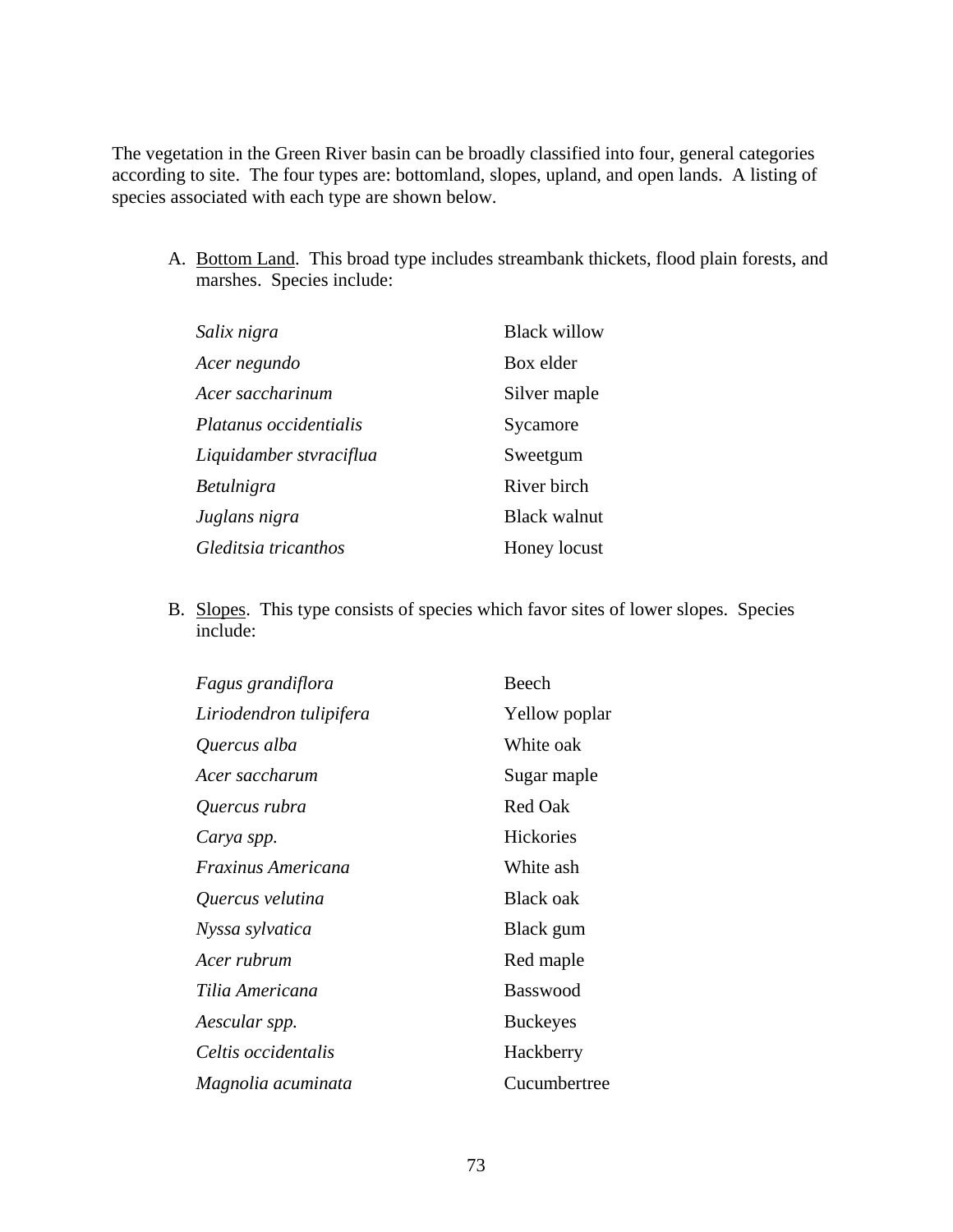The vegetation in the Green River basin can be broadly classified into four, general categories according to site. The four types are: bottomland, slopes, upland, and open lands. A listing of species associated with each type are shown below.

A. Bottom Land. This broad type includes streambank thickets, flood plain forests, and marshes. Species include:

| | |
|---|---|
| *Salix nigra* | Black willow |
| *Acer negundo* | Box elder |
| *Acer saccharinum* | Silver maple |
| *Platanus occidentialis* | Sycamore |
| *Liquidamber stvraciflua* | Sweetgum |
| *Betulnigra* | River birch |
| *Juglans nigra* | Black walnut |
| *Gleditsia tricanthos* | Honey locust |

B. Slopes. This type consists of species which favor sites of lower slopes. Species include:

| | |
|---|---|
| *Fagus grandiflora* | Beech |
| *Liriodendron tulipifera* | Yellow poplar |
| *Quercus alba* | White oak |
| *Acer saccharum* | Sugar maple |
| *Quercus rubra* | Red Oak |
| *Carya spp.* | Hickories |
| *Fraxinus Americana* | White ash |
| *Quercus velutina* | Black oak |
| *Nyssa sylvatica* | Black gum |
| *Acer rubrum* | Red maple |
| *Tilia Americana* | Basswood |
| *Aescular spp.* | Buckeyes |
| *Celtis occidentalis* | Hackberry |
| *Magnolia acuminata* | Cucumbertree |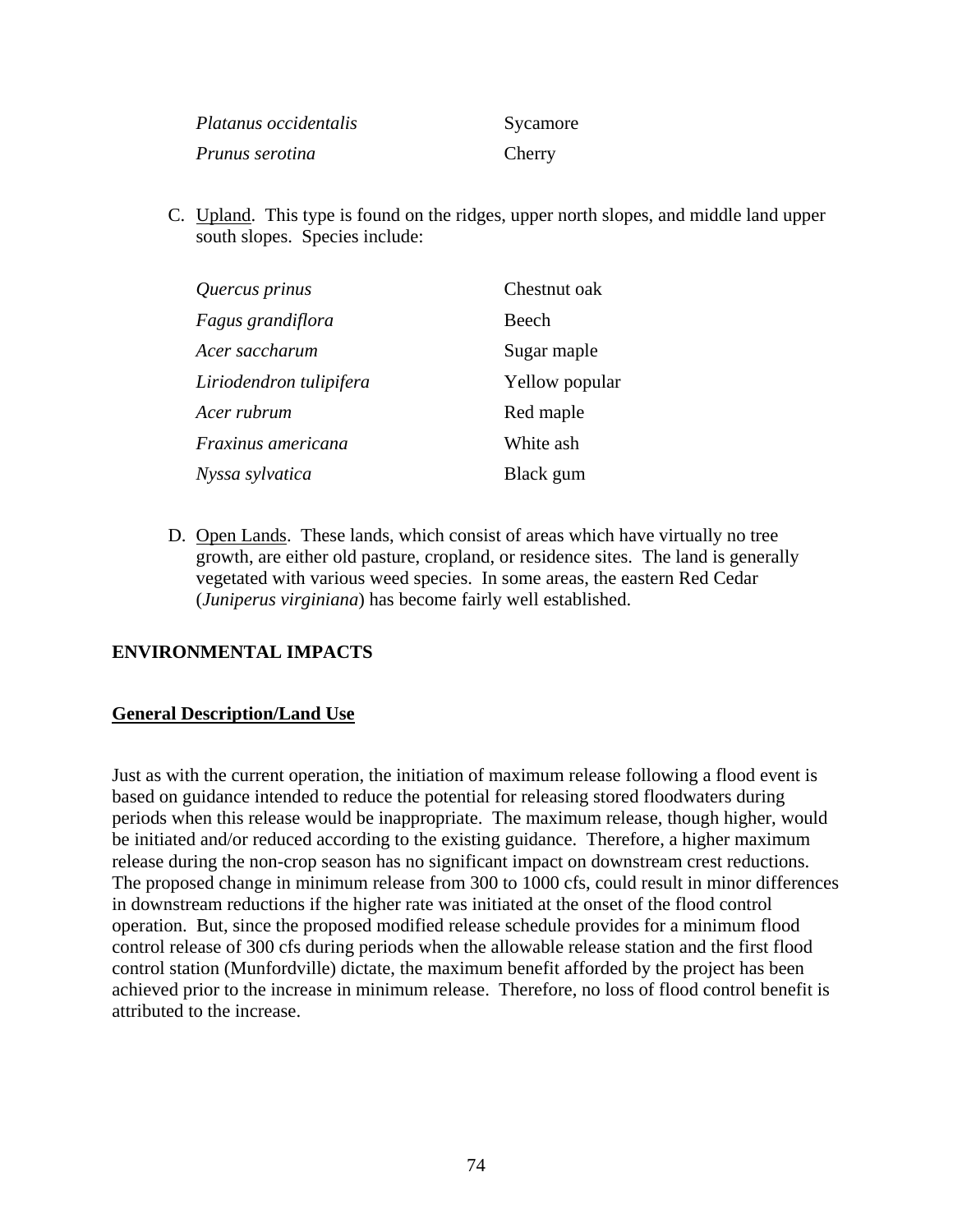| | |
|---|---|
| *Platanus occidentalis* | Sycamore |
| *Prunus serotina* | Cherry |

C. Upland. This type is found on the ridges, upper north slopes, and middle land upper south slopes. Species include:

| | |
|---|---|
| *Quercus prinus* | Chestnut oak |
| *Fagus grandiflora* | Beech |
| *Acer saccharum* | Sugar maple |
| *Liriodendron tulipifera* | Yellow popular |
| *Acer rubrum* | Red maple |
| *Fraxinus americana* | White ash |
| *Nyssa sylvatica* | Black gum |

D. Open Lands. These lands, which consist of areas which have virtually no tree growth, are either old pasture, cropland, or residence sites. The land is generally vegetated with various weed species. In some areas, the eastern Red Cedar (*Juniperus virginiana*) has become fairly well established.

## ENVIRONMENTAL IMPACTS

### General Description/Land Use

Just as with the current operation, the initiation of maximum release following a flood event is based on guidance intended to reduce the potential for releasing stored floodwaters during periods when this release would be inappropriate. The maximum release, though higher, would be initiated and/or reduced according to the existing guidance. Therefore, a higher maximum release during the non-crop season has no significant impact on downstream crest reductions. The proposed change in minimum release from 300 to 1000 cfs, could result in minor differences in downstream reductions if the higher rate was initiated at the onset of the flood control operation. But, since the proposed modified release schedule provides for a minimum flood control release of 300 cfs during periods when the allowable release station and the first flood control station (Munfordville) dictate, the maximum benefit afforded by the project has been achieved prior to the increase in minimum release. Therefore, no loss of flood control benefit is attributed to the increase.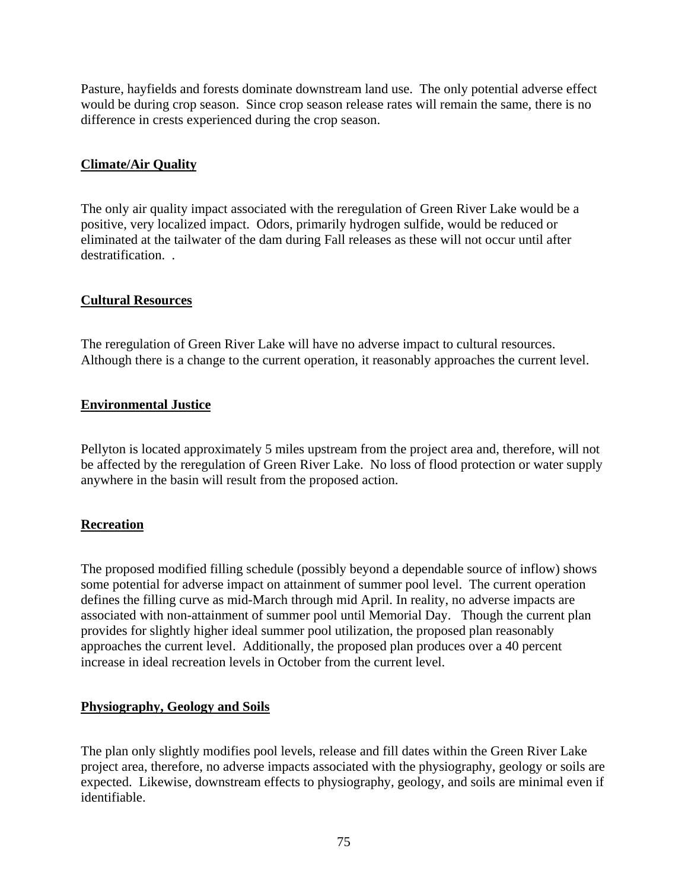Pasture, hayfields and forests dominate downstream land use. The only potential adverse effect would be during crop season. Since crop season release rates will remain the same, there is no difference in crests experienced during the crop season.

**Climate/Air Quality**

The only air quality impact associated with the reregulation of Green River Lake would be a positive, very localized impact. Odors, primarily hydrogen sulfide, would be reduced or eliminated at the tailwater of the dam during Fall releases as these will not occur until after destratification. .

**Cultural Resources**

The reregulation of Green River Lake will have no adverse impact to cultural resources. Although there is a change to the current operation, it reasonably approaches the current level.

**Environmental Justice**

Pellyton is located approximately 5 miles upstream from the project area and, therefore, will not be affected by the reregulation of Green River Lake. No loss of flood protection or water supply anywhere in the basin will result from the proposed action.

**Recreation**

The proposed modified filling schedule (possibly beyond a dependable source of inflow) shows some potential for adverse impact on attainment of summer pool level. The current operation defines the filling curve as mid-March through mid April. In reality, no adverse impacts are associated with non-attainment of summer pool until Memorial Day. Though the current plan provides for slightly higher ideal summer pool utilization, the proposed plan reasonably approaches the current level. Additionally, the proposed plan produces over a 40 percent increase in ideal recreation levels in October from the current level.

**Physiography, Geology and Soils**

The plan only slightly modifies pool levels, release and fill dates within the Green River Lake project area, therefore, no adverse impacts associated with the physiography, geology or soils are expected. Likewise, downstream effects to physiography, geology, and soils are minimal even if identifiable.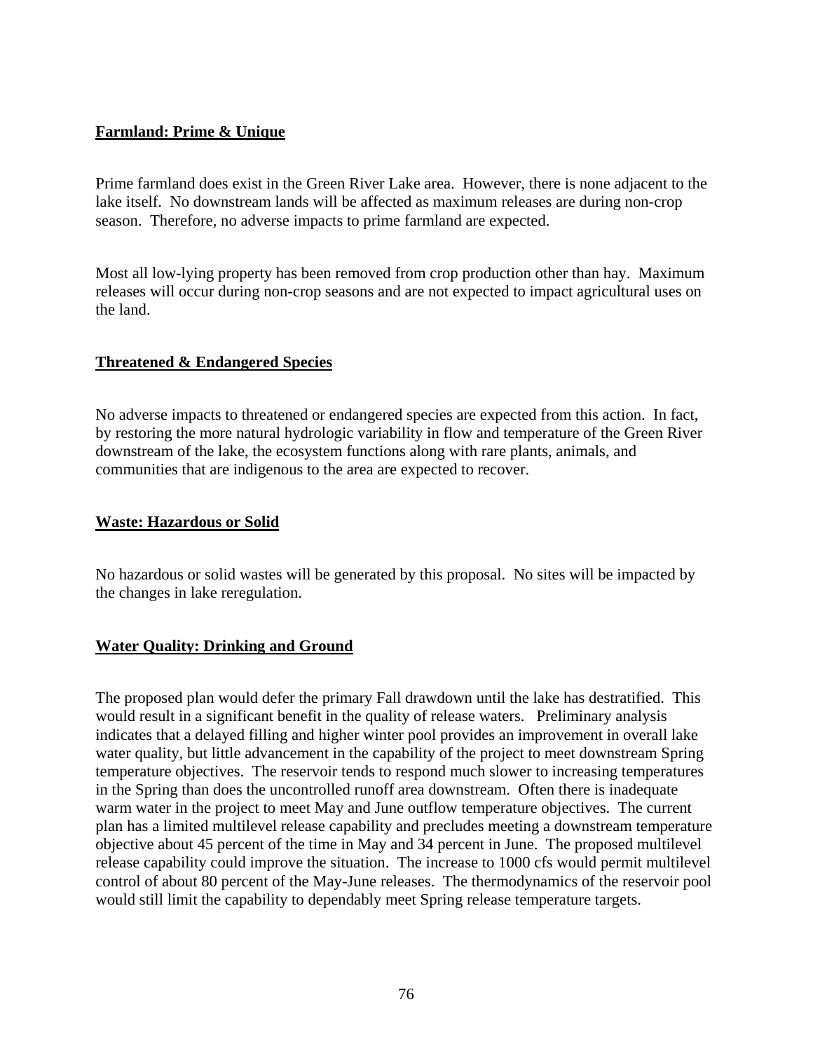**Farmland: Prime & Unique**

Prime farmland does exist in the Green River Lake area. However, there is none adjacent to the lake itself. No downstream lands will be affected as maximum releases are during non-crop season. Therefore, no adverse impacts to prime farmland are expected.

Most all low-lying property has been removed from crop production other than hay. Maximum releases will occur during non-crop seasons and are not expected to impact agricultural uses on the land.

**Threatened & Endangered Species**

No adverse impacts to threatened or endangered species are expected from this action. In fact, by restoring the more natural hydrologic variability in flow and temperature of the Green River downstream of the lake, the ecosystem functions along with rare plants, animals, and communities that are indigenous to the area are expected to recover.

**Waste: Hazardous or Solid**

No hazardous or solid wastes will be generated by this proposal. No sites will be impacted by the changes in lake reregulation.

**Water Quality: Drinking and Ground**

The proposed plan would defer the primary Fall drawdown until the lake has destratified. This would result in a significant benefit in the quality of release waters. Preliminary analysis indicates that a delayed filling and higher winter pool provides an improvement in overall lake water quality, but little advancement in the capability of the project to meet downstream Spring temperature objectives. The reservoir tends to respond much slower to increasing temperatures in the Spring than does the uncontrolled runoff area downstream. Often there is inadequate warm water in the project to meet May and June outflow temperature objectives. The current plan has a limited multilevel release capability and precludes meeting a downstream temperature objective about 45 percent of the time in May and 34 percent in June. The proposed multilevel release capability could improve the situation. The increase to 1000 cfs would permit multilevel control of about 80 percent of the May-June releases. The thermodynamics of the reservoir pool would still limit the capability to dependably meet Spring release temperature targets.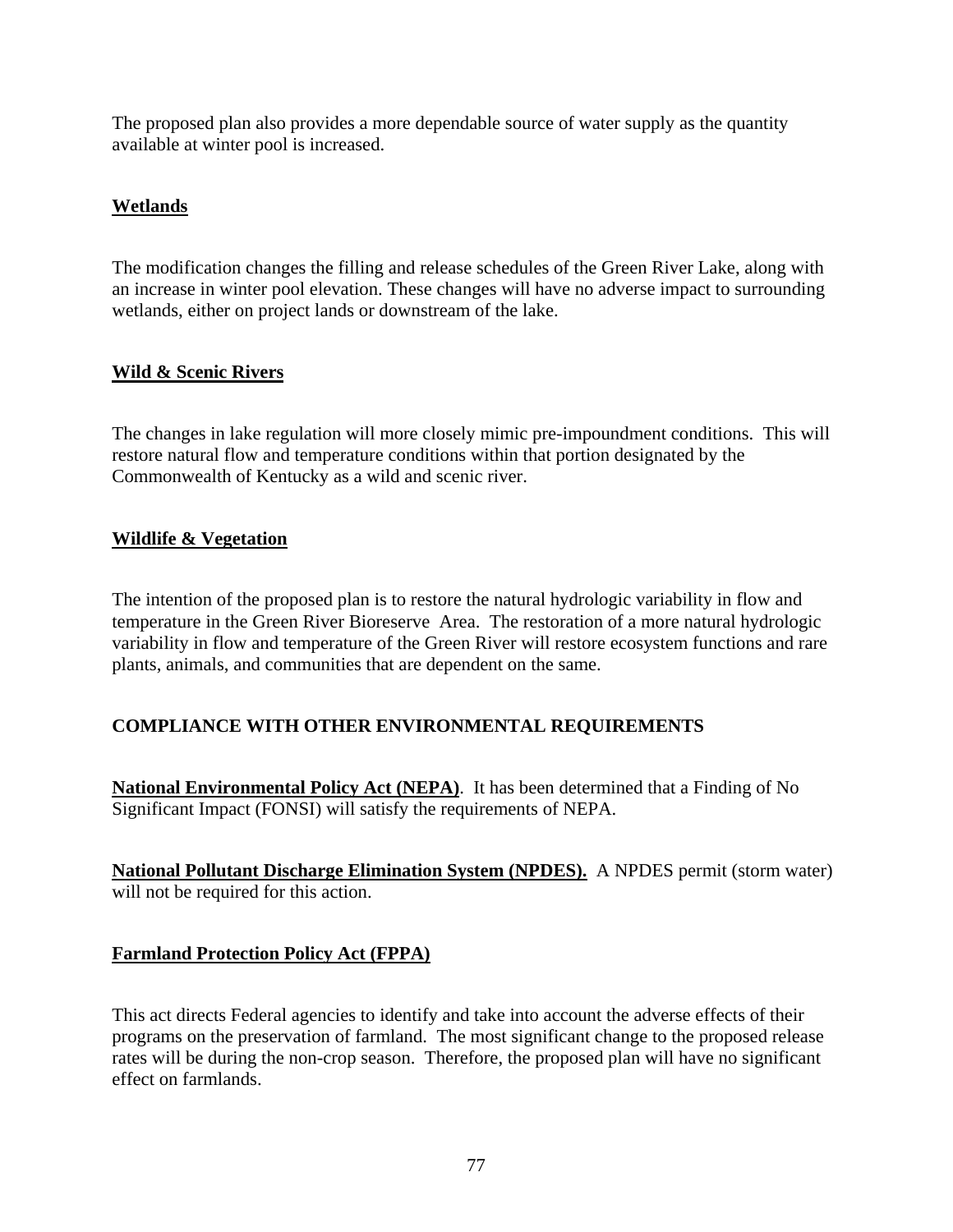The proposed plan also provides a more dependable source of water supply as the quantity available at winter pool is increased.

**Wetlands**

The modification changes the filling and release schedules of the Green River Lake, along with an increase in winter pool elevation. These changes will have no adverse impact to surrounding wetlands, either on project lands or downstream of the lake.

**Wild & Scenic Rivers**

The changes in lake regulation will more closely mimic pre-impoundment conditions. This will restore natural flow and temperature conditions within that portion designated by the Commonwealth of Kentucky as a wild and scenic river.

**Wildlife & Vegetation**

The intention of the proposed plan is to restore the natural hydrologic variability in flow and temperature in the Green River Bioreserve Area. The restoration of a more natural hydrologic variability in flow and temperature of the Green River will restore ecosystem functions and rare plants, animals, and communities that are dependent on the same.

## COMPLIANCE WITH OTHER ENVIRONMENTAL REQUIREMENTS

**National Environmental Policy Act (NEPA)**. It has been determined that a Finding of No Significant Impact (FONSI) will satisfy the requirements of NEPA.

**National Pollutant Discharge Elimination System (NPDES).** A NPDES permit (storm water) will not be required for this action.

**Farmland Protection Policy Act (FPPA)**

This act directs Federal agencies to identify and take into account the adverse effects of their programs on the preservation of farmland. The most significant change to the proposed release rates will be during the non-crop season. Therefore, the proposed plan will have no significant effect on farmlands.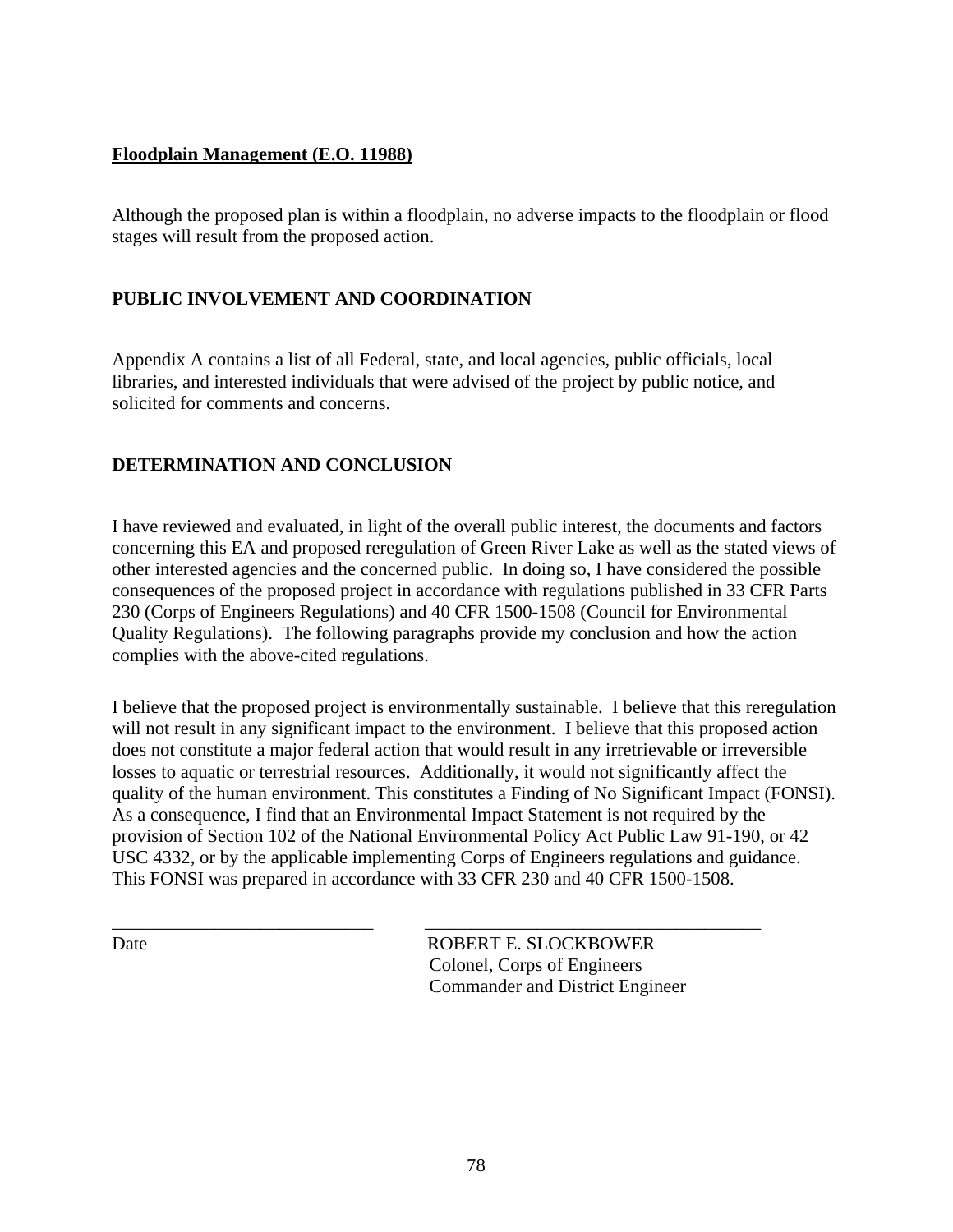**Floodplain Management (E.O. 11988)**

Although the proposed plan is within a floodplain, no adverse impacts to the floodplain or flood stages will result from the proposed action.

## PUBLIC INVOLVEMENT AND COORDINATION

Appendix A contains a list of all Federal, state, and local agencies, public officials, local libraries, and interested individuals that were advised of the project by public notice, and solicited for comments and concerns.

## DETERMINATION AND CONCLUSION

I have reviewed and evaluated, in light of the overall public interest, the documents and factors concerning this EA and proposed reregulation of Green River Lake as well as the stated views of other interested agencies and the concerned public. In doing so, I have considered the possible consequences of the proposed project in accordance with regulations published in 33 CFR Parts 230 (Corps of Engineers Regulations) and 40 CFR 1500-1508 (Council for Environmental Quality Regulations). The following paragraphs provide my conclusion and how the action complies with the above-cited regulations.

I believe that the proposed project is environmentally sustainable. I believe that this reregulation will not result in any significant impact to the environment. I believe that this proposed action does not constitute a major federal action that would result in any irretrievable or irreversible losses to aquatic or terrestrial resources. Additionally, it would not significantly affect the quality of the human environment. This constitutes a Finding of No Significant Impact (FONSI). As a consequence, I find that an Environmental Impact Statement is not required by the provision of Section 102 of the National Environmental Policy Act Public Law 91-190, or 42 USC 4332, or by the applicable implementing Corps of Engineers regulations and guidance. This FONSI was prepared in accordance with 33 CFR 230 and 40 CFR 1500-1508.

\_\_\_\_\_\_\_\_\_\_\_\_\_\_\_\_\_\_\_\_\_\_\_\_\_\_\_\_ \_\_\_\_\_\_\_\_\_\_\_\_\_\_\_\_\_\_\_\_\_\_\_\_\_\_\_\_\_\_\_\_\_\_\_\_

Date

ROBERT E. SLOCKBOWER
Colonel, Corps of Engineers
Commander and District Engineer